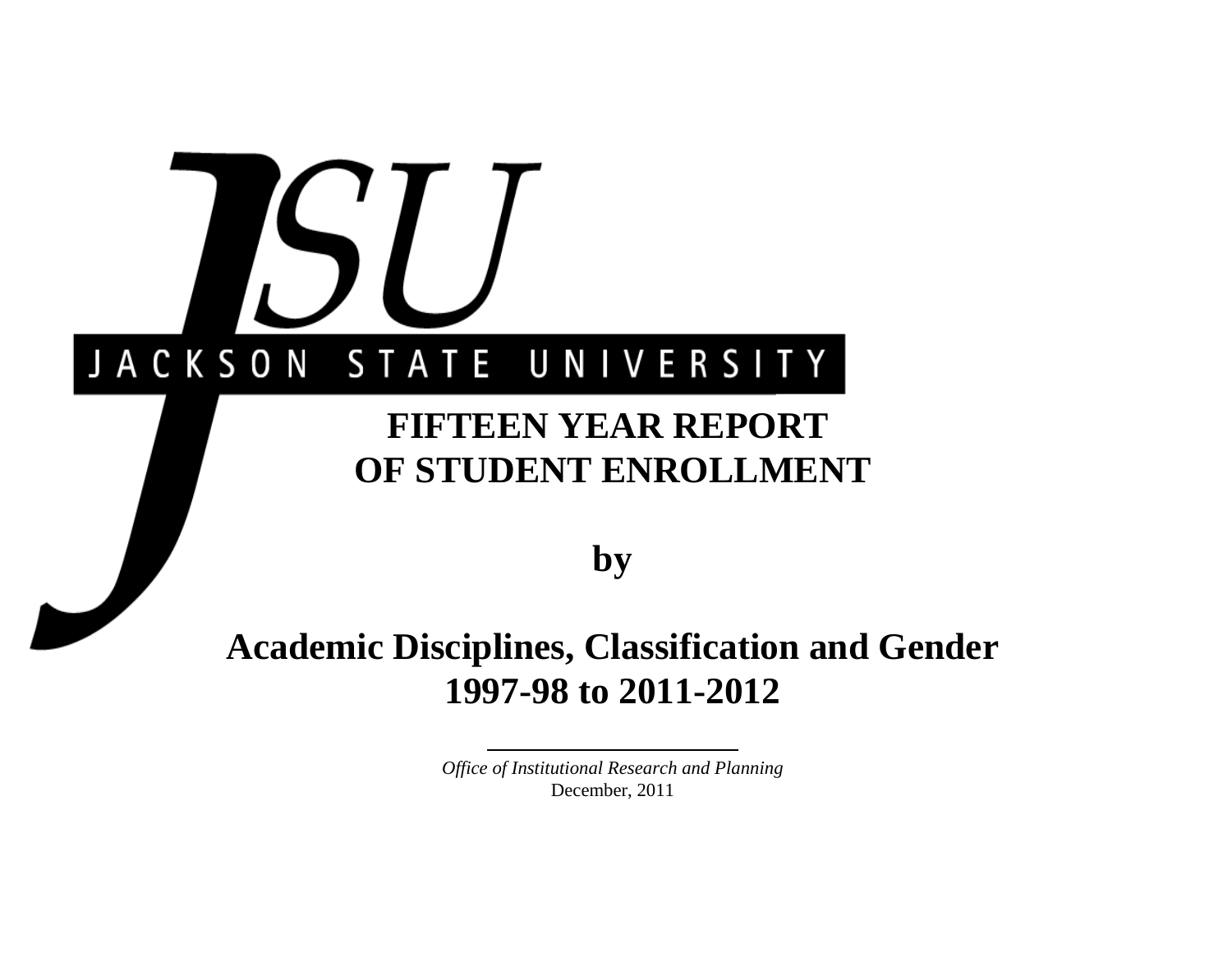JSU

JACKSON STATE UNIVERSITY

# FIFTEEN YEAR REPORT OF STUDENT ENROLLMENT

## by

## Academic Disciplines, Classification and Gender 1997-98 to 2011-2012

*Office of Institutional Research and Planning*

December, 2011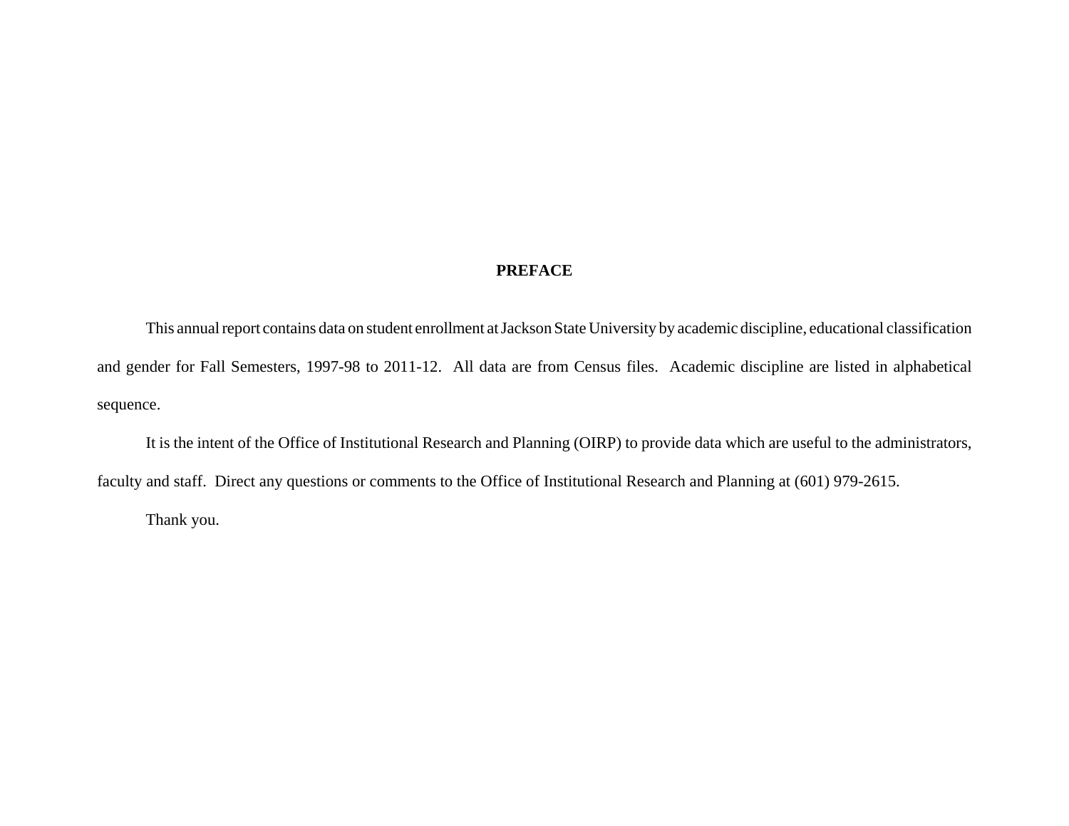# PREFACE

This annual report contains data on student enrollment at Jackson State University by academic discipline, educational classification and gender for Fall Semesters, 1997-98 to 2011-12. All data are from Census files. Academic discipline are listed in alphabetical sequence.

It is the intent of the Office of Institutional Research and Planning (OIRP) to provide data which are useful to the administrators, faculty and staff. Direct any questions or comments to the Office of Institutional Research and Planning at (601) 979-2615.

Thank you.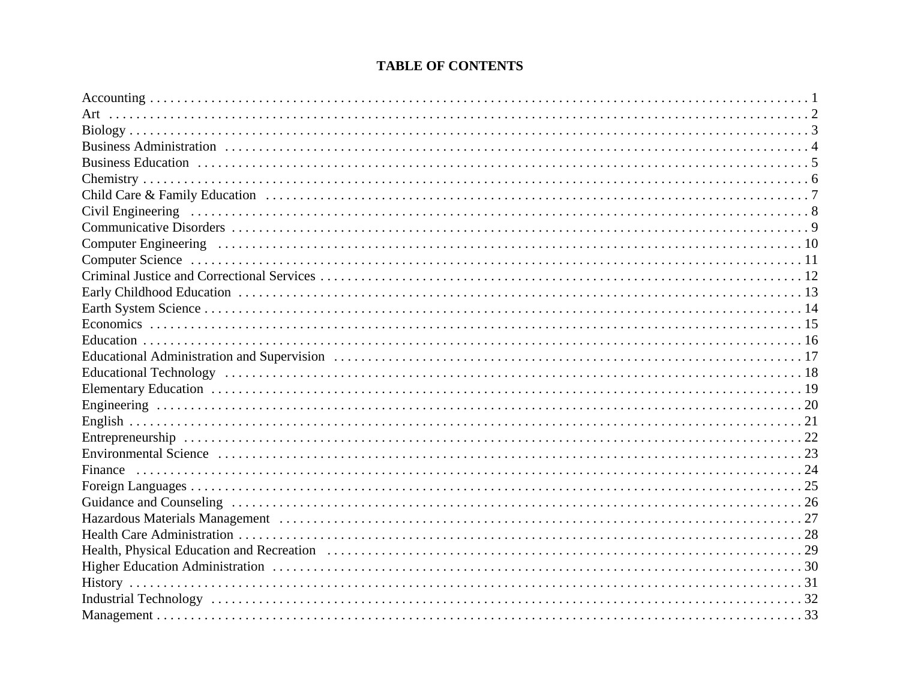# TABLE OF CONTENTS

| Program | Page |
|---|---|
| Accounting | 1 |
| Art | 2 |
| Biology | 3 |
| Business Administration | 4 |
| Business Education | 5 |
| Chemistry | 6 |
| Child Care & Family Education | 7 |
| Civil Engineering | 8 |
| Communicative Disorders | 9 |
| Computer Engineering | 10 |
| Computer Science | 11 |
| Criminal Justice and Correctional Services | 12 |
| Early Childhood Education | 13 |
| Earth System Science | 14 |
| Economics | 15 |
| Education | 16 |
| Educational Administration and Supervision | 17 |
| Educational Technology | 18 |
| Elementary Education | 19 |
| Engineering | 20 |
| English | 21 |
| Entrepreneurship | 22 |
| Environmental Science | 23 |
| Finance | 24 |
| Foreign Languages | 25 |
| Guidance and Counseling | 26 |
| Hazardous Materials Management | 27 |
| Health Care Administration | 28 |
| Health, Physical Education and Recreation | 29 |
| Higher Education Administration | 30 |
| History | 31 |
| Industrial Technology | 32 |
| Management | 33 |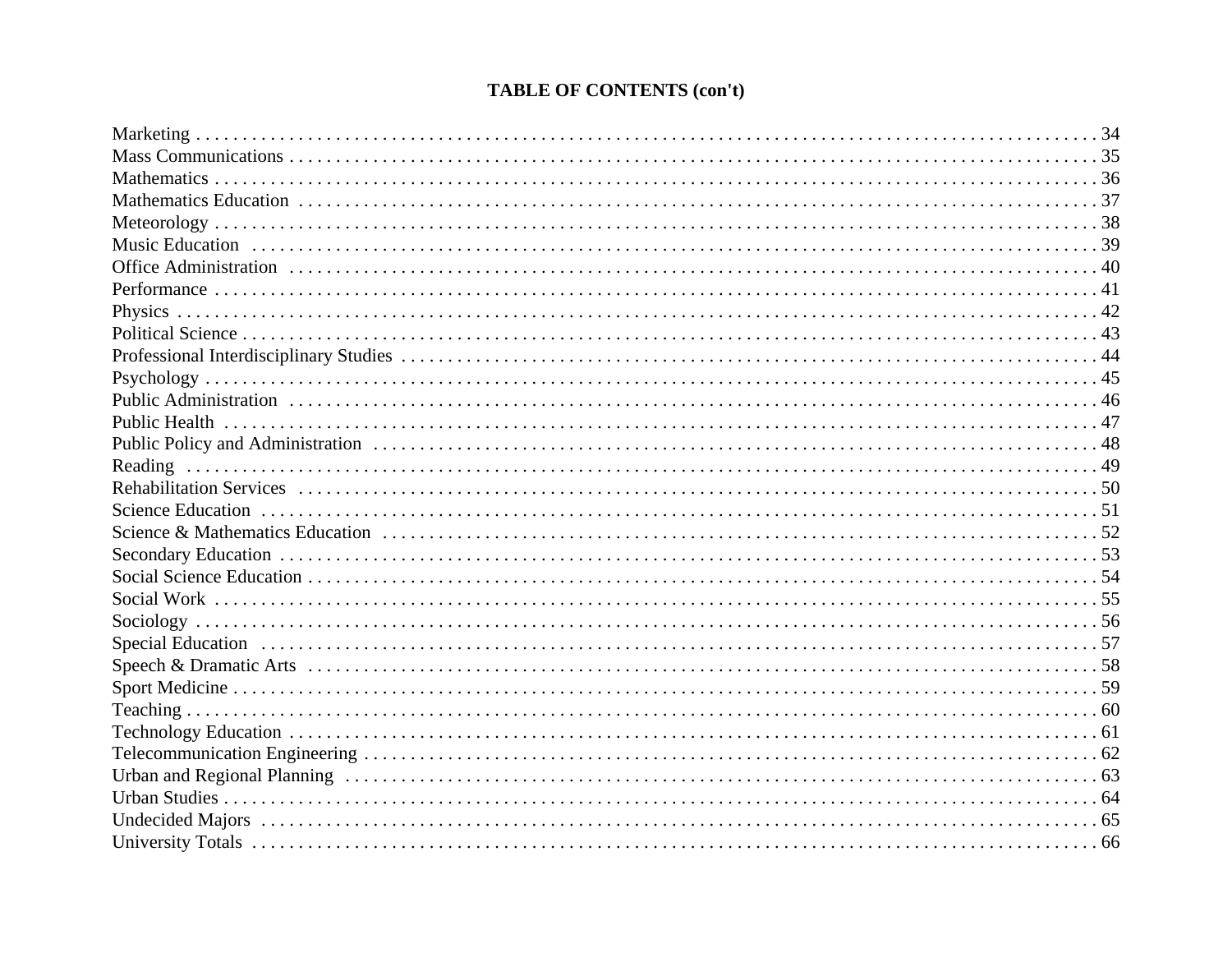## TABLE OF CONTENTS (con't)

| | |
|---|---|
| Marketing | 34 |
| Mass Communications | 35 |
| Mathematics | 36 |
| Mathematics Education | 37 |
| Meteorology | 38 |
| Music Education | 39 |
| Office Administration | 40 |
| Performance | 41 |
| Physics | 42 |
| Political Science | 43 |
| Professional Interdisciplinary Studies | 44 |
| Psychology | 45 |
| Public Administration | 46 |
| Public Health | 47 |
| Public Policy and Administration | 48 |
| Reading | 49 |
| Rehabilitation Services | 50 |
| Science Education | 51 |
| Science & Mathematics Education | 52 |
| Secondary Education | 53 |
| Social Science Education | 54 |
| Social Work | 55 |
| Sociology | 56 |
| Special Education | 57 |
| Speech & Dramatic Arts | 58 |
| Sport Medicine | 59 |
| Teaching | 60 |
| Technology Education | 61 |
| Telecommunication Engineering | 62 |
| Urban and Regional Planning | 63 |
| Urban Studies | 64 |
| Undecided Majors | 65 |
| University Totals | 66 |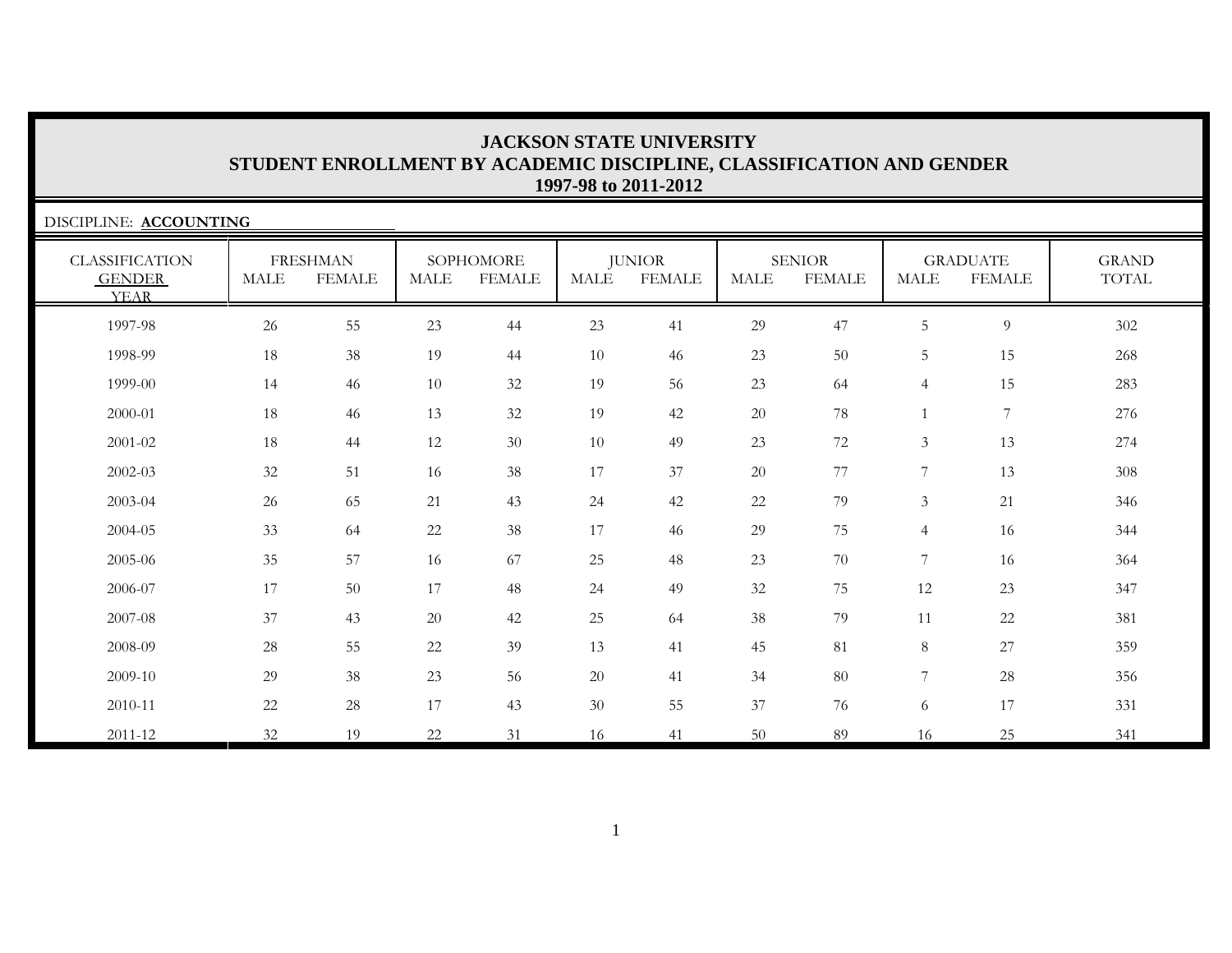# JACKSON STATE UNIVERSITY
## STUDENT ENROLLMENT BY ACADEMIC DISCIPLINE, CLASSIFICATION AND GENDER
### 1997-98 to 2011-2012

DISCIPLINE: **ACCOUNTING**

| CLASSIFICATION | FRESHMAN | | SOPHOMORE | | JUNIOR | | SENIOR | | GRADUATE | | GRAND |
|---|---|---|---|---|---|---|---|---|---|---|---|
| GENDER / YEAR | MALE | FEMALE | MALE | FEMALE | MALE | FEMALE | MALE | FEMALE | MALE | FEMALE | TOTAL |
| 1997-98 | 26 | 55 | 23 | 44 | 23 | 41 | 29 | 47 | 5 | 9 | 302 |
| 1998-99 | 18 | 38 | 19 | 44 | 10 | 46 | 23 | 50 | 5 | 15 | 268 |
| 1999-00 | 14 | 46 | 10 | 32 | 19 | 56 | 23 | 64 | 4 | 15 | 283 |
| 2000-01 | 18 | 46 | 13 | 32 | 19 | 42 | 20 | 78 | 1 | 7 | 276 |
| 2001-02 | 18 | 44 | 12 | 30 | 10 | 49 | 23 | 72 | 3 | 13 | 274 |
| 2002-03 | 32 | 51 | 16 | 38 | 17 | 37 | 20 | 77 | 7 | 13 | 308 |
| 2003-04 | 26 | 65 | 21 | 43 | 24 | 42 | 22 | 79 | 3 | 21 | 346 |
| 2004-05 | 33 | 64 | 22 | 38 | 17 | 46 | 29 | 75 | 4 | 16 | 344 |
| 2005-06 | 35 | 57 | 16 | 67 | 25 | 48 | 23 | 70 | 7 | 16 | 364 |
| 2006-07 | 17 | 50 | 17 | 48 | 24 | 49 | 32 | 75 | 12 | 23 | 347 |
| 2007-08 | 37 | 43 | 20 | 42 | 25 | 64 | 38 | 79 | 11 | 22 | 381 |
| 2008-09 | 28 | 55 | 22 | 39 | 13 | 41 | 45 | 81 | 8 | 27 | 359 |
| 2009-10 | 29 | 38 | 23 | 56 | 20 | 41 | 34 | 80 | 7 | 28 | 356 |
| 2010-11 | 22 | 28 | 17 | 43 | 30 | 55 | 37 | 76 | 6 | 17 | 331 |
| 2011-12 | 32 | 19 | 22 | 31 | 16 | 41 | 50 | 89 | 16 | 25 | 341 |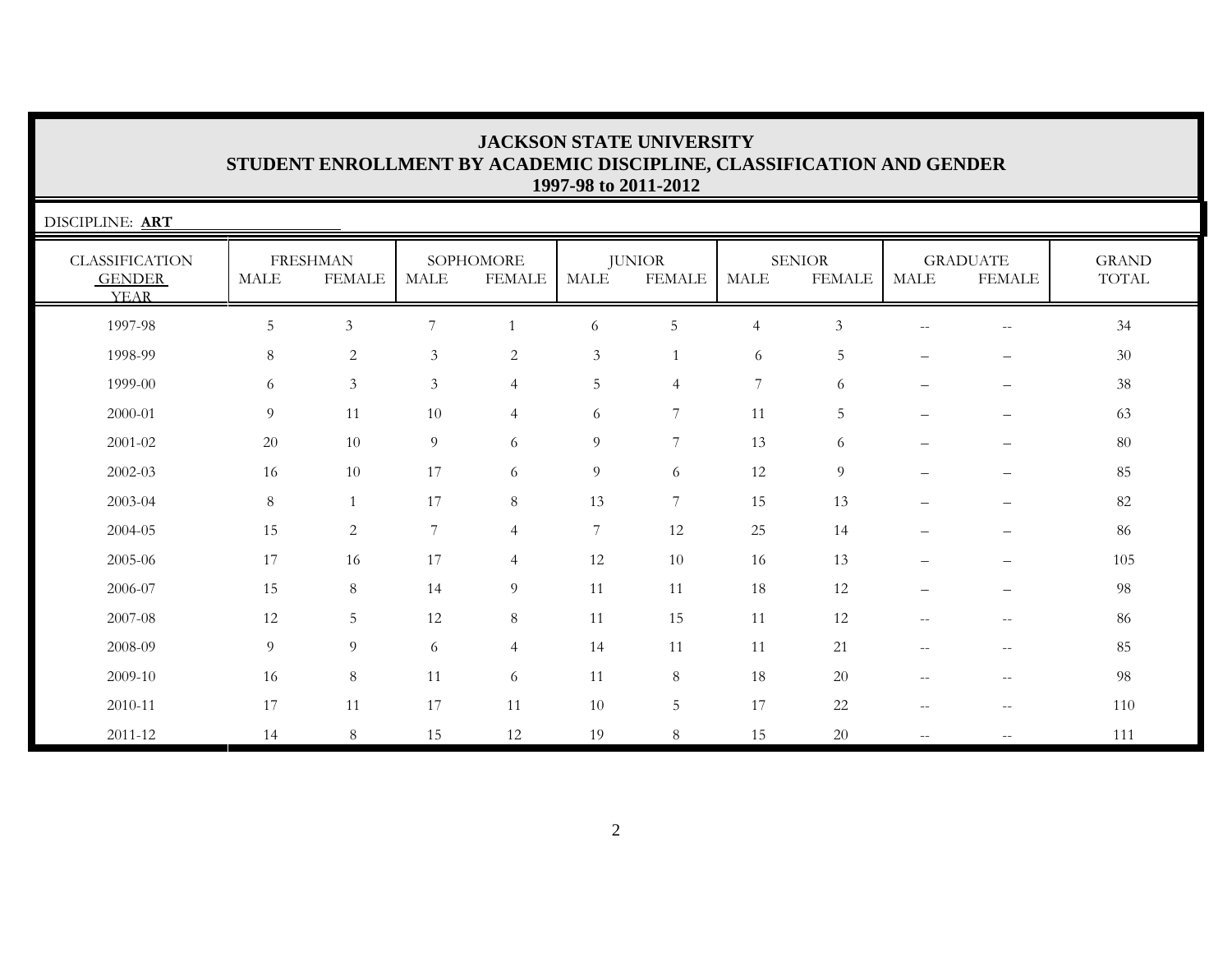# JACKSON STATE UNIVERSITY
## STUDENT ENROLLMENT BY ACADEMIC DISCIPLINE, CLASSIFICATION AND GENDER
### 1997-98 to 2011-2012

DISCIPLINE: **ART**

| CLASSIFICATION GENDER YEAR | FRESHMAN | | SOPHOMORE | | JUNIOR | | SENIOR | | GRADUATE | | GRAND TOTAL |
|---|---|---|---|---|---|---|---|---|---|---|---|
| | MALE | FEMALE | MALE | FEMALE | MALE | FEMALE | MALE | FEMALE | MALE | FEMALE | |
| 1997-98 | 5 | 3 | 7 | 1 | 6 | 5 | 4 | 3 | -- | -- | 34 |
| 1998-99 | 8 | 2 | 3 | 2 | 3 | 1 | 6 | 5 | – | – | 30 |
| 1999-00 | 6 | 3 | 3 | 4 | 5 | 4 | 7 | 6 | – | – | 38 |
| 2000-01 | 9 | 11 | 10 | 4 | 6 | 7 | 11 | 5 | – | – | 63 |
| 2001-02 | 20 | 10 | 9 | 6 | 9 | 7 | 13 | 6 | – | – | 80 |
| 2002-03 | 16 | 10 | 17 | 6 | 9 | 6 | 12 | 9 | – | – | 85 |
| 2003-04 | 8 | 1 | 17 | 8 | 13 | 7 | 15 | 13 | – | – | 82 |
| 2004-05 | 15 | 2 | 7 | 4 | 7 | 12 | 25 | 14 | – | – | 86 |
| 2005-06 | 17 | 16 | 17 | 4 | 12 | 10 | 16 | 13 | – | – | 105 |
| 2006-07 | 15 | 8 | 14 | 9 | 11 | 11 | 18 | 12 | – | – | 98 |
| 2007-08 | 12 | 5 | 12 | 8 | 11 | 15 | 11 | 12 | -- | -- | 86 |
| 2008-09 | 9 | 9 | 6 | 4 | 14 | 11 | 11 | 21 | -- | -- | 85 |
| 2009-10 | 16 | 8 | 11 | 6 | 11 | 8 | 18 | 20 | -- | -- | 98 |
| 2010-11 | 17 | 11 | 17 | 11 | 10 | 5 | 17 | 22 | -- | -- | 110 |
| 2011-12 | 14 | 8 | 15 | 12 | 19 | 8 | 15 | 20 | -- | -- | 111 |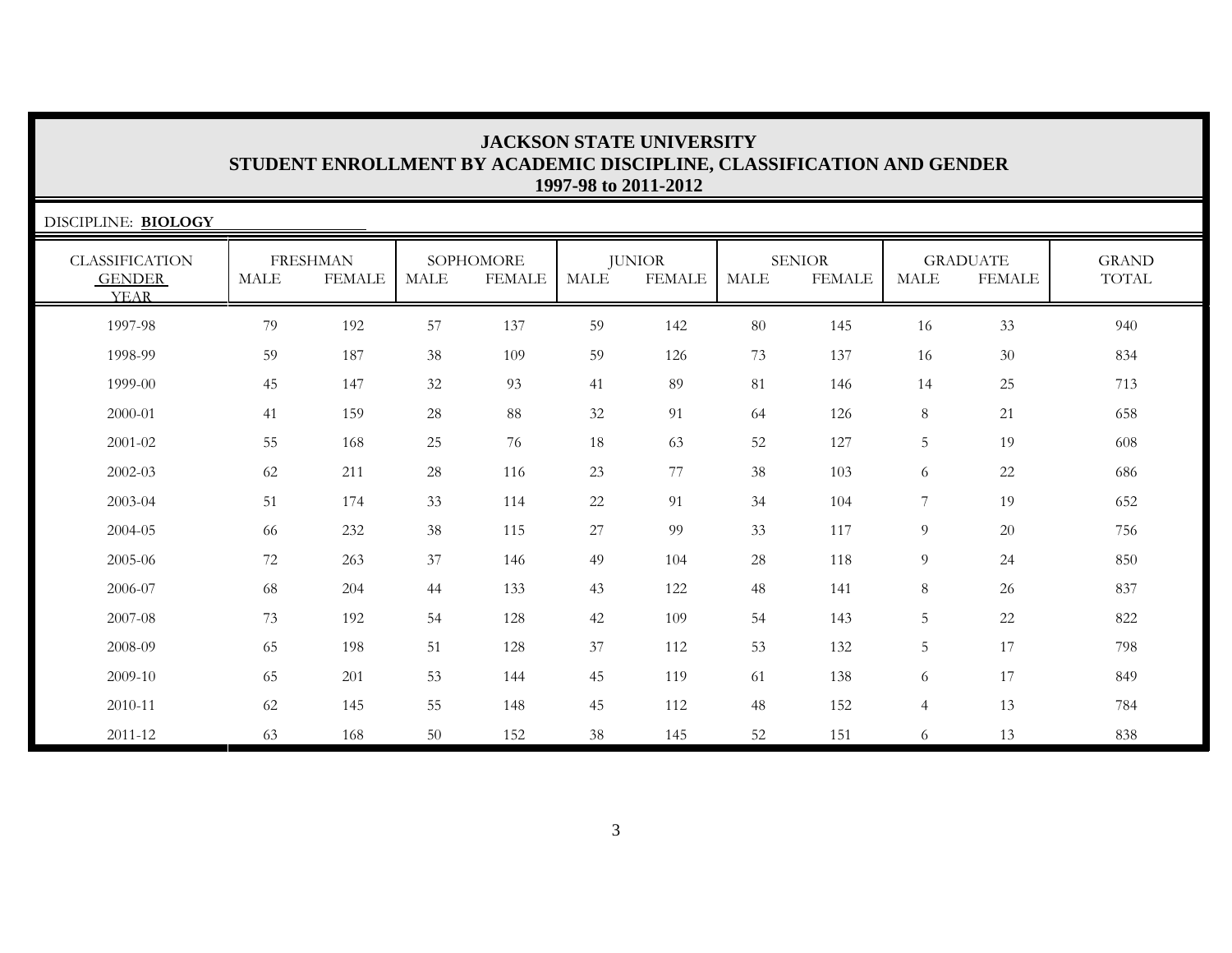# JACKSON STATE UNIVERSITY
## STUDENT ENROLLMENT BY ACADEMIC DISCIPLINE, CLASSIFICATION AND GENDER
### 1997-98 to 2011-2012

DISCIPLINE: **BIOLOGY**

| CLASSIFICATION | FRESHMAN | | SOPHOMORE | | JUNIOR | | SENIOR | | GRADUATE | | GRAND |
|---|---|---|---|---|---|---|---|---|---|---|---|
| GENDER / YEAR | MALE | FEMALE | MALE | FEMALE | MALE | FEMALE | MALE | FEMALE | MALE | FEMALE | TOTAL |
| 1997-98 | 79 | 192 | 57 | 137 | 59 | 142 | 80 | 145 | 16 | 33 | 940 |
| 1998-99 | 59 | 187 | 38 | 109 | 59 | 126 | 73 | 137 | 16 | 30 | 834 |
| 1999-00 | 45 | 147 | 32 | 93 | 41 | 89 | 81 | 146 | 14 | 25 | 713 |
| 2000-01 | 41 | 159 | 28 | 88 | 32 | 91 | 64 | 126 | 8 | 21 | 658 |
| 2001-02 | 55 | 168 | 25 | 76 | 18 | 63 | 52 | 127 | 5 | 19 | 608 |
| 2002-03 | 62 | 211 | 28 | 116 | 23 | 77 | 38 | 103 | 6 | 22 | 686 |
| 2003-04 | 51 | 174 | 33 | 114 | 22 | 91 | 34 | 104 | 7 | 19 | 652 |
| 2004-05 | 66 | 232 | 38 | 115 | 27 | 99 | 33 | 117 | 9 | 20 | 756 |
| 2005-06 | 72 | 263 | 37 | 146 | 49 | 104 | 28 | 118 | 9 | 24 | 850 |
| 2006-07 | 68 | 204 | 44 | 133 | 43 | 122 | 48 | 141 | 8 | 26 | 837 |
| 2007-08 | 73 | 192 | 54 | 128 | 42 | 109 | 54 | 143 | 5 | 22 | 822 |
| 2008-09 | 65 | 198 | 51 | 128 | 37 | 112 | 53 | 132 | 5 | 17 | 798 |
| 2009-10 | 65 | 201 | 53 | 144 | 45 | 119 | 61 | 138 | 6 | 17 | 849 |
| 2010-11 | 62 | 145 | 55 | 148 | 45 | 112 | 48 | 152 | 4 | 13 | 784 |
| 2011-12 | 63 | 168 | 50 | 152 | 38 | 145 | 52 | 151 | 6 | 13 | 838 |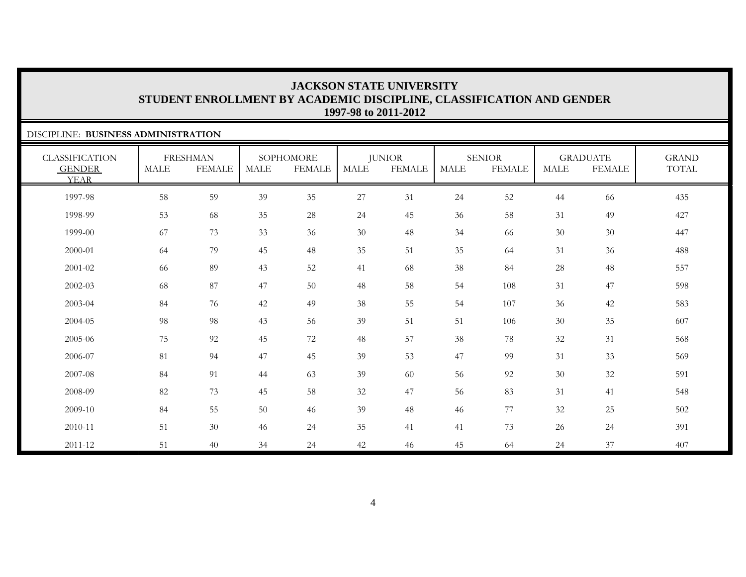**JACKSON STATE UNIVERSITY**
**STUDENT ENROLLMENT BY ACADEMIC DISCIPLINE, CLASSIFICATION AND GENDER**
**1997-98 to 2011-2012**

DISCIPLINE: **BUSINESS ADMINISTRATION**

| CLASSIFICATION | FRESHMAN | | SOPHOMORE | | JUNIOR | | SENIOR | | GRADUATE | | GRAND |
|---|---|---|---|---|---|---|---|---|---|---|---|
| GENDER / YEAR | MALE | FEMALE | MALE | FEMALE | MALE | FEMALE | MALE | FEMALE | MALE | FEMALE | TOTAL |
| 1997-98 | 58 | 59 | 39 | 35 | 27 | 31 | 24 | 52 | 44 | 66 | 435 |
| 1998-99 | 53 | 68 | 35 | 28 | 24 | 45 | 36 | 58 | 31 | 49 | 427 |
| 1999-00 | 67 | 73 | 33 | 36 | 30 | 48 | 34 | 66 | 30 | 30 | 447 |
| 2000-01 | 64 | 79 | 45 | 48 | 35 | 51 | 35 | 64 | 31 | 36 | 488 |
| 2001-02 | 66 | 89 | 43 | 52 | 41 | 68 | 38 | 84 | 28 | 48 | 557 |
| 2002-03 | 68 | 87 | 47 | 50 | 48 | 58 | 54 | 108 | 31 | 47 | 598 |
| 2003-04 | 84 | 76 | 42 | 49 | 38 | 55 | 54 | 107 | 36 | 42 | 583 |
| 2004-05 | 98 | 98 | 43 | 56 | 39 | 51 | 51 | 106 | 30 | 35 | 607 |
| 2005-06 | 75 | 92 | 45 | 72 | 48 | 57 | 38 | 78 | 32 | 31 | 568 |
| 2006-07 | 81 | 94 | 47 | 45 | 39 | 53 | 47 | 99 | 31 | 33 | 569 |
| 2007-08 | 84 | 91 | 44 | 63 | 39 | 60 | 56 | 92 | 30 | 32 | 591 |
| 2008-09 | 82 | 73 | 45 | 58 | 32 | 47 | 56 | 83 | 31 | 41 | 548 |
| 2009-10 | 84 | 55 | 50 | 46 | 39 | 48 | 46 | 77 | 32 | 25 | 502 |
| 2010-11 | 51 | 30 | 46 | 24 | 35 | 41 | 41 | 73 | 26 | 24 | 391 |
| 2011-12 | 51 | 40 | 34 | 24 | 42 | 46 | 45 | 64 | 24 | 37 | 407 |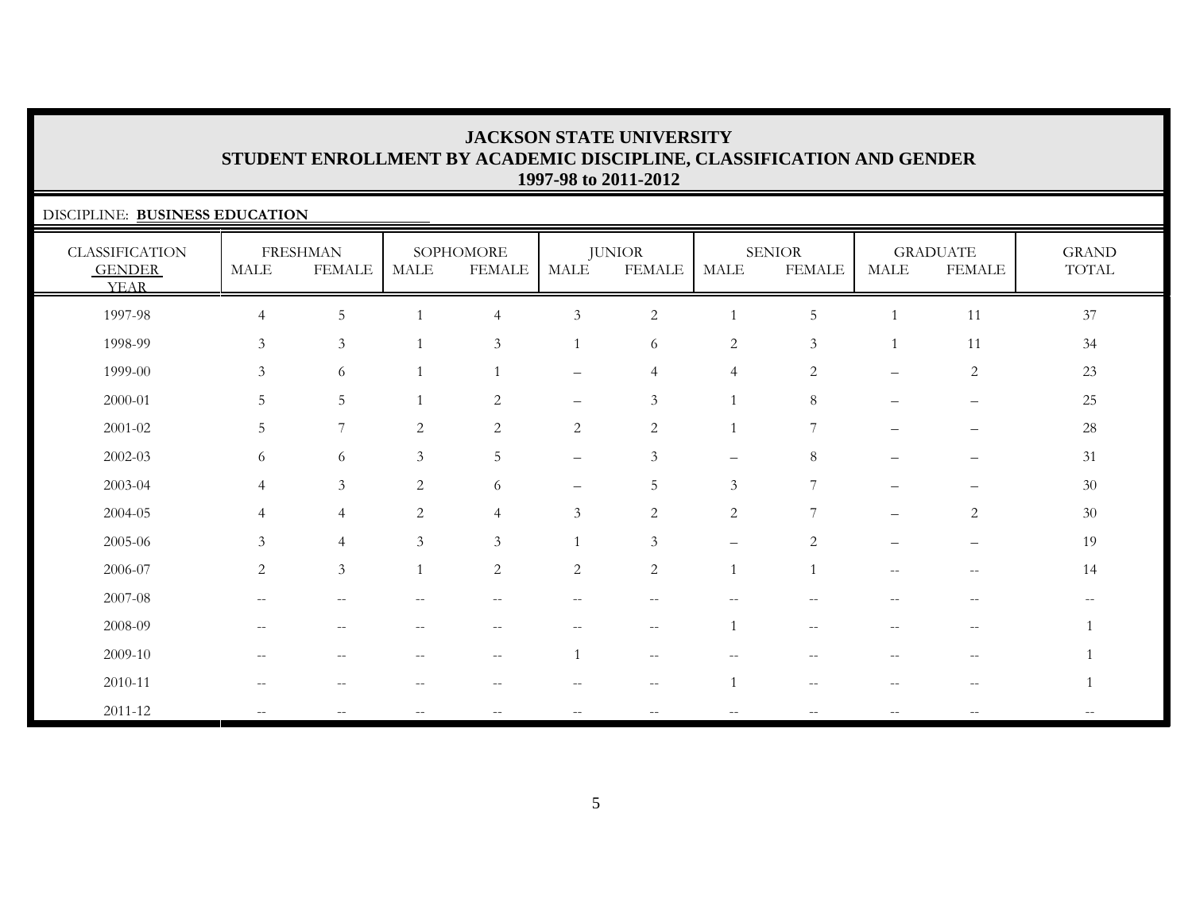# JACKSON STATE UNIVERSITY
## STUDENT ENROLLMENT BY ACADEMIC DISCIPLINE, CLASSIFICATION AND GENDER
### 1997-98 to 2011-2012

DISCIPLINE: **BUSINESS EDUCATION**

| CLASSIFICATION GENDER YEAR | FRESHMAN | | SOPHOMORE | | JUNIOR | | SENIOR | | GRADUATE | | GRAND TOTAL |
|---|---|---|---|---|---|---|---|---|---|---|---|
| | MALE | FEMALE | MALE | FEMALE | MALE | FEMALE | MALE | FEMALE | MALE | FEMALE | |
| 1997-98 | 4 | 5 | 1 | 4 | 3 | 2 | 1 | 5 | 1 | 11 | 37 |
| 1998-99 | 3 | 3 | 1 | 3 | 1 | 6 | 2 | 3 | 1 | 11 | 34 |
| 1999-00 | 3 | 6 | 1 | 1 | – | 4 | 4 | 2 | – | 2 | 23 |
| 2000-01 | 5 | 5 | 1 | 2 | – | 3 | 1 | 8 | – | – | 25 |
| 2001-02 | 5 | 7 | 2 | 2 | 2 | 2 | 1 | 7 | – | – | 28 |
| 2002-03 | 6 | 6 | 3 | 5 | – | 3 | – | 8 | – | – | 31 |
| 2003-04 | 4 | 3 | 2 | 6 | – | 5 | 3 | 7 | – | – | 30 |
| 2004-05 | 4 | 4 | 2 | 4 | 3 | 2 | 2 | 7 | – | 2 | 30 |
| 2005-06 | 3 | 4 | 3 | 3 | 1 | 3 | – | 2 | – | – | 19 |
| 2006-07 | 2 | 3 | 1 | 2 | 2 | 2 | 1 | 1 | -- | -- | 14 |
| 2007-08 | -- | -- | -- | -- | -- | -- | -- | -- | -- | -- | -- |
| 2008-09 | -- | -- | -- | -- | -- | -- | 1 | -- | -- | -- | 1 |
| 2009-10 | -- | -- | -- | -- | 1 | -- | -- | -- | -- | -- | 1 |
| 2010-11 | -- | -- | -- | -- | -- | -- | 1 | -- | -- | -- | 1 |
| 2011-12 | -- | -- | -- | -- | -- | -- | -- | -- | -- | -- | -- |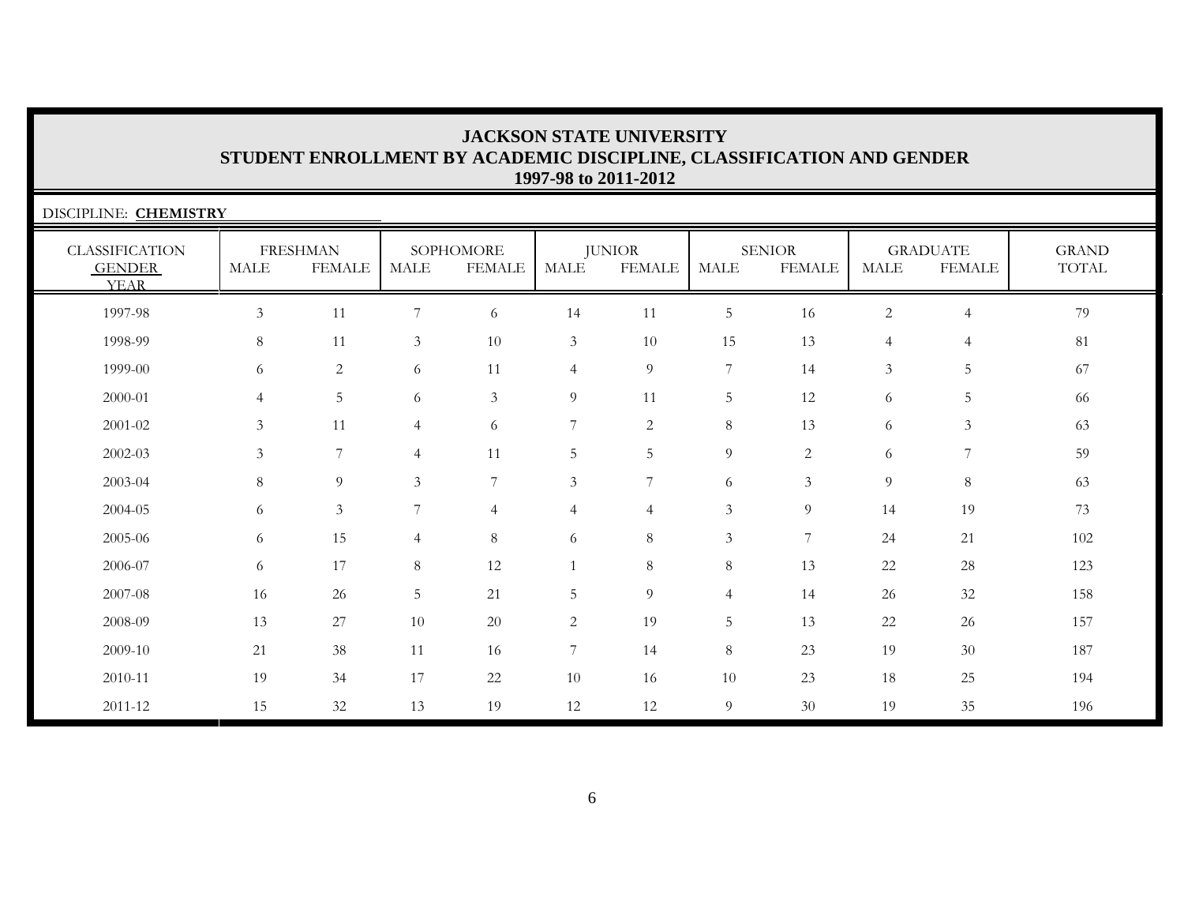# JACKSON STATE UNIVERSITY
## STUDENT ENROLLMENT BY ACADEMIC DISCIPLINE, CLASSIFICATION AND GENDER
### 1997-98 to 2011-2012

DISCIPLINE: **CHEMISTRY**

| CLASSIFICATION | FRESHMAN | | SOPHOMORE | | JUNIOR | | SENIOR | | GRADUATE | | GRAND |
|---|---|---|---|---|---|---|---|---|---|---|---|
| GENDER / YEAR | MALE | FEMALE | MALE | FEMALE | MALE | FEMALE | MALE | FEMALE | MALE | FEMALE | TOTAL |
| 1997-98 | 3 | 11 | 7 | 6 | 14 | 11 | 5 | 16 | 2 | 4 | 79 |
| 1998-99 | 8 | 11 | 3 | 10 | 3 | 10 | 15 | 13 | 4 | 4 | 81 |
| 1999-00 | 6 | 2 | 6 | 11 | 4 | 9 | 7 | 14 | 3 | 5 | 67 |
| 2000-01 | 4 | 5 | 6 | 3 | 9 | 11 | 5 | 12 | 6 | 5 | 66 |
| 2001-02 | 3 | 11 | 4 | 6 | 7 | 2 | 8 | 13 | 6 | 3 | 63 |
| 2002-03 | 3 | 7 | 4 | 11 | 5 | 5 | 9 | 2 | 6 | 7 | 59 |
| 2003-04 | 8 | 9 | 3 | 7 | 3 | 7 | 6 | 3 | 9 | 8 | 63 |
| 2004-05 | 6 | 3 | 7 | 4 | 4 | 4 | 3 | 9 | 14 | 19 | 73 |
| 2005-06 | 6 | 15 | 4 | 8 | 6 | 8 | 3 | 7 | 24 | 21 | 102 |
| 2006-07 | 6 | 17 | 8 | 12 | 1 | 8 | 8 | 13 | 22 | 28 | 123 |
| 2007-08 | 16 | 26 | 5 | 21 | 5 | 9 | 4 | 14 | 26 | 32 | 158 |
| 2008-09 | 13 | 27 | 10 | 20 | 2 | 19 | 5 | 13 | 22 | 26 | 157 |
| 2009-10 | 21 | 38 | 11 | 16 | 7 | 14 | 8 | 23 | 19 | 30 | 187 |
| 2010-11 | 19 | 34 | 17 | 22 | 10 | 16 | 10 | 23 | 18 | 25 | 194 |
| 2011-12 | 15 | 32 | 13 | 19 | 12 | 12 | 9 | 30 | 19 | 35 | 196 |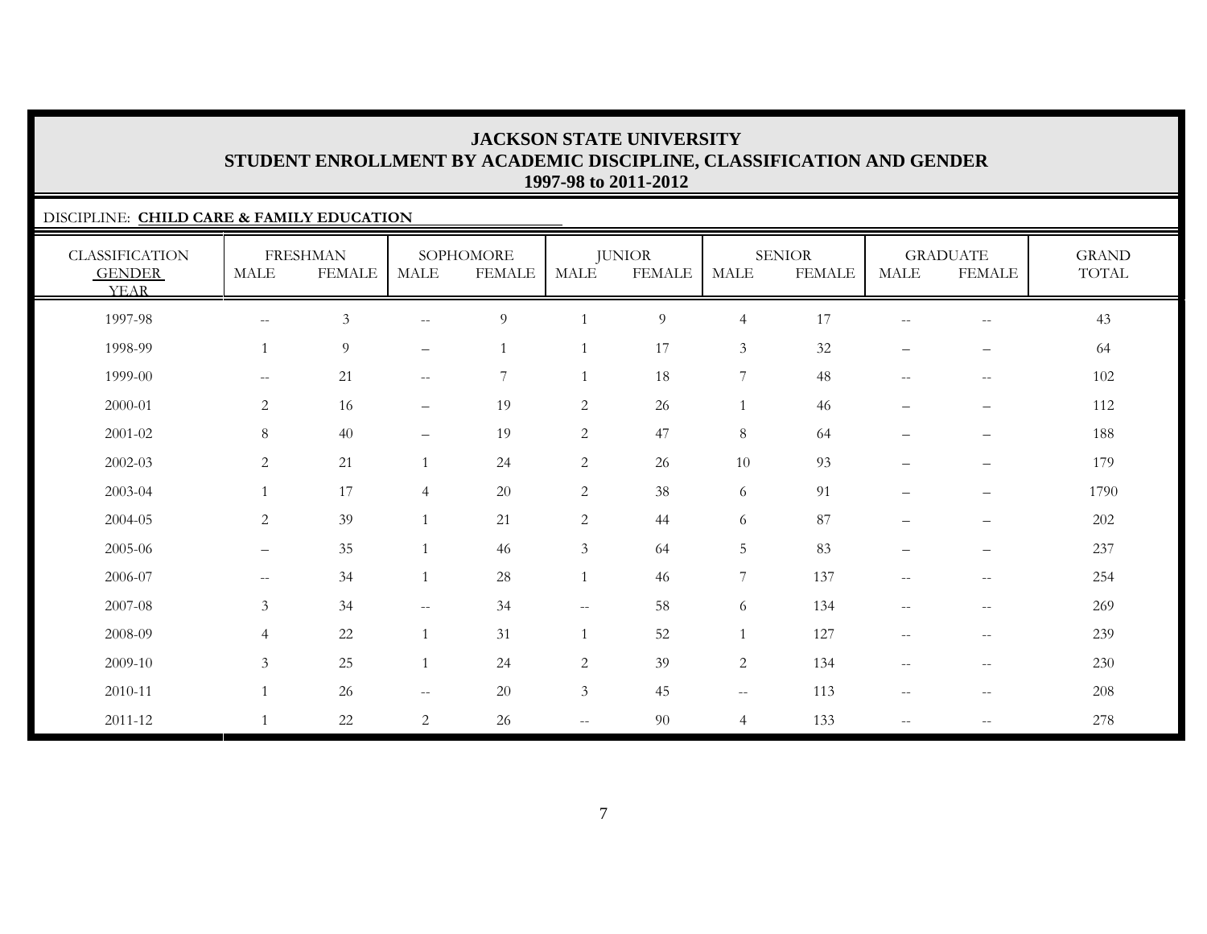# JACKSON STATE UNIVERSITY
## STUDENT ENROLLMENT BY ACADEMIC DISCIPLINE, CLASSIFICATION AND GENDER
### 1997-98 to 2011-2012

DISCIPLINE: **CHILD CARE & FAMILY EDUCATION**

| CLASSIFICATION GENDER YEAR | FRESHMAN | | SOPHOMORE | | JUNIOR | | SENIOR | | GRADUATE | | GRAND TOTAL |
|---|---|---|---|---|---|---|---|---|---|---|---|
| | MALE | FEMALE | MALE | FEMALE | MALE | FEMALE | MALE | FEMALE | MALE | FEMALE | |
| 1997-98 | -- | 3 | -- | 9 | 1 | 9 | 4 | 17 | -- | -- | 43 |
| 1998-99 | 1 | 9 | – | 1 | 1 | 17 | 3 | 32 | – | – | 64 |
| 1999-00 | -- | 21 | -- | 7 | 1 | 18 | 7 | 48 | -- | -- | 102 |
| 2000-01 | 2 | 16 | – | 19 | 2 | 26 | 1 | 46 | – | – | 112 |
| 2001-02 | 8 | 40 | – | 19 | 2 | 47 | 8 | 64 | – | – | 188 |
| 2002-03 | 2 | 21 | 1 | 24 | 2 | 26 | 10 | 93 | – | – | 179 |
| 2003-04 | 1 | 17 | 4 | 20 | 2 | 38 | 6 | 91 | – | – | 1790 |
| 2004-05 | 2 | 39 | 1 | 21 | 2 | 44 | 6 | 87 | – | – | 202 |
| 2005-06 | – | 35 | 1 | 46 | 3 | 64 | 5 | 83 | – | – | 237 |
| 2006-07 | -- | 34 | 1 | 28 | 1 | 46 | 7 | 137 | -- | -- | 254 |
| 2007-08 | 3 | 34 | -- | 34 | -- | 58 | 6 | 134 | -- | -- | 269 |
| 2008-09 | 4 | 22 | 1 | 31 | 1 | 52 | 1 | 127 | -- | -- | 239 |
| 2009-10 | 3 | 25 | 1 | 24 | 2 | 39 | 2 | 134 | -- | -- | 230 |
| 2010-11 | 1 | 26 | -- | 20 | 3 | 45 | -- | 113 | -- | -- | 208 |
| 2011-12 | 1 | 22 | 2 | 26 | -- | 90 | 4 | 133 | -- | -- | 278 |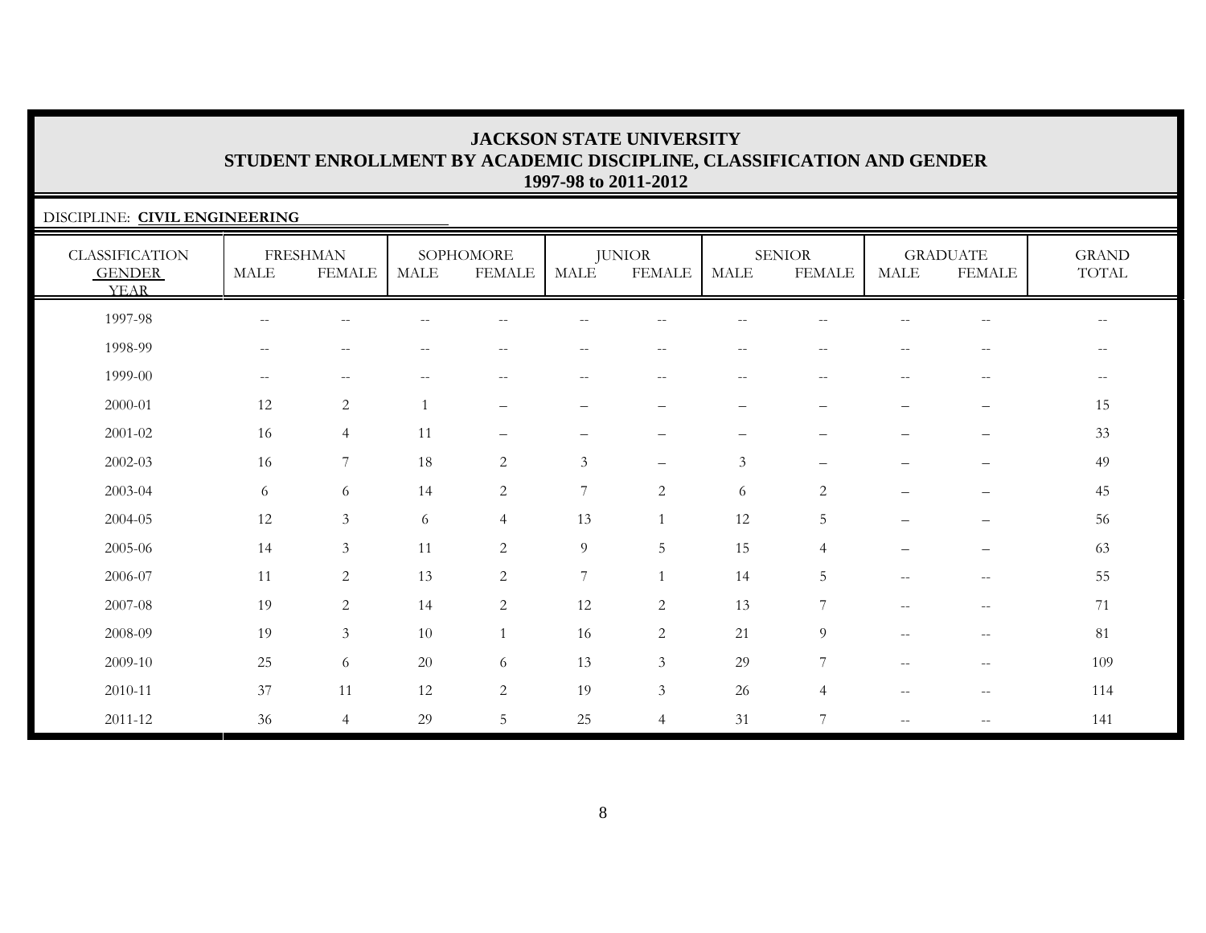# JACKSON STATE UNIVERSITY
## STUDENT ENROLLMENT BY ACADEMIC DISCIPLINE, CLASSIFICATION AND GENDER
### 1997-98 to 2011-2012

DISCIPLINE: **CIVIL ENGINEERING**

| CLASSIFICATION | FRESHMAN | | SOPHOMORE | | JUNIOR | | SENIOR | | GRADUATE | | GRAND |
|---|---|---|---|---|---|---|---|---|---|---|---|
| GENDER / YEAR | MALE | FEMALE | MALE | FEMALE | MALE | FEMALE | MALE | FEMALE | MALE | FEMALE | TOTAL |
| 1997-98 | -- | -- | -- | -- | -- | -- | -- | -- | -- | -- | -- |
| 1998-99 | -- | -- | -- | -- | -- | -- | -- | -- | -- | -- | -- |
| 1999-00 | -- | -- | -- | -- | -- | -- | -- | -- | -- | -- | -- |
| 2000-01 | 12 | 2 | 1 | – | – | – | – | – | – | – | 15 |
| 2001-02 | 16 | 4 | 11 | – | – | – | – | – | – | – | 33 |
| 2002-03 | 16 | 7 | 18 | 2 | 3 | – | 3 | – | – | – | 49 |
| 2003-04 | 6 | 6 | 14 | 2 | 7 | 2 | 6 | 2 | – | – | 45 |
| 2004-05 | 12 | 3 | 6 | 4 | 13 | 1 | 12 | 5 | – | – | 56 |
| 2005-06 | 14 | 3 | 11 | 2 | 9 | 5 | 15 | 4 | – | – | 63 |
| 2006-07 | 11 | 2 | 13 | 2 | 7 | 1 | 14 | 5 | -- | -- | 55 |
| 2007-08 | 19 | 2 | 14 | 2 | 12 | 2 | 13 | 7 | -- | -- | 71 |
| 2008-09 | 19 | 3 | 10 | 1 | 16 | 2 | 21 | 9 | -- | -- | 81 |
| 2009-10 | 25 | 6 | 20 | 6 | 13 | 3 | 29 | 7 | -- | -- | 109 |
| 2010-11 | 37 | 11 | 12 | 2 | 19 | 3 | 26 | 4 | -- | -- | 114 |
| 2011-12 | 36 | 4 | 29 | 5 | 25 | 4 | 31 | 7 | -- | -- | 141 |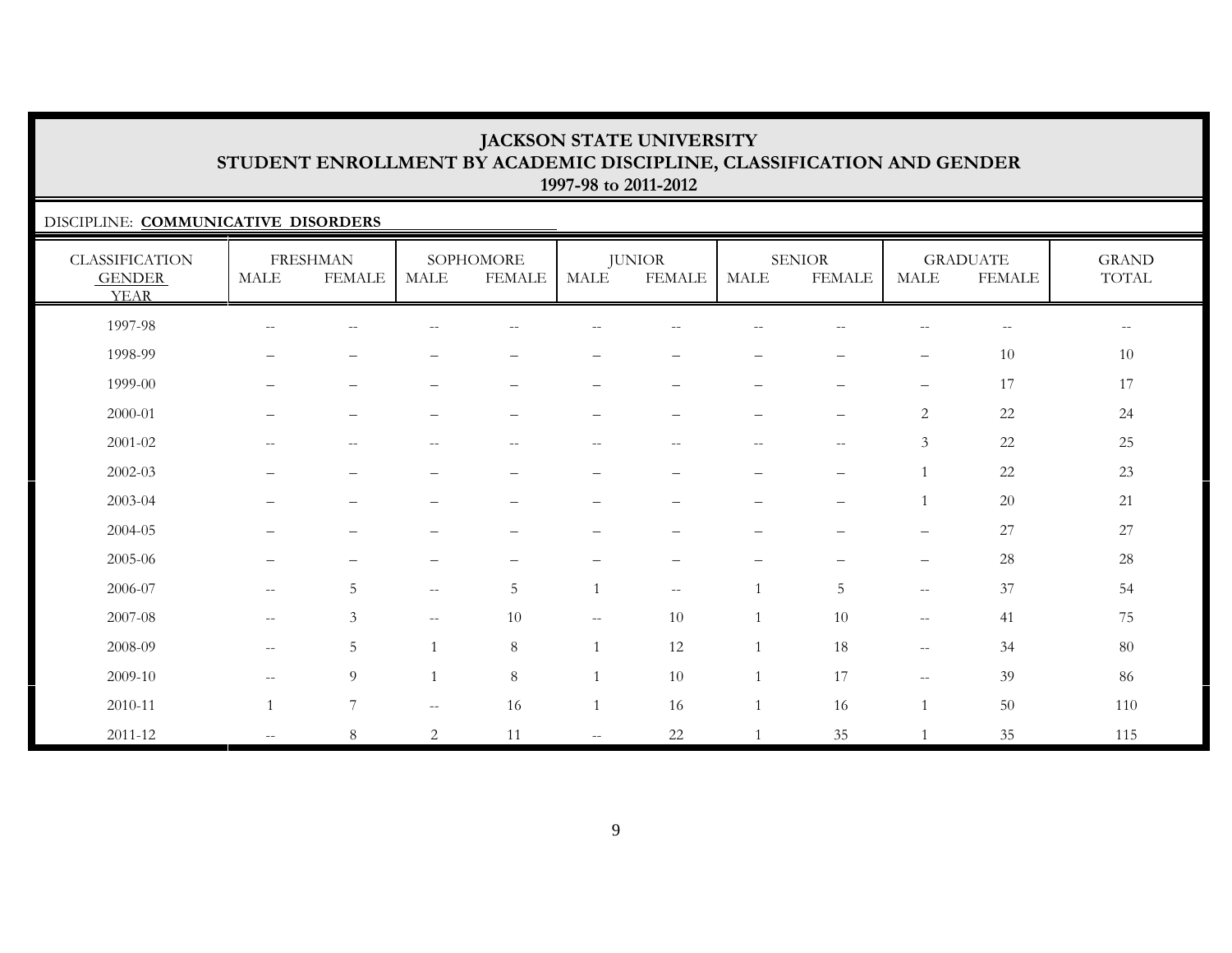# JACKSON STATE UNIVERSITY
## STUDENT ENROLLMENT BY ACADEMIC DISCIPLINE, CLASSIFICATION AND GENDER
### 1997-98 to 2011-2012

DISCIPLINE: **COMMUNICATIVE DISORDERS**

| CLASSIFICATION GENDER YEAR | FRESHMAN | | SOPHOMORE | | JUNIOR | | SENIOR | | GRADUATE | | GRAND TOTAL |
|---|---|---|---|---|---|---|---|---|---|---|---|
| | MALE | FEMALE | MALE | FEMALE | MALE | FEMALE | MALE | FEMALE | MALE | FEMALE | |
| 1997-98 | -- | -- | -- | -- | -- | -- | -- | -- | -- | -- | -- |
| 1998-99 | – | – | – | – | – | – | – | – | – | 10 | 10 |
| 1999-00 | – | – | – | – | – | – | – | – | – | 17 | 17 |
| 2000-01 | – | – | – | – | – | – | – | – | 2 | 22 | 24 |
| 2001-02 | -- | -- | -- | -- | -- | -- | -- | -- | 3 | 22 | 25 |
| 2002-03 | – | – | – | – | – | – | – | – | 1 | 22 | 23 |
| 2003-04 | – | – | – | – | – | – | – | – | 1 | 20 | 21 |
| 2004-05 | – | – | – | – | – | – | – | – | – | 27 | 27 |
| 2005-06 | – | – | – | – | – | – | – | – | – | 28 | 28 |
| 2006-07 | -- | 5 | -- | 5 | 1 | -- | 1 | 5 | -- | 37 | 54 |
| 2007-08 | -- | 3 | -- | 10 | -- | 10 | 1 | 10 | -- | 41 | 75 |
| 2008-09 | -- | 5 | 1 | 8 | 1 | 12 | 1 | 18 | -- | 34 | 80 |
| 2009-10 | -- | 9 | 1 | 8 | 1 | 10 | 1 | 17 | -- | 39 | 86 |
| 2010-11 | 1 | 7 | -- | 16 | 1 | 16 | 1 | 16 | 1 | 50 | 110 |
| 2011-12 | -- | 8 | 2 | 11 | -- | 22 | 1 | 35 | 1 | 35 | 115 |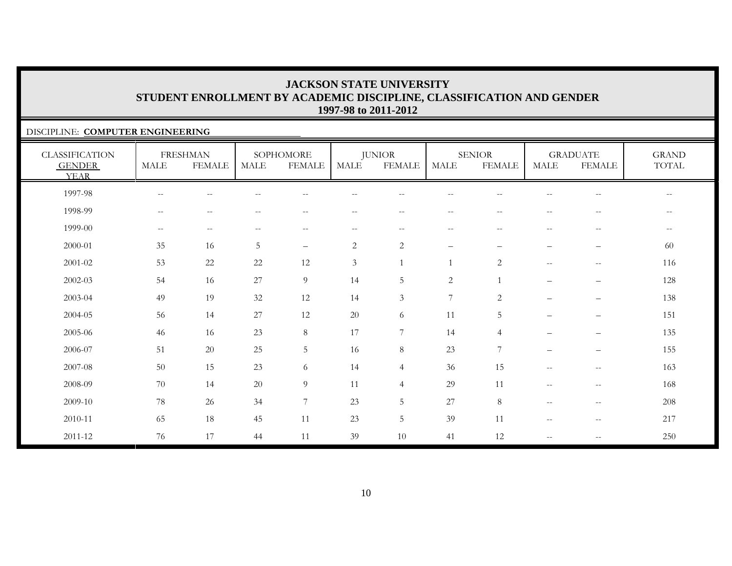# JACKSON STATE UNIVERSITY
## STUDENT ENROLLMENT BY ACADEMIC DISCIPLINE, CLASSIFICATION AND GENDER
### 1997-98 to 2011-2012

DISCIPLINE: **COMPUTER ENGINEERING**

| CLASSIFICATION | FRESHMAN | | SOPHOMORE | | JUNIOR | | SENIOR | | GRADUATE | | GRAND |
|---|---|---|---|---|---|---|---|---|---|---|---|
| GENDER | MALE | FEMALE | MALE | FEMALE | MALE | FEMALE | MALE | FEMALE | MALE | FEMALE | TOTAL |
| YEAR | | | | | | | | | | | |
| 1997-98 | -- | -- | -- | -- | -- | -- | -- | -- | -- | -- | -- |
| 1998-99 | -- | -- | -- | -- | -- | -- | -- | -- | -- | -- | -- |
| 1999-00 | -- | -- | -- | -- | -- | -- | -- | -- | -- | -- | -- |
| 2000-01 | 35 | 16 | 5 | – | 2 | 2 | – | – | – | – | 60 |
| 2001-02 | 53 | 22 | 22 | 12 | 3 | 1 | 1 | 2 | -- | -- | 116 |
| 2002-03 | 54 | 16 | 27 | 9 | 14 | 5 | 2 | 1 | – | – | 128 |
| 2003-04 | 49 | 19 | 32 | 12 | 14 | 3 | 7 | 2 | – | – | 138 |
| 2004-05 | 56 | 14 | 27 | 12 | 20 | 6 | 11 | 5 | – | – | 151 |
| 2005-06 | 46 | 16 | 23 | 8 | 17 | 7 | 14 | 4 | – | – | 135 |
| 2006-07 | 51 | 20 | 25 | 5 | 16 | 8 | 23 | 7 | – | – | 155 |
| 2007-08 | 50 | 15 | 23 | 6 | 14 | 4 | 36 | 15 | -- | -- | 163 |
| 2008-09 | 70 | 14 | 20 | 9 | 11 | 4 | 29 | 11 | -- | -- | 168 |
| 2009-10 | 78 | 26 | 34 | 7 | 23 | 5 | 27 | 8 | -- | -- | 208 |
| 2010-11 | 65 | 18 | 45 | 11 | 23 | 5 | 39 | 11 | -- | -- | 217 |
| 2011-12 | 76 | 17 | 44 | 11 | 39 | 10 | 41 | 12 | -- | -- | 250 |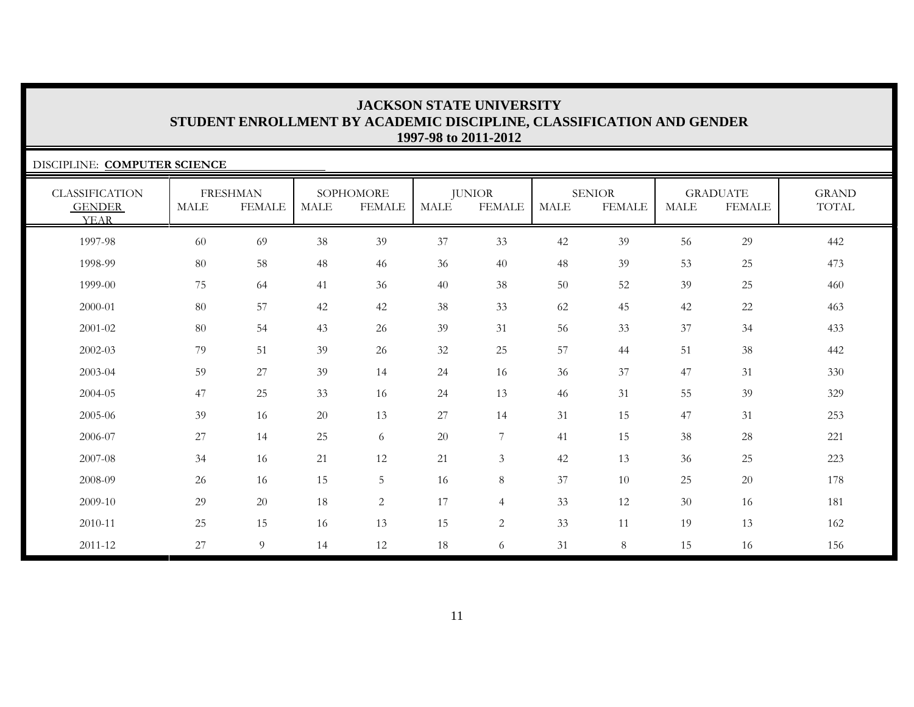# JACKSON STATE UNIVERSITY
## STUDENT ENROLLMENT BY ACADEMIC DISCIPLINE, CLASSIFICATION AND GENDER
### 1997-98 to 2011-2012

DISCIPLINE: **COMPUTER SCIENCE**

| CLASSIFICATION | FRESHMAN | | SOPHOMORE | | JUNIOR | | SENIOR | | GRADUATE | | GRAND |
|---|---|---|---|---|---|---|---|---|---|---|---|
| GENDER / YEAR | MALE | FEMALE | MALE | FEMALE | MALE | FEMALE | MALE | FEMALE | MALE | FEMALE | TOTAL |
| 1997-98 | 60 | 69 | 38 | 39 | 37 | 33 | 42 | 39 | 56 | 29 | 442 |
| 1998-99 | 80 | 58 | 48 | 46 | 36 | 40 | 48 | 39 | 53 | 25 | 473 |
| 1999-00 | 75 | 64 | 41 | 36 | 40 | 38 | 50 | 52 | 39 | 25 | 460 |
| 2000-01 | 80 | 57 | 42 | 42 | 38 | 33 | 62 | 45 | 42 | 22 | 463 |
| 2001-02 | 80 | 54 | 43 | 26 | 39 | 31 | 56 | 33 | 37 | 34 | 433 |
| 2002-03 | 79 | 51 | 39 | 26 | 32 | 25 | 57 | 44 | 51 | 38 | 442 |
| 2003-04 | 59 | 27 | 39 | 14 | 24 | 16 | 36 | 37 | 47 | 31 | 330 |
| 2004-05 | 47 | 25 | 33 | 16 | 24 | 13 | 46 | 31 | 55 | 39 | 329 |
| 2005-06 | 39 | 16 | 20 | 13 | 27 | 14 | 31 | 15 | 47 | 31 | 253 |
| 2006-07 | 27 | 14 | 25 | 6 | 20 | 7 | 41 | 15 | 38 | 28 | 221 |
| 2007-08 | 34 | 16 | 21 | 12 | 21 | 3 | 42 | 13 | 36 | 25 | 223 |
| 2008-09 | 26 | 16 | 15 | 5 | 16 | 8 | 37 | 10 | 25 | 20 | 178 |
| 2009-10 | 29 | 20 | 18 | 2 | 17 | 4 | 33 | 12 | 30 | 16 | 181 |
| 2010-11 | 25 | 15 | 16 | 13 | 15 | 2 | 33 | 11 | 19 | 13 | 162 |
| 2011-12 | 27 | 9 | 14 | 12 | 18 | 6 | 31 | 8 | 15 | 16 | 156 |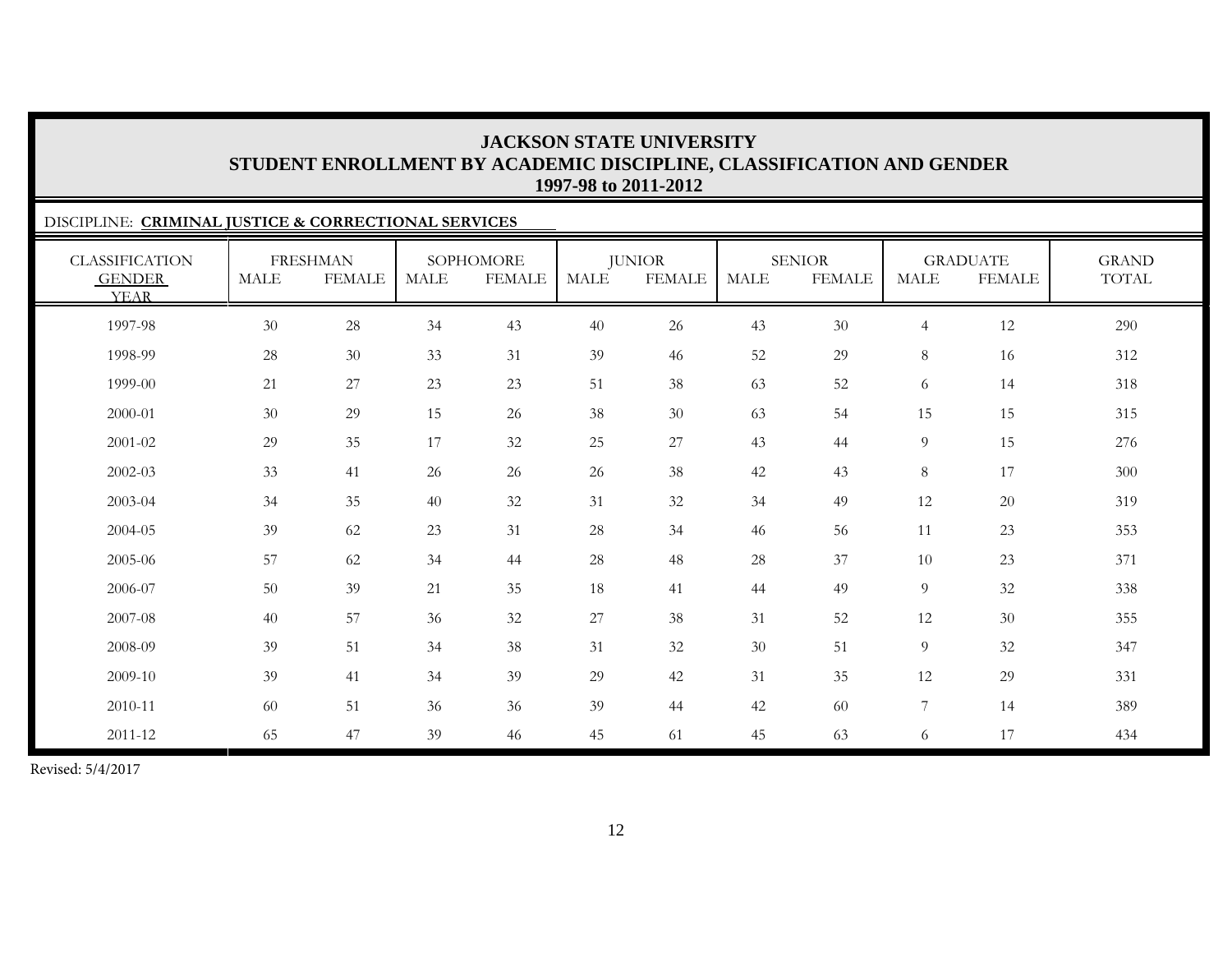# JACKSON STATE UNIVERSITY
## STUDENT ENROLLMENT BY ACADEMIC DISCIPLINE, CLASSIFICATION AND GENDER
### 1997-98 to 2011-2012

DISCIPLINE: **CRIMINAL JUSTICE & CORRECTIONAL SERVICES**

| CLASSIFICATION | FRESHMAN | | SOPHOMORE | | JUNIOR | | SENIOR | | GRADUATE | | GRAND |
|---|---|---|---|---|---|---|---|---|---|---|---|
| GENDER / YEAR | MALE | FEMALE | MALE | FEMALE | MALE | FEMALE | MALE | FEMALE | MALE | FEMALE | TOTAL |
| 1997-98 | 30 | 28 | 34 | 43 | 40 | 26 | 43 | 30 | 4 | 12 | 290 |
| 1998-99 | 28 | 30 | 33 | 31 | 39 | 46 | 52 | 29 | 8 | 16 | 312 |
| 1999-00 | 21 | 27 | 23 | 23 | 51 | 38 | 63 | 52 | 6 | 14 | 318 |
| 2000-01 | 30 | 29 | 15 | 26 | 38 | 30 | 63 | 54 | 15 | 15 | 315 |
| 2001-02 | 29 | 35 | 17 | 32 | 25 | 27 | 43 | 44 | 9 | 15 | 276 |
| 2002-03 | 33 | 41 | 26 | 26 | 26 | 38 | 42 | 43 | 8 | 17 | 300 |
| 2003-04 | 34 | 35 | 40 | 32 | 31 | 32 | 34 | 49 | 12 | 20 | 319 |
| 2004-05 | 39 | 62 | 23 | 31 | 28 | 34 | 46 | 56 | 11 | 23 | 353 |
| 2005-06 | 57 | 62 | 34 | 44 | 28 | 48 | 28 | 37 | 10 | 23 | 371 |
| 2006-07 | 50 | 39 | 21 | 35 | 18 | 41 | 44 | 49 | 9 | 32 | 338 |
| 2007-08 | 40 | 57 | 36 | 32 | 27 | 38 | 31 | 52 | 12 | 30 | 355 |
| 2008-09 | 39 | 51 | 34 | 38 | 31 | 32 | 30 | 51 | 9 | 32 | 347 |
| 2009-10 | 39 | 41 | 34 | 39 | 29 | 42 | 31 | 35 | 12 | 29 | 331 |
| 2010-11 | 60 | 51 | 36 | 36 | 39 | 44 | 42 | 60 | 7 | 14 | 389 |
| 2011-12 | 65 | 47 | 39 | 46 | 45 | 61 | 45 | 63 | 6 | 17 | 434 |

Revised: 5/4/2017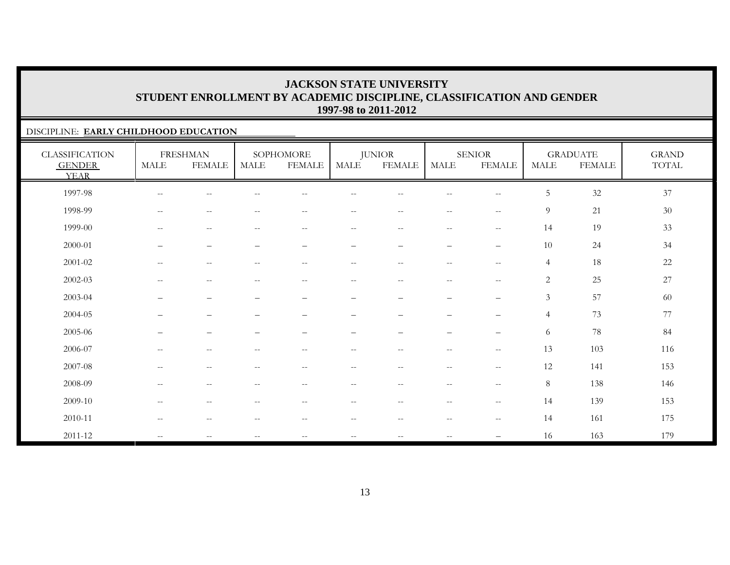# JACKSON STATE UNIVERSITY
## STUDENT ENROLLMENT BY ACADEMIC DISCIPLINE, CLASSIFICATION AND GENDER
### 1997-98 to 2011-2012

DISCIPLINE: **EARLY CHILDHOOD EDUCATION**

| CLASSIFICATION GENDER YEAR | FRESHMAN | | SOPHOMORE | | JUNIOR | | SENIOR | | GRADUATE | | GRAND TOTAL |
|---|---|---|---|---|---|---|---|---|---|---|---|
| | MALE | FEMALE | MALE | FEMALE | MALE | FEMALE | MALE | FEMALE | MALE | FEMALE | |
| 1997-98 | -- | -- | -- | -- | -- | -- | -- | -- | 5 | 32 | 37 |
| 1998-99 | -- | -- | -- | -- | -- | -- | -- | -- | 9 | 21 | 30 |
| 1999-00 | -- | -- | -- | -- | -- | -- | -- | -- | 14 | 19 | 33 |
| 2000-01 | – | – | – | – | – | – | – | – | 10 | 24 | 34 |
| 2001-02 | -- | -- | -- | -- | -- | -- | -- | -- | 4 | 18 | 22 |
| 2002-03 | -- | -- | -- | -- | -- | -- | -- | -- | 2 | 25 | 27 |
| 2003-04 | – | – | – | – | – | – | – | – | 3 | 57 | 60 |
| 2004-05 | – | – | – | – | – | – | – | – | 4 | 73 | 77 |
| 2005-06 | – | – | – | – | – | – | – | – | 6 | 78 | 84 |
| 2006-07 | -- | -- | -- | -- | -- | -- | -- | -- | 13 | 103 | 116 |
| 2007-08 | -- | -- | -- | -- | -- | -- | -- | -- | 12 | 141 | 153 |
| 2008-09 | -- | -- | -- | -- | -- | -- | -- | -- | 8 | 138 | 146 |
| 2009-10 | -- | -- | -- | -- | -- | -- | -- | -- | 14 | 139 | 153 |
| 2010-11 | -- | -- | -- | -- | -- | -- | -- | -- | 14 | 161 | 175 |
| 2011-12 | -- | -- | -- | -- | -- | -- | -- | – | 16 | 163 | 179 |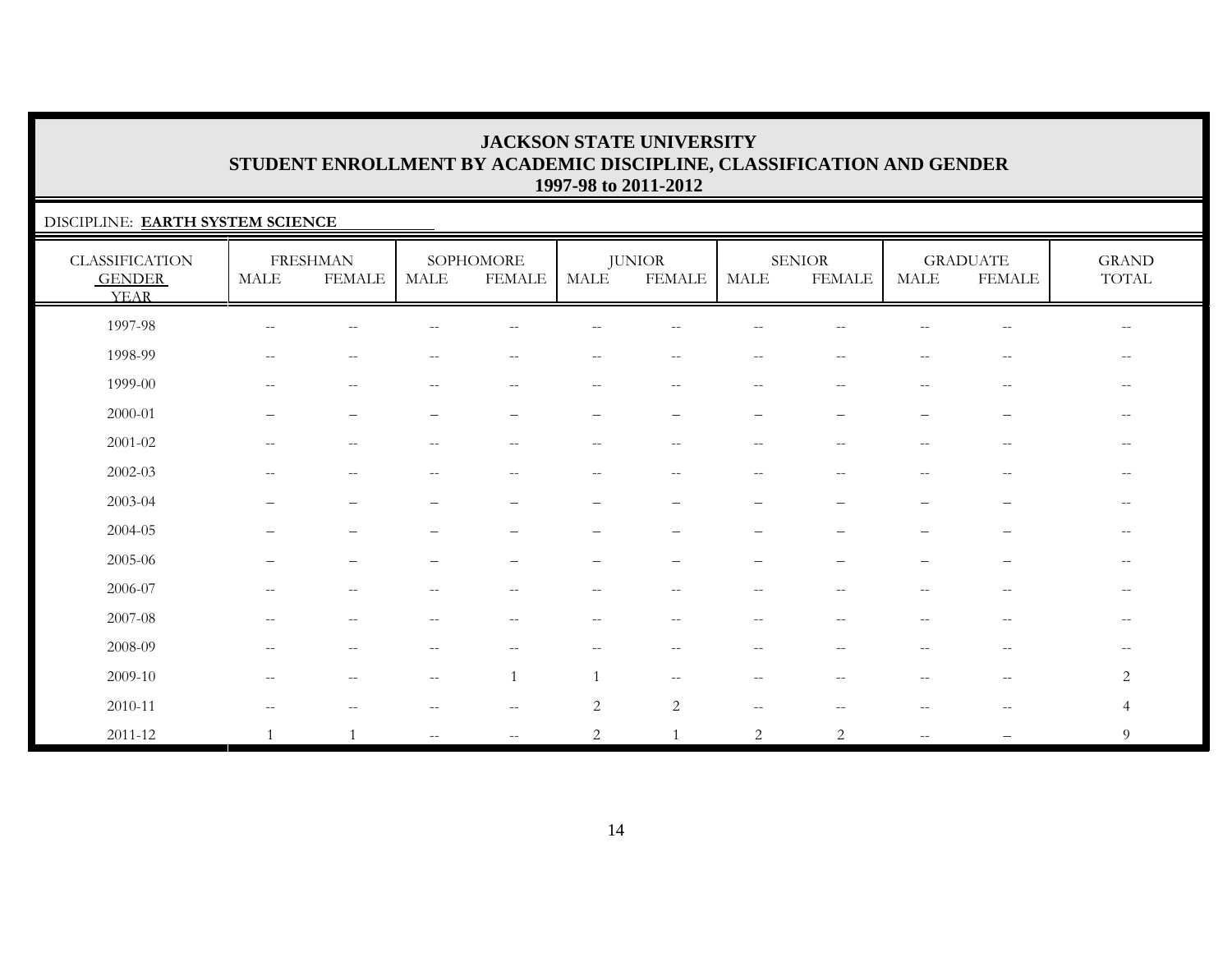# JACKSON STATE UNIVERSITY
## STUDENT ENROLLMENT BY ACADEMIC DISCIPLINE, CLASSIFICATION AND GENDER
### 1997-98 to 2011-2012

DISCIPLINE: **EARTH SYSTEM SCIENCE**

| CLASSIFICATION GENDER YEAR | FRESHMAN | | SOPHOMORE | | JUNIOR | | SENIOR | | GRADUATE | | GRAND TOTAL |
|---|---|---|---|---|---|---|---|---|---|---|---|
| | MALE | FEMALE | MALE | FEMALE | MALE | FEMALE | MALE | FEMALE | MALE | FEMALE | |
| 1997-98 | -- | -- | -- | -- | -- | -- | -- | -- | -- | -- | -- |
| 1998-99 | -- | -- | -- | -- | -- | -- | -- | -- | -- | -- | -- |
| 1999-00 | -- | -- | -- | -- | -- | -- | -- | -- | -- | -- | -- |
| 2000-01 | – | – | – | – | – | – | – | – | – | – | -- |
| 2001-02 | -- | -- | -- | -- | -- | -- | -- | -- | -- | -- | -- |
| 2002-03 | -- | -- | -- | -- | -- | -- | -- | -- | -- | -- | -- |
| 2003-04 | – | – | – | – | – | – | – | – | – | – | -- |
| 2004-05 | – | – | – | – | – | – | – | – | – | – | -- |
| 2005-06 | – | – | – | – | – | – | – | – | – | – | -- |
| 2006-07 | -- | -- | -- | -- | -- | -- | -- | -- | -- | -- | -- |
| 2007-08 | -- | -- | -- | -- | -- | -- | -- | -- | -- | -- | -- |
| 2008-09 | -- | -- | -- | -- | -- | -- | -- | -- | -- | -- | -- |
| 2009-10 | -- | -- | -- | 1 | 1 | -- | -- | -- | -- | -- | 2 |
| 2010-11 | -- | -- | -- | -- | 2 | 2 | -- | -- | -- | -- | 4 |
| 2011-12 | 1 | 1 | -- | -- | 2 | 1 | 2 | 2 | -- | – | 9 |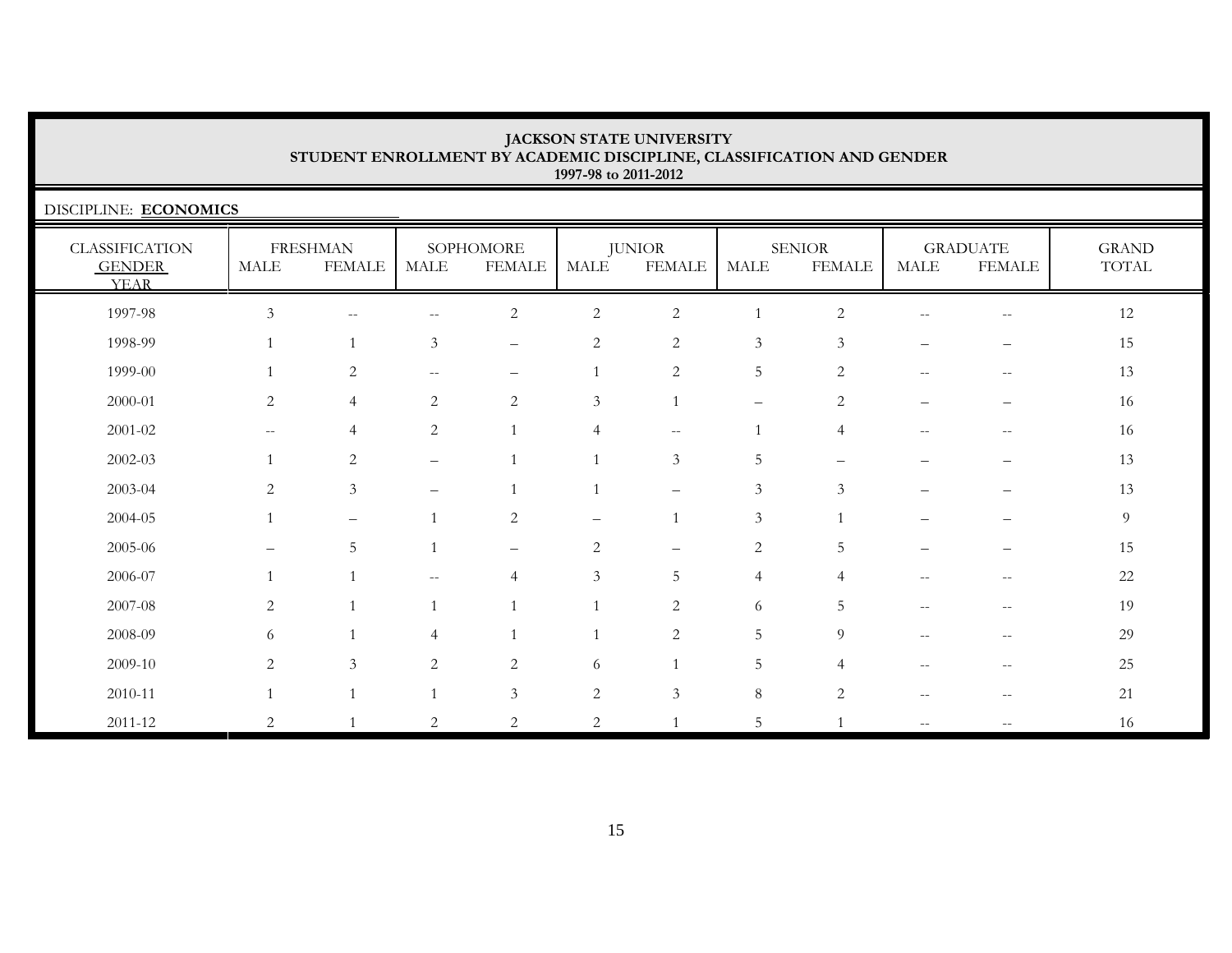**JACKSON STATE UNIVERSITY**
**STUDENT ENROLLMENT BY ACADEMIC DISCIPLINE, CLASSIFICATION AND GENDER**
**1997-98 to 2011-2012**

DISCIPLINE: **ECONOMICS**

| CLASSIFICATION | FRESHMAN | | SOPHOMORE | | JUNIOR | | SENIOR | | GRADUATE | | GRAND |
|---|---|---|---|---|---|---|---|---|---|---|---|
| GENDER / YEAR | MALE | FEMALE | MALE | FEMALE | MALE | FEMALE | MALE | FEMALE | MALE | FEMALE | TOTAL |
| 1997-98 | 3 | -- | -- | 2 | 2 | 2 | 1 | 2 | -- | -- | 12 |
| 1998-99 | 1 | 1 | 3 | – | 2 | 2 | 3 | 3 | – | – | 15 |
| 1999-00 | 1 | 2 | -- | – | 1 | 2 | 5 | 2 | -- | -- | 13 |
| 2000-01 | 2 | 4 | 2 | 2 | 3 | 1 | – | 2 | – | – | 16 |
| 2001-02 | -- | 4 | 2 | 1 | 4 | -- | 1 | 4 | -- | -- | 16 |
| 2002-03 | 1 | 2 | – | 1 | 1 | 3 | 5 | – | – | – | 13 |
| 2003-04 | 2 | 3 | – | 1 | 1 | – | 3 | 3 | – | – | 13 |
| 2004-05 | 1 | – | 1 | 2 | – | 1 | 3 | 1 | – | – | 9 |
| 2005-06 | – | 5 | 1 | – | 2 | – | 2 | 5 | – | – | 15 |
| 2006-07 | 1 | 1 | -- | 4 | 3 | 5 | 4 | 4 | -- | -- | 22 |
| 2007-08 | 2 | 1 | 1 | 1 | 1 | 2 | 6 | 5 | -- | -- | 19 |
| 2008-09 | 6 | 1 | 4 | 1 | 1 | 2 | 5 | 9 | -- | -- | 29 |
| 2009-10 | 2 | 3 | 2 | 2 | 6 | 1 | 5 | 4 | -- | -- | 25 |
| 2010-11 | 1 | 1 | 1 | 3 | 2 | 3 | 8 | 2 | -- | -- | 21 |
| 2011-12 | 2 | 1 | 2 | 2 | 2 | 1 | 5 | 1 | -- | -- | 16 |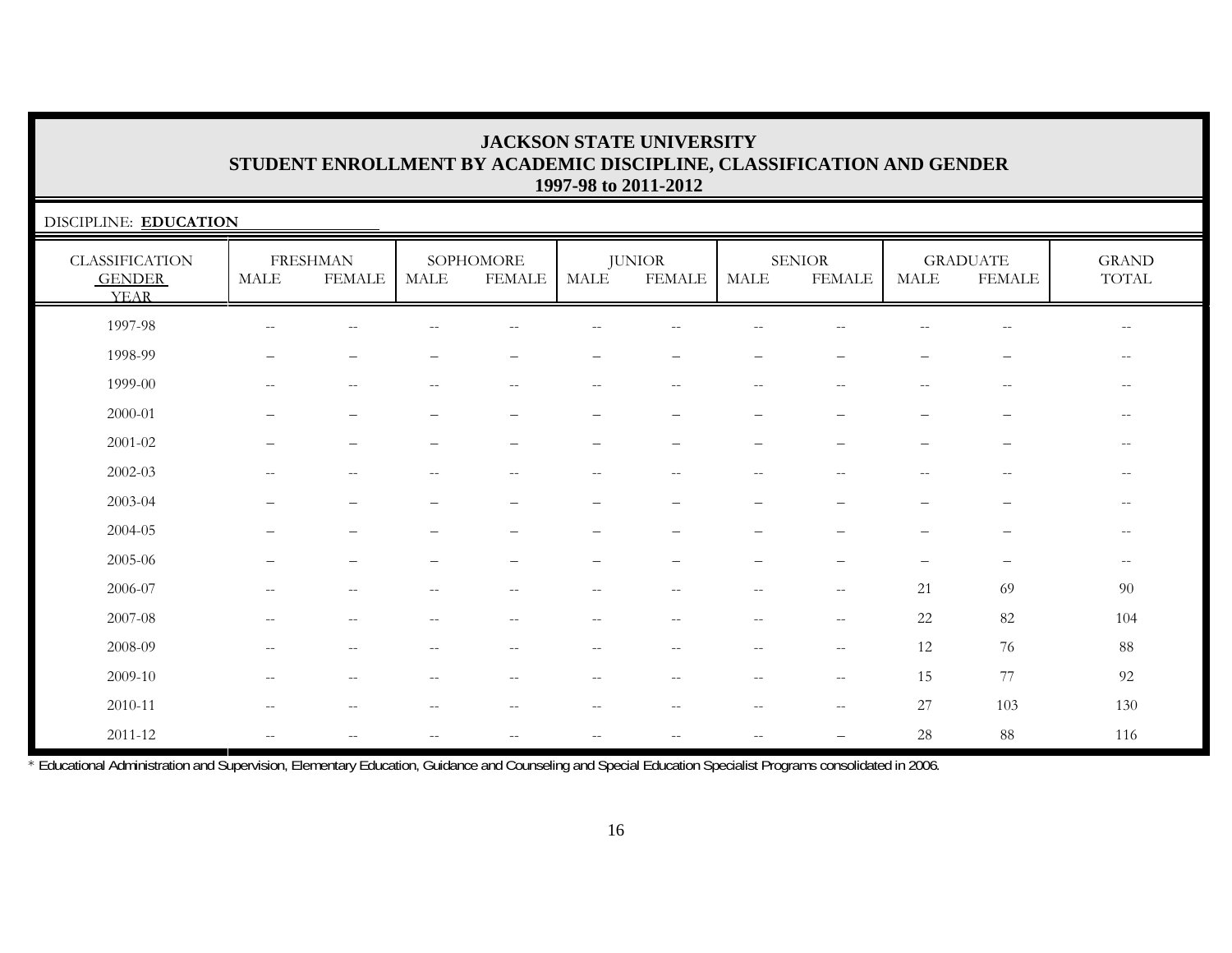# JACKSON STATE UNIVERSITY
## STUDENT ENROLLMENT BY ACADEMIC DISCIPLINE, CLASSIFICATION AND GENDER
### 1997-98 to 2011-2012

DISCIPLINE: **EDUCATION**

| CLASSIFICATION GENDER YEAR | FRESHMAN | | SOPHOMORE | | JUNIOR | | SENIOR | | GRADUATE | | GRAND TOTAL |
|---|---|---|---|---|---|---|---|---|---|---|---|
| | MALE | FEMALE | MALE | FEMALE | MALE | FEMALE | MALE | FEMALE | MALE | FEMALE | |
| 1997-98 | -- | -- | -- | -- | -- | -- | -- | -- | -- | -- | -- |
| 1998-99 | – | – | – | – | – | – | – | – | – | – | -- |
| 1999-00 | -- | -- | -- | -- | -- | -- | -- | -- | -- | -- | -- |
| 2000-01 | – | – | – | – | – | – | – | – | – | – | -- |
| 2001-02 | – | – | – | – | – | – | – | – | – | – | -- |
| 2002-03 | -- | -- | -- | -- | -- | -- | -- | -- | -- | -- | -- |
| 2003-04 | – | – | – | – | – | – | – | – | – | – | -- |
| 2004-05 | – | – | – | – | – | – | – | – | – | – | -- |
| 2005-06 | – | – | – | – | – | – | – | – | – | – | -- |
| 2006-07 | -- | -- | -- | -- | -- | -- | -- | -- | 21 | 69 | 90 |
| 2007-08 | -- | -- | -- | -- | -- | -- | -- | -- | 22 | 82 | 104 |
| 2008-09 | -- | -- | -- | -- | -- | -- | -- | -- | 12 | 76 | 88 |
| 2009-10 | -- | -- | -- | -- | -- | -- | -- | -- | 15 | 77 | 92 |
| 2010-11 | -- | -- | -- | -- | -- | -- | -- | -- | 27 | 103 | 130 |
| 2011-12 | -- | -- | -- | -- | -- | -- | -- | – | 28 | 88 | 116 |

* Educational Administration and Supervision, Elementary Education, Guidance and Counseling and Special Education Specialist Programs consolidated in 2006.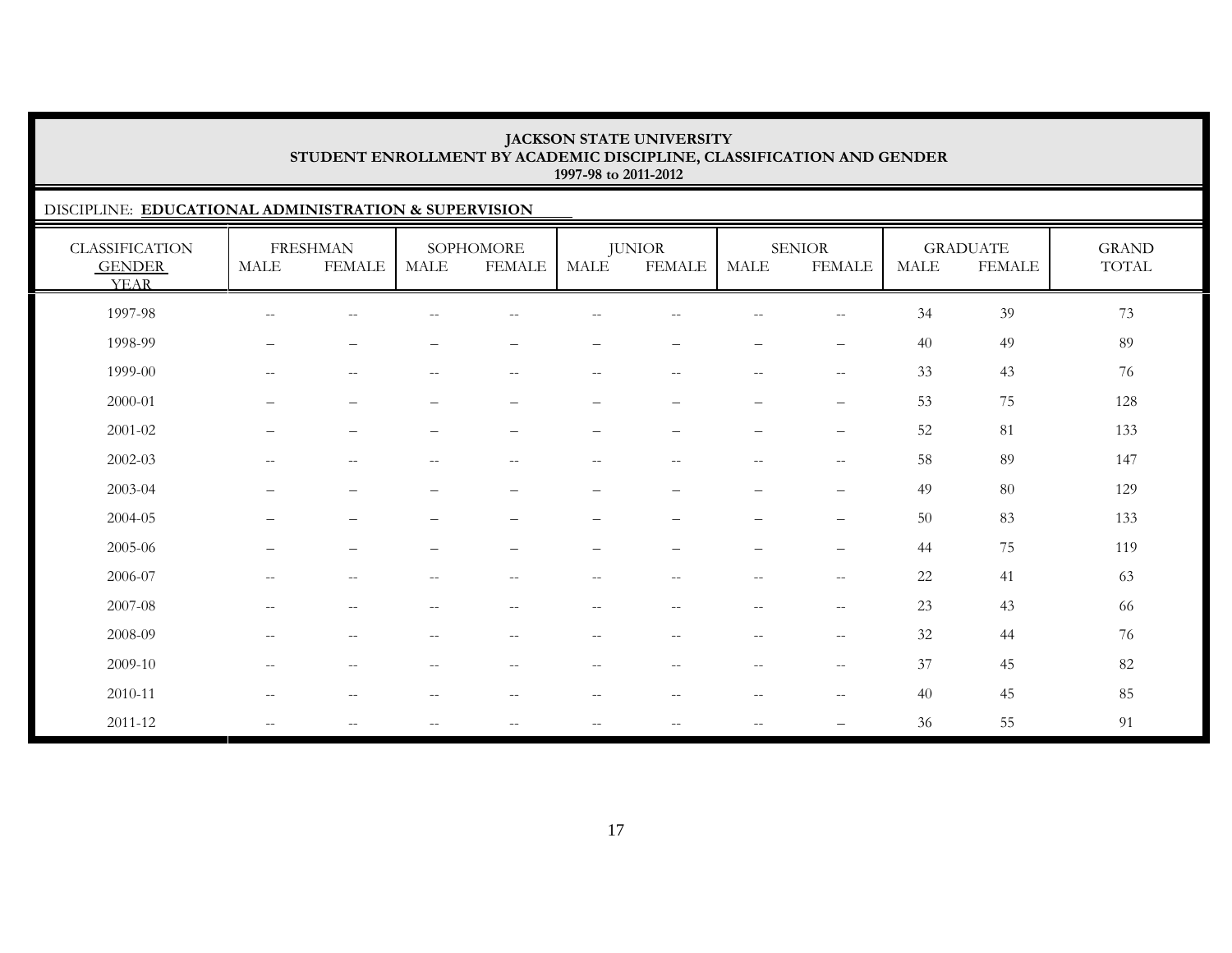# JACKSON STATE UNIVERSITY
## STUDENT ENROLLMENT BY ACADEMIC DISCIPLINE, CLASSIFICATION AND GENDER
### 1997-98 to 2011-2012

DISCIPLINE: **EDUCATIONAL ADMINISTRATION & SUPERVISION**

| CLASSIFICATION | FRESHMAN | | SOPHOMORE | | JUNIOR | | SENIOR | | GRADUATE | | GRAND |
|---|---|---|---|---|---|---|---|---|---|---|---|
| GENDER / YEAR | MALE | FEMALE | MALE | FEMALE | MALE | FEMALE | MALE | FEMALE | MALE | FEMALE | TOTAL |
| 1997-98 | -- | -- | -- | -- | -- | -- | -- | -- | 34 | 39 | 73 |
| 1998-99 | – | – | – | – | – | – | – | – | 40 | 49 | 89 |
| 1999-00 | -- | -- | -- | -- | -- | -- | -- | -- | 33 | 43 | 76 |
| 2000-01 | – | – | – | – | – | – | – | – | 53 | 75 | 128 |
| 2001-02 | – | – | – | – | – | – | – | – | 52 | 81 | 133 |
| 2002-03 | -- | -- | -- | -- | -- | -- | -- | -- | 58 | 89 | 147 |
| 2003-04 | – | – | – | – | – | – | – | – | 49 | 80 | 129 |
| 2004-05 | – | – | – | – | – | – | – | – | 50 | 83 | 133 |
| 2005-06 | – | – | – | – | – | – | – | – | 44 | 75 | 119 |
| 2006-07 | -- | -- | -- | -- | -- | -- | -- | -- | 22 | 41 | 63 |
| 2007-08 | -- | -- | -- | -- | -- | -- | -- | -- | 23 | 43 | 66 |
| 2008-09 | -- | -- | -- | -- | -- | -- | -- | -- | 32 | 44 | 76 |
| 2009-10 | -- | -- | -- | -- | -- | -- | -- | -- | 37 | 45 | 82 |
| 2010-11 | -- | -- | -- | -- | -- | -- | -- | -- | 40 | 45 | 85 |
| 2011-12 | -- | -- | -- | -- | -- | -- | -- | – | 36 | 55 | 91 |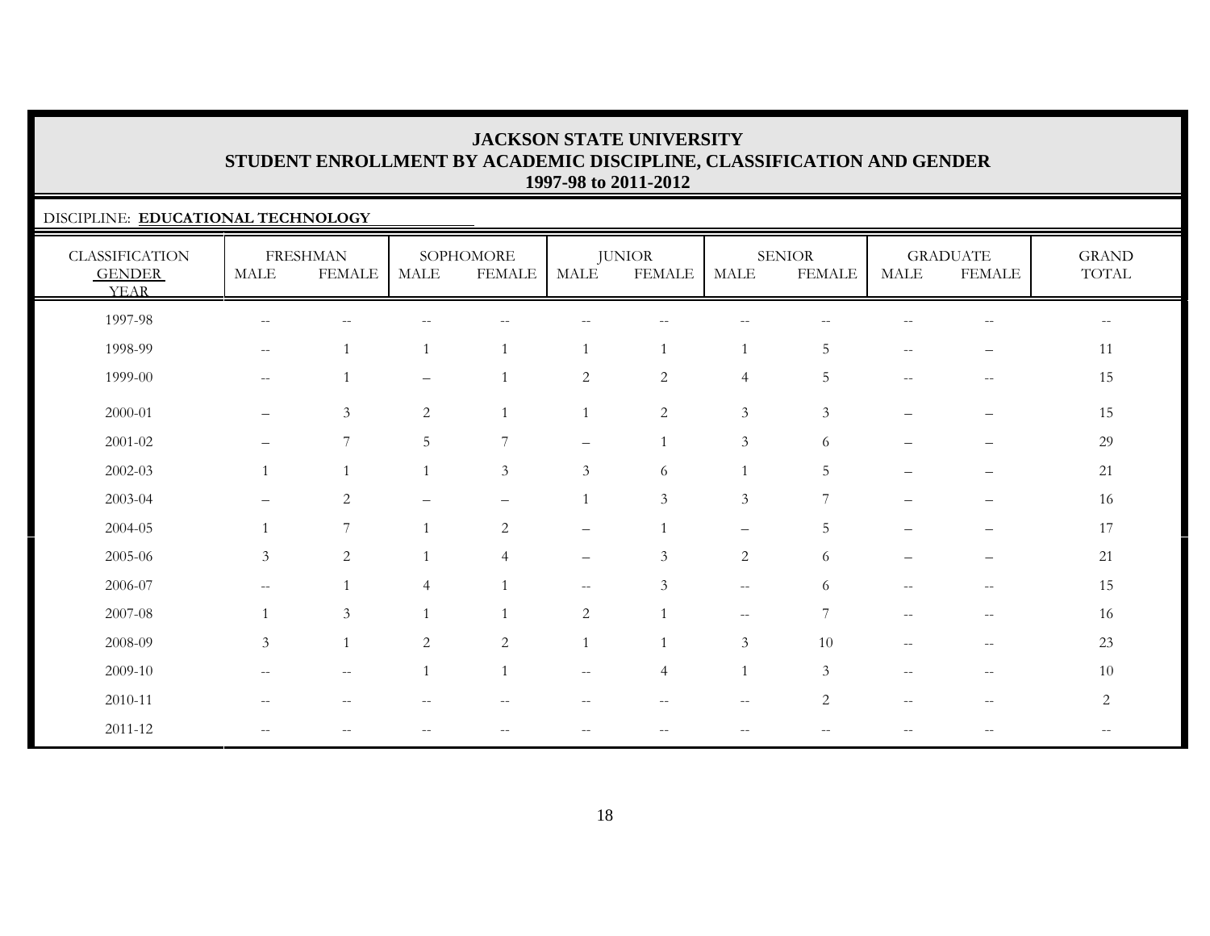# JACKSON STATE UNIVERSITY
## STUDENT ENROLLMENT BY ACADEMIC DISCIPLINE, CLASSIFICATION AND GENDER
### 1997-98 to 2011-2012

DISCIPLINE: **EDUCATIONAL TECHNOLOGY**

| CLASSIFICATION GENDER YEAR | FRESHMAN | | SOPHOMORE | | JUNIOR | | SENIOR | | GRADUATE | | GRAND TOTAL |
|---|---|---|---|---|---|---|---|---|---|---|---|
| | MALE | FEMALE | MALE | FEMALE | MALE | FEMALE | MALE | FEMALE | MALE | FEMALE | |
| 1997-98 | -- | -- | -- | -- | -- | -- | -- | -- | -- | -- | -- |
| 1998-99 | -- | 1 | 1 | 1 | 1 | 1 | 1 | 5 | -- | – | 11 |
| 1999-00 | -- | 1 | – | 1 | 2 | 2 | 4 | 5 | -- | -- | 15 |
| 2000-01 | – | 3 | 2 | 1 | 1 | 2 | 3 | 3 | – | – | 15 |
| 2001-02 | – | 7 | 5 | 7 | – | 1 | 3 | 6 | – | – | 29 |
| 2002-03 | 1 | 1 | 1 | 3 | 3 | 6 | 1 | 5 | – | – | 21 |
| 2003-04 | – | 2 | – | – | 1 | 3 | 3 | 7 | – | – | 16 |
| 2004-05 | 1 | 7 | 1 | 2 | – | 1 | – | 5 | – | – | 17 |
| 2005-06 | 3 | 2 | 1 | 4 | – | 3 | 2 | 6 | – | – | 21 |
| 2006-07 | -- | 1 | 4 | 1 | -- | 3 | -- | 6 | -- | -- | 15 |
| 2007-08 | 1 | 3 | 1 | 1 | 2 | 1 | -- | 7 | -- | -- | 16 |
| 2008-09 | 3 | 1 | 2 | 2 | 1 | 1 | 3 | 10 | -- | -- | 23 |
| 2009-10 | -- | -- | 1 | 1 | -- | 4 | 1 | 3 | -- | -- | 10 |
| 2010-11 | -- | -- | -- | -- | -- | -- | -- | 2 | -- | -- | 2 |
| 2011-12 | -- | -- | -- | -- | -- | -- | -- | -- | -- | -- | -- |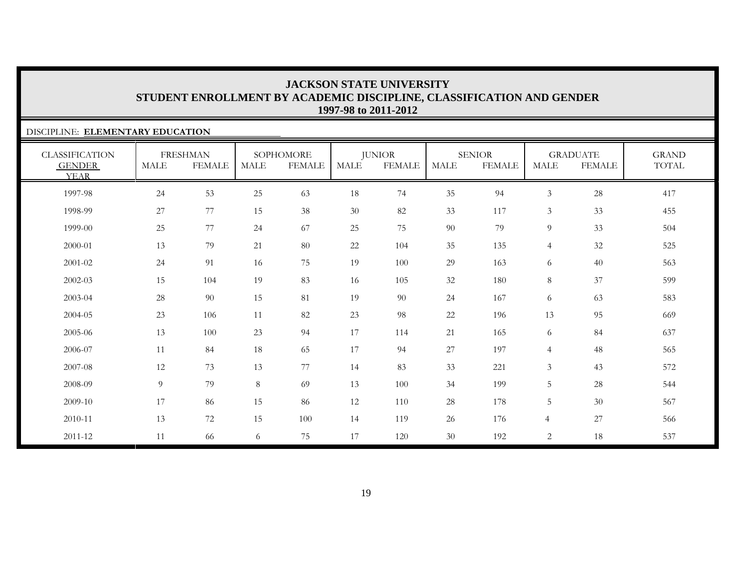# JACKSON STATE UNIVERSITY
## STUDENT ENROLLMENT BY ACADEMIC DISCIPLINE, CLASSIFICATION AND GENDER
### 1997-98 to 2011-2012

DISCIPLINE: **ELEMENTARY EDUCATION**

| CLASSIFICATION | FRESHMAN | | SOPHOMORE | | JUNIOR | | SENIOR | | GRADUATE | | GRAND |
|---|---|---|---|---|---|---|---|---|---|---|---|
| GENDER / YEAR | MALE | FEMALE | MALE | FEMALE | MALE | FEMALE | MALE | FEMALE | MALE | FEMALE | TOTAL |
| 1997-98 | 24 | 53 | 25 | 63 | 18 | 74 | 35 | 94 | 3 | 28 | 417 |
| 1998-99 | 27 | 77 | 15 | 38 | 30 | 82 | 33 | 117 | 3 | 33 | 455 |
| 1999-00 | 25 | 77 | 24 | 67 | 25 | 75 | 90 | 79 | 9 | 33 | 504 |
| 2000-01 | 13 | 79 | 21 | 80 | 22 | 104 | 35 | 135 | 4 | 32 | 525 |
| 2001-02 | 24 | 91 | 16 | 75 | 19 | 100 | 29 | 163 | 6 | 40 | 563 |
| 2002-03 | 15 | 104 | 19 | 83 | 16 | 105 | 32 | 180 | 8 | 37 | 599 |
| 2003-04 | 28 | 90 | 15 | 81 | 19 | 90 | 24 | 167 | 6 | 63 | 583 |
| 2004-05 | 23 | 106 | 11 | 82 | 23 | 98 | 22 | 196 | 13 | 95 | 669 |
| 2005-06 | 13 | 100 | 23 | 94 | 17 | 114 | 21 | 165 | 6 | 84 | 637 |
| 2006-07 | 11 | 84 | 18 | 65 | 17 | 94 | 27 | 197 | 4 | 48 | 565 |
| 2007-08 | 12 | 73 | 13 | 77 | 14 | 83 | 33 | 221 | 3 | 43 | 572 |
| 2008-09 | 9 | 79 | 8 | 69 | 13 | 100 | 34 | 199 | 5 | 28 | 544 |
| 2009-10 | 17 | 86 | 15 | 86 | 12 | 110 | 28 | 178 | 5 | 30 | 567 |
| 2010-11 | 13 | 72 | 15 | 100 | 14 | 119 | 26 | 176 | 4 | 27 | 566 |
| 2011-12 | 11 | 66 | 6 | 75 | 17 | 120 | 30 | 192 | 2 | 18 | 537 |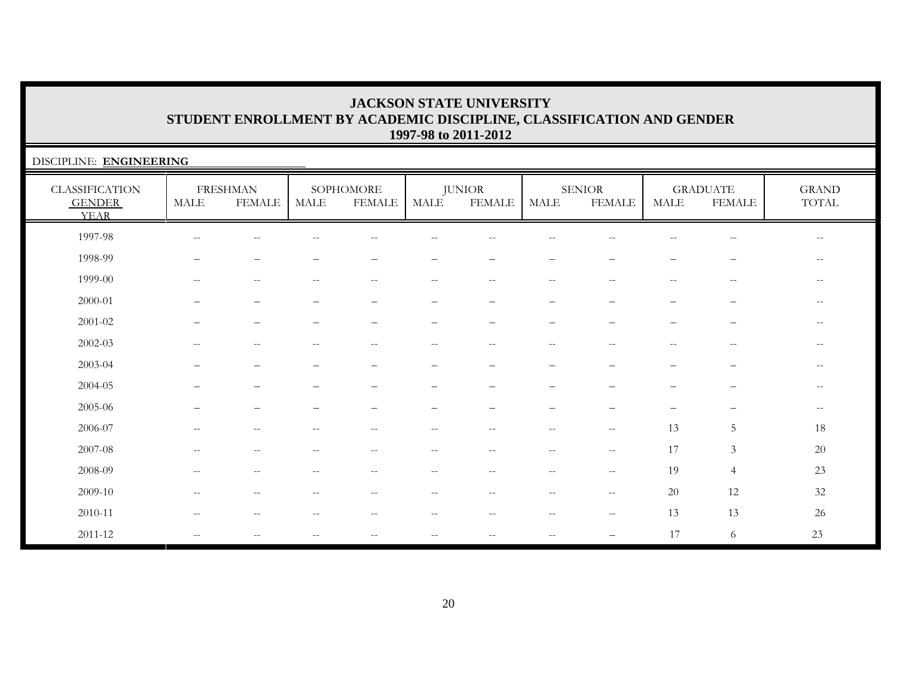# JACKSON STATE UNIVERSITY
## STUDENT ENROLLMENT BY ACADEMIC DISCIPLINE, CLASSIFICATION AND GENDER
### 1997-98 to 2011-2012

DISCIPLINE: **ENGINEERING**

| CLASSIFICATION GENDER YEAR | FRESHMAN | | SOPHOMORE | | JUNIOR | | SENIOR | | GRADUATE | | GRAND TOTAL |
|---|---|---|---|---|---|---|---|---|---|---|---|
| | MALE | FEMALE | MALE | FEMALE | MALE | FEMALE | MALE | FEMALE | MALE | FEMALE | |
| 1997-98 | -- | -- | -- | -- | -- | -- | -- | -- | -- | -- | -- |
| 1998-99 | – | – | – | – | – | – | – | – | – | – | -- |
| 1999-00 | -- | -- | -- | -- | -- | -- | -- | -- | -- | -- | -- |
| 2000-01 | – | – | – | – | – | – | – | – | – | – | -- |
| 2001-02 | – | – | – | – | – | – | – | – | – | – | -- |
| 2002-03 | -- | -- | -- | -- | -- | -- | -- | -- | -- | -- | -- |
| 2003-04 | – | – | – | – | – | – | – | – | – | – | -- |
| 2004-05 | – | – | – | – | – | – | – | – | – | – | -- |
| 2005-06 | – | – | – | – | – | – | – | – | – | – | -- |
| 2006-07 | -- | -- | -- | -- | -- | -- | -- | -- | 13 | 5 | 18 |
| 2007-08 | -- | -- | -- | -- | -- | -- | -- | -- | 17 | 3 | 20 |
| 2008-09 | -- | -- | -- | -- | -- | -- | -- | -- | 19 | 4 | 23 |
| 2009-10 | -- | -- | -- | -- | -- | -- | -- | -- | 20 | 12 | 32 |
| 2010-11 | -- | -- | -- | -- | -- | -- | -- | -- | 13 | 13 | 26 |
| 2011-12 | -- | -- | -- | -- | -- | -- | -- | – | 17 | 6 | 23 |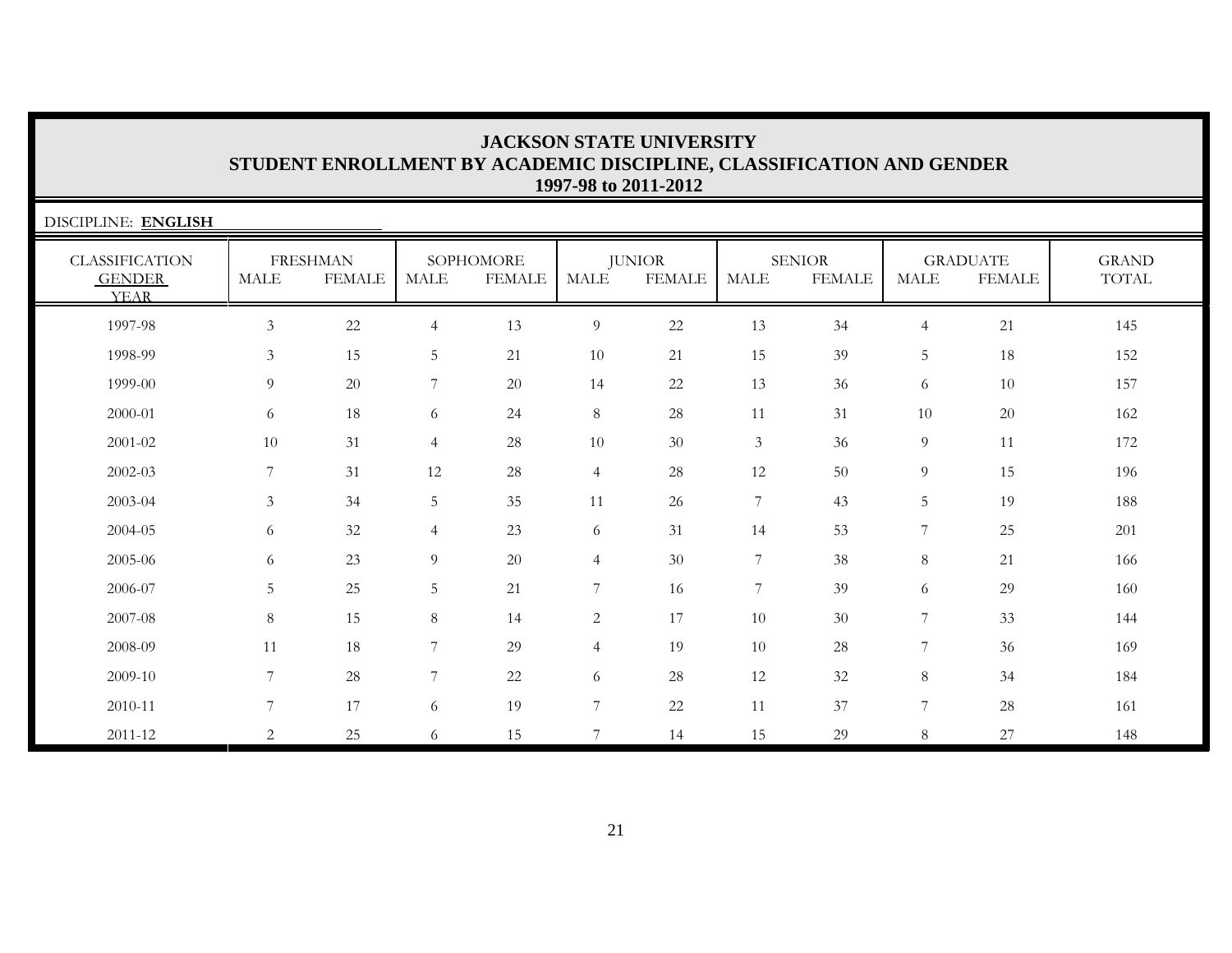# JACKSON STATE UNIVERSITY
## STUDENT ENROLLMENT BY ACADEMIC DISCIPLINE, CLASSIFICATION AND GENDER
### 1997-98 to 2011-2012

DISCIPLINE: **ENGLISH**

| CLASSIFICATION GENDER YEAR | FRESHMAN | | SOPHOMORE | | JUNIOR | | SENIOR | | GRADUATE | | GRAND TOTAL |
|---|---|---|---|---|---|---|---|---|---|---|---|
| | MALE | FEMALE | MALE | FEMALE | MALE | FEMALE | MALE | FEMALE | MALE | FEMALE | |
| 1997-98 | 3 | 22 | 4 | 13 | 9 | 22 | 13 | 34 | 4 | 21 | 145 |
| 1998-99 | 3 | 15 | 5 | 21 | 10 | 21 | 15 | 39 | 5 | 18 | 152 |
| 1999-00 | 9 | 20 | 7 | 20 | 14 | 22 | 13 | 36 | 6 | 10 | 157 |
| 2000-01 | 6 | 18 | 6 | 24 | 8 | 28 | 11 | 31 | 10 | 20 | 162 |
| 2001-02 | 10 | 31 | 4 | 28 | 10 | 30 | 3 | 36 | 9 | 11 | 172 |
| 2002-03 | 7 | 31 | 12 | 28 | 4 | 28 | 12 | 50 | 9 | 15 | 196 |
| 2003-04 | 3 | 34 | 5 | 35 | 11 | 26 | 7 | 43 | 5 | 19 | 188 |
| 2004-05 | 6 | 32 | 4 | 23 | 6 | 31 | 14 | 53 | 7 | 25 | 201 |
| 2005-06 | 6 | 23 | 9 | 20 | 4 | 30 | 7 | 38 | 8 | 21 | 166 |
| 2006-07 | 5 | 25 | 5 | 21 | 7 | 16 | 7 | 39 | 6 | 29 | 160 |
| 2007-08 | 8 | 15 | 8 | 14 | 2 | 17 | 10 | 30 | 7 | 33 | 144 |
| 2008-09 | 11 | 18 | 7 | 29 | 4 | 19 | 10 | 28 | 7 | 36 | 169 |
| 2009-10 | 7 | 28 | 7 | 22 | 6 | 28 | 12 | 32 | 8 | 34 | 184 |
| 2010-11 | 7 | 17 | 6 | 19 | 7 | 22 | 11 | 37 | 7 | 28 | 161 |
| 2011-12 | 2 | 25 | 6 | 15 | 7 | 14 | 15 | 29 | 8 | 27 | 148 |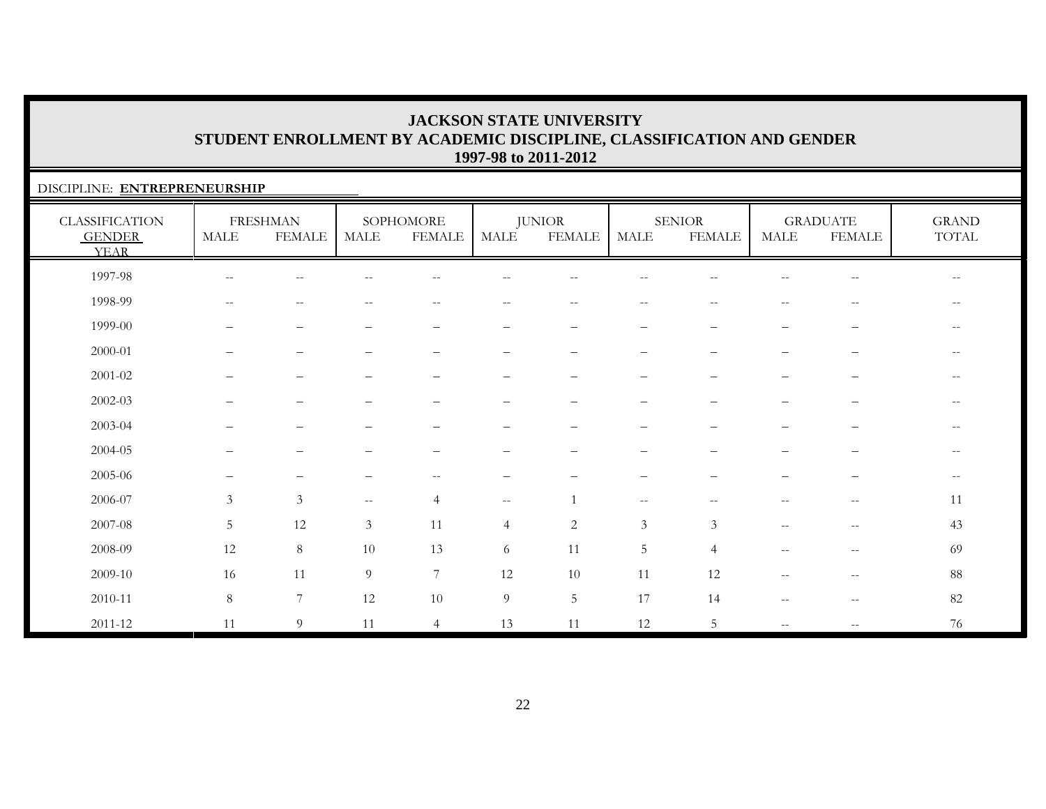# JACKSON STATE UNIVERSITY
## STUDENT ENROLLMENT BY ACADEMIC DISCIPLINE, CLASSIFICATION AND GENDER
### 1997-98 to 2011-2012

DISCIPLINE: **ENTREPRENEURSHIP**

| CLASSIFICATION | FRESHMAN | | SOPHOMORE | | JUNIOR | | SENIOR | | GRADUATE | | GRAND |
|---|---|---|---|---|---|---|---|---|---|---|---|
| GENDER YEAR | MALE | FEMALE | MALE | FEMALE | MALE | FEMALE | MALE | FEMALE | MALE | FEMALE | TOTAL |
| 1997-98 | -- | -- | -- | -- | -- | -- | -- | -- | -- | -- | -- |
| 1998-99 | -- | -- | -- | -- | -- | -- | -- | -- | -- | -- | -- |
| 1999-00 | – | – | – | – | – | – | – | – | – | – | -- |
| 2000-01 | – | – | – | – | – | – | – | – | – | – | -- |
| 2001-02 | – | – | – | – | – | – | – | – | – | – | -- |
| 2002-03 | – | – | – | – | – | – | – | – | – | – | -- |
| 2003-04 | – | – | – | – | – | – | – | – | – | – | -- |
| 2004-05 | – | – | – | – | – | – | – | – | – | – | -- |
| 2005-06 | – | – | – | -- | – | – | – | – | – | – | -- |
| 2006-07 | 3 | 3 | -- | 4 | -- | 1 | -- | -- | -- | -- | 11 |
| 2007-08 | 5 | 12 | 3 | 11 | 4 | 2 | 3 | 3 | -- | -- | 43 |
| 2008-09 | 12 | 8 | 10 | 13 | 6 | 11 | 5 | 4 | -- | -- | 69 |
| 2009-10 | 16 | 11 | 9 | 7 | 12 | 10 | 11 | 12 | -- | -- | 88 |
| 2010-11 | 8 | 7 | 12 | 10 | 9 | 5 | 17 | 14 | -- | -- | 82 |
| 2011-12 | 11 | 9 | 11 | 4 | 13 | 11 | 12 | 5 | -- | -- | 76 |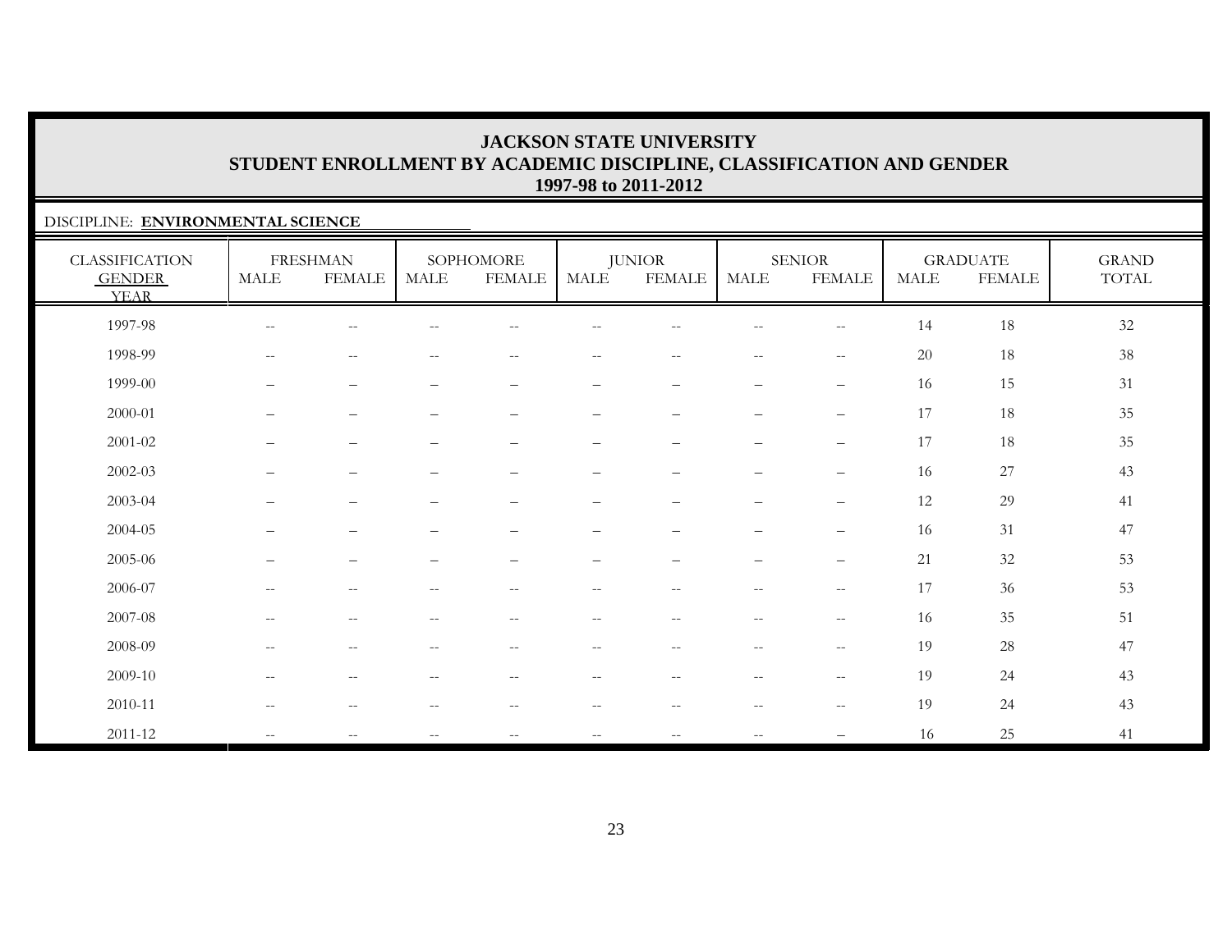# JACKSON STATE UNIVERSITY
## STUDENT ENROLLMENT BY ACADEMIC DISCIPLINE, CLASSIFICATION AND GENDER
### 1997-98 to 2011-2012

DISCIPLINE: **ENVIRONMENTAL SCIENCE**

| CLASSIFICATION GENDER YEAR | FRESHMAN | | SOPHOMORE | | JUNIOR | | SENIOR | | GRADUATE | | GRAND TOTAL |
|---|---|---|---|---|---|---|---|---|---|---|---|
| | MALE | FEMALE | MALE | FEMALE | MALE | FEMALE | MALE | FEMALE | MALE | FEMALE | |
| 1997-98 | -- | -- | -- | -- | -- | -- | -- | -- | 14 | 18 | 32 |
| 1998-99 | -- | -- | -- | -- | -- | -- | -- | -- | 20 | 18 | 38 |
| 1999-00 | – | – | – | – | – | – | – | – | 16 | 15 | 31 |
| 2000-01 | – | – | – | – | – | – | – | – | 17 | 18 | 35 |
| 2001-02 | – | – | – | – | – | – | – | – | 17 | 18 | 35 |
| 2002-03 | – | – | – | – | – | – | – | – | 16 | 27 | 43 |
| 2003-04 | – | – | – | – | – | – | – | – | 12 | 29 | 41 |
| 2004-05 | – | – | – | – | – | – | – | – | 16 | 31 | 47 |
| 2005-06 | – | – | – | – | – | – | – | – | 21 | 32 | 53 |
| 2006-07 | -- | -- | -- | -- | -- | -- | -- | -- | 17 | 36 | 53 |
| 2007-08 | -- | -- | -- | -- | -- | -- | -- | -- | 16 | 35 | 51 |
| 2008-09 | -- | -- | -- | -- | -- | -- | -- | -- | 19 | 28 | 47 |
| 2009-10 | -- | -- | -- | -- | -- | -- | -- | -- | 19 | 24 | 43 |
| 2010-11 | -- | -- | -- | -- | -- | -- | -- | -- | 19 | 24 | 43 |
| 2011-12 | -- | -- | -- | -- | -- | -- | -- | – | 16 | 25 | 41 |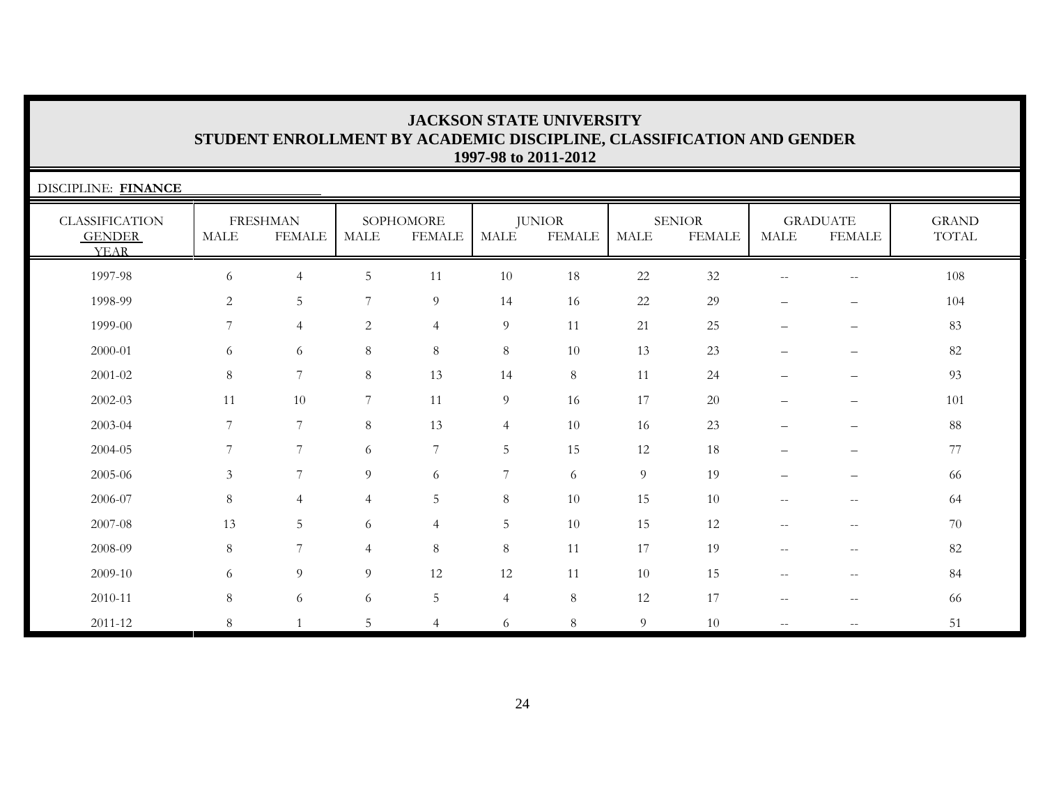**JACKSON STATE UNIVERSITY**
**STUDENT ENROLLMENT BY ACADEMIC DISCIPLINE, CLASSIFICATION AND GENDER**
**1997-98 to 2011-2012**

DISCIPLINE: **FINANCE**

| CLASSIFICATION GENDER YEAR | FRESHMAN | | SOPHOMORE | | JUNIOR | | SENIOR | | GRADUATE | | GRAND TOTAL |
|---|---|---|---|---|---|---|---|---|---|---|---|
| | MALE | FEMALE | MALE | FEMALE | MALE | FEMALE | MALE | FEMALE | MALE | FEMALE | |
| 1997-98 | 6 | 4 | 5 | 11 | 10 | 18 | 22 | 32 | -- | -- | 108 |
| 1998-99 | 2 | 5 | 7 | 9 | 14 | 16 | 22 | 29 | – | – | 104 |
| 1999-00 | 7 | 4 | 2 | 4 | 9 | 11 | 21 | 25 | – | – | 83 |
| 2000-01 | 6 | 6 | 8 | 8 | 8 | 10 | 13 | 23 | – | – | 82 |
| 2001-02 | 8 | 7 | 8 | 13 | 14 | 8 | 11 | 24 | – | – | 93 |
| 2002-03 | 11 | 10 | 7 | 11 | 9 | 16 | 17 | 20 | – | – | 101 |
| 2003-04 | 7 | 7 | 8 | 13 | 4 | 10 | 16 | 23 | – | – | 88 |
| 2004-05 | 7 | 7 | 6 | 7 | 5 | 15 | 12 | 18 | – | – | 77 |
| 2005-06 | 3 | 7 | 9 | 6 | 7 | 6 | 9 | 19 | – | – | 66 |
| 2006-07 | 8 | 4 | 4 | 5 | 8 | 10 | 15 | 10 | -- | -- | 64 |
| 2007-08 | 13 | 5 | 6 | 4 | 5 | 10 | 15 | 12 | -- | -- | 70 |
| 2008-09 | 8 | 7 | 4 | 8 | 8 | 11 | 17 | 19 | -- | -- | 82 |
| 2009-10 | 6 | 9 | 9 | 12 | 12 | 11 | 10 | 15 | -- | -- | 84 |
| 2010-11 | 8 | 6 | 6 | 5 | 4 | 8 | 12 | 17 | -- | -- | 66 |
| 2011-12 | 8 | 1 | 5 | 4 | 6 | 8 | 9 | 10 | -- | -- | 51 |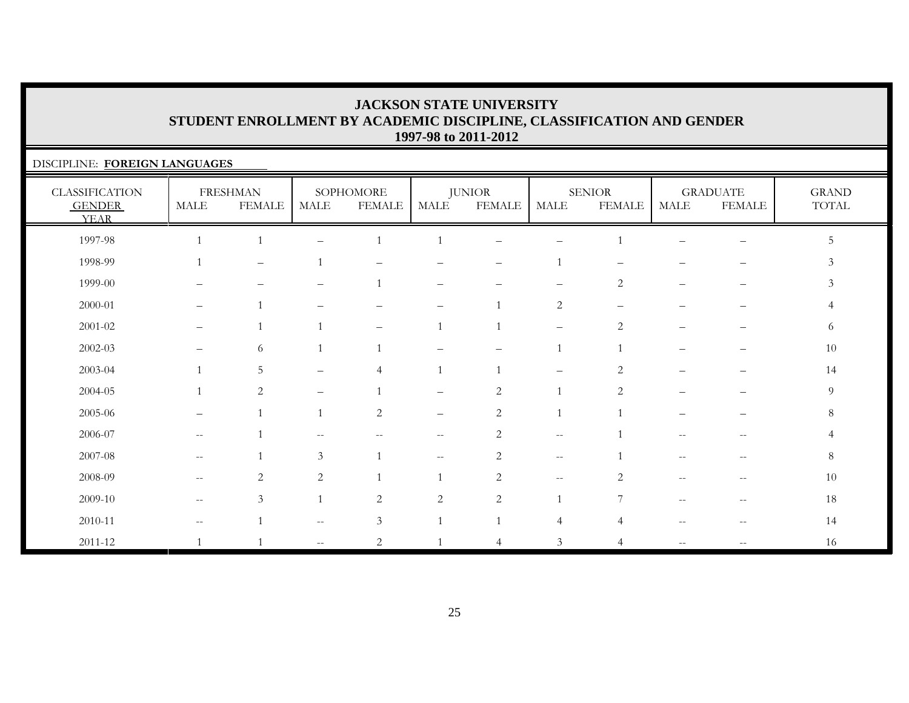# JACKSON STATE UNIVERSITY
## STUDENT ENROLLMENT BY ACADEMIC DISCIPLINE, CLASSIFICATION AND GENDER
### 1997-98 to 2011-2012

DISCIPLINE: **FOREIGN LANGUAGES**

| CLASSIFICATION GENDER YEAR | FRESHMAN | | SOPHOMORE | | JUNIOR | | SENIOR | | GRADUATE | | GRAND TOTAL |
|---|---|---|---|---|---|---|---|---|---|---|---|
| | MALE | FEMALE | MALE | FEMALE | MALE | FEMALE | MALE | FEMALE | MALE | FEMALE | |
| 1997-98 | 1 | 1 | – | 1 | 1 | – | – | 1 | – | – | 5 |
| 1998-99 | 1 | – | 1 | – | – | – | 1 | – | – | – | 3 |
| 1999-00 | – | – | – | 1 | – | – | – | 2 | – | – | 3 |
| 2000-01 | – | 1 | – | – | – | 1 | 2 | – | – | – | 4 |
| 2001-02 | – | 1 | 1 | – | 1 | 1 | – | 2 | – | – | 6 |
| 2002-03 | – | 6 | 1 | 1 | – | – | 1 | 1 | – | – | 10 |
| 2003-04 | 1 | 5 | – | 4 | 1 | 1 | – | 2 | – | – | 14 |
| 2004-05 | 1 | 2 | – | 1 | – | 2 | 1 | 2 | – | – | 9 |
| 2005-06 | – | 1 | 1 | 2 | – | 2 | 1 | 1 | – | – | 8 |
| 2006-07 | -- | 1 | -- | -- | -- | 2 | -- | 1 | -- | -- | 4 |
| 2007-08 | -- | 1 | 3 | 1 | -- | 2 | -- | 1 | -- | -- | 8 |
| 2008-09 | -- | 2 | 2 | 1 | 1 | 2 | -- | 2 | -- | -- | 10 |
| 2009-10 | -- | 3 | 1 | 2 | 2 | 2 | 1 | 7 | -- | -- | 18 |
| 2010-11 | -- | 1 | -- | 3 | 1 | 1 | 4 | 4 | -- | -- | 14 |
| 2011-12 | 1 | 1 | -- | 2 | 1 | 4 | 3 | 4 | -- | -- | 16 |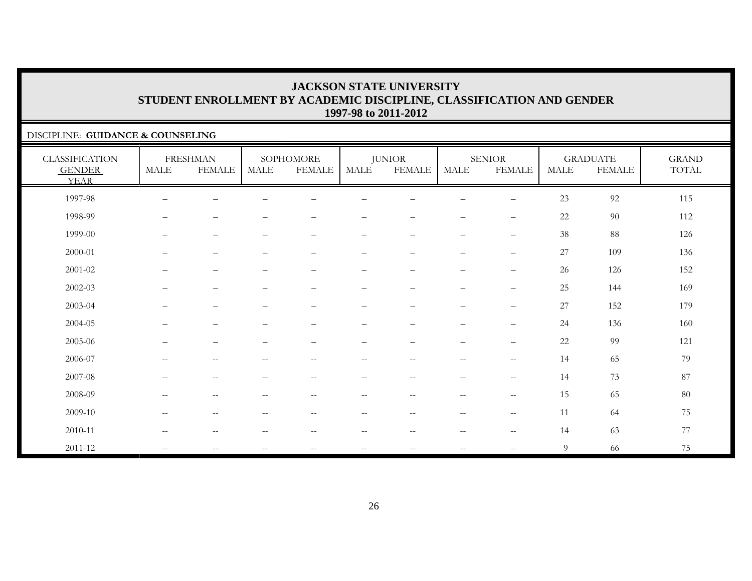# JACKSON STATE UNIVERSITY
## STUDENT ENROLLMENT BY ACADEMIC DISCIPLINE, CLASSIFICATION AND GENDER
### 1997-98 to 2011-2012

DISCIPLINE: **GUIDANCE & COUNSELING**

| CLASSIFICATION | FRESHMAN | | SOPHOMORE | | JUNIOR | | SENIOR | | GRADUATE | | GRAND |
|---|---|---|---|---|---|---|---|---|---|---|---|
| GENDER / YEAR | MALE | FEMALE | MALE | FEMALE | MALE | FEMALE | MALE | FEMALE | MALE | FEMALE | TOTAL |
| 1997-98 | – | – | – | – | – | – | – | – | 23 | 92 | 115 |
| 1998-99 | – | – | – | – | – | – | – | – | 22 | 90 | 112 |
| 1999-00 | – | – | – | – | – | – | – | – | 38 | 88 | 126 |
| 2000-01 | – | – | – | – | – | – | – | – | 27 | 109 | 136 |
| 2001-02 | – | – | – | – | – | – | – | – | 26 | 126 | 152 |
| 2002-03 | – | – | – | – | – | – | – | – | 25 | 144 | 169 |
| 2003-04 | – | – | – | – | – | – | – | – | 27 | 152 | 179 |
| 2004-05 | – | – | – | – | – | – | – | – | 24 | 136 | 160 |
| 2005-06 | – | – | – | – | – | – | – | – | 22 | 99 | 121 |
| 2006-07 | -- | -- | -- | -- | -- | -- | -- | -- | 14 | 65 | 79 |
| 2007-08 | -- | -- | -- | -- | -- | -- | -- | -- | 14 | 73 | 87 |
| 2008-09 | -- | -- | -- | -- | -- | -- | -- | -- | 15 | 65 | 80 |
| 2009-10 | -- | -- | -- | -- | -- | -- | -- | -- | 11 | 64 | 75 |
| 2010-11 | -- | -- | -- | -- | -- | -- | -- | -- | 14 | 63 | 77 |
| 2011-12 | -- | -- | -- | -- | -- | -- | -- | – | 9 | 66 | 75 |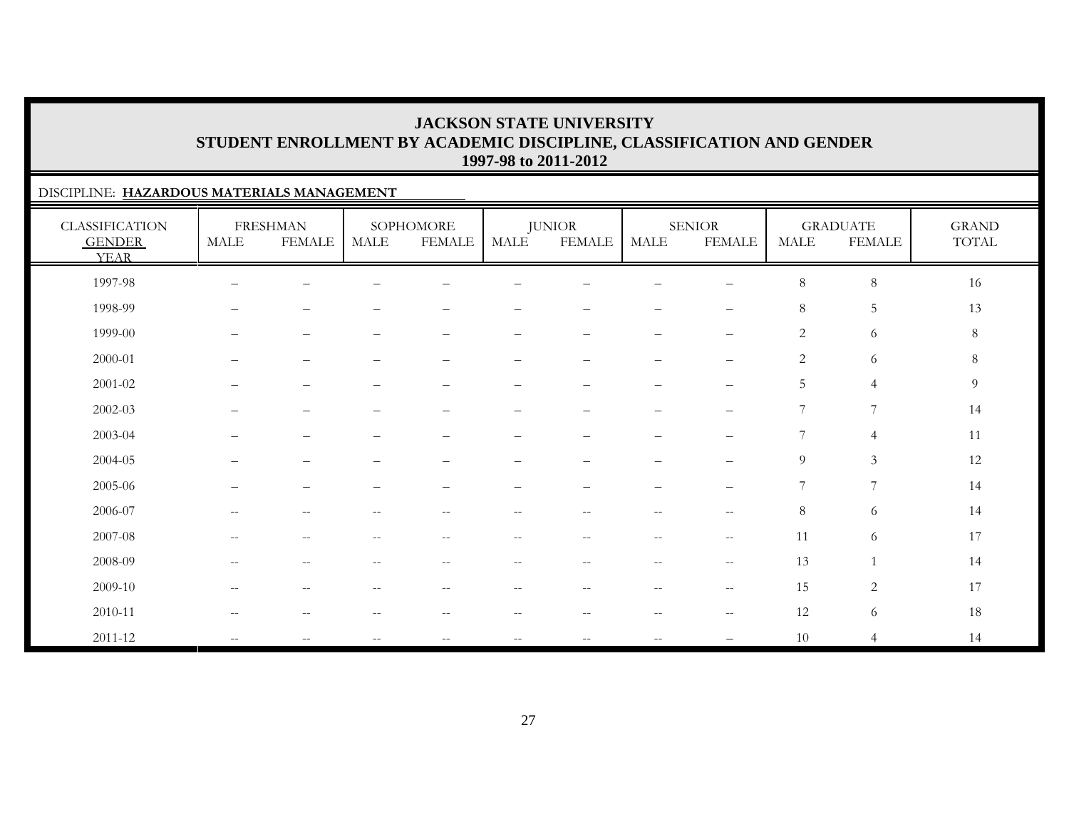# JACKSON STATE UNIVERSITY
## STUDENT ENROLLMENT BY ACADEMIC DISCIPLINE, CLASSIFICATION AND GENDER
### 1997-98 to 2011-2012

DISCIPLINE: **HAZARDOUS MATERIALS MANAGEMENT**

| CLASSIFICATION | FRESHMAN | | SOPHOMORE | | JUNIOR | | SENIOR | | GRADUATE | | GRAND |
|---|---|---|---|---|---|---|---|---|---|---|---|
| GENDER YEAR | MALE | FEMALE | MALE | FEMALE | MALE | FEMALE | MALE | FEMALE | MALE | FEMALE | TOTAL |
| 1997-98 | – | – | – | – | – | – | – | – | 8 | 8 | 16 |
| 1998-99 | – | – | – | – | – | – | – | – | 8 | 5 | 13 |
| 1999-00 | – | – | – | – | – | – | – | – | 2 | 6 | 8 |
| 2000-01 | – | – | – | – | – | – | – | – | 2 | 6 | 8 |
| 2001-02 | – | – | – | – | – | – | – | – | 5 | 4 | 9 |
| 2002-03 | – | – | – | – | – | – | – | – | 7 | 7 | 14 |
| 2003-04 | – | – | – | – | – | – | – | – | 7 | 4 | 11 |
| 2004-05 | – | – | – | – | – | – | – | – | 9 | 3 | 12 |
| 2005-06 | – | – | – | – | – | – | – | – | 7 | 7 | 14 |
| 2006-07 | -- | -- | -- | -- | -- | -- | -- | -- | 8 | 6 | 14 |
| 2007-08 | -- | -- | -- | -- | -- | -- | -- | -- | 11 | 6 | 17 |
| 2008-09 | -- | -- | -- | -- | -- | -- | -- | -- | 13 | 1 | 14 |
| 2009-10 | -- | -- | -- | -- | -- | -- | -- | -- | 15 | 2 | 17 |
| 2010-11 | -- | -- | -- | -- | -- | -- | -- | -- | 12 | 6 | 18 |
| 2011-12 | -- | -- | -- | -- | -- | -- | -- | – | 10 | 4 | 14 |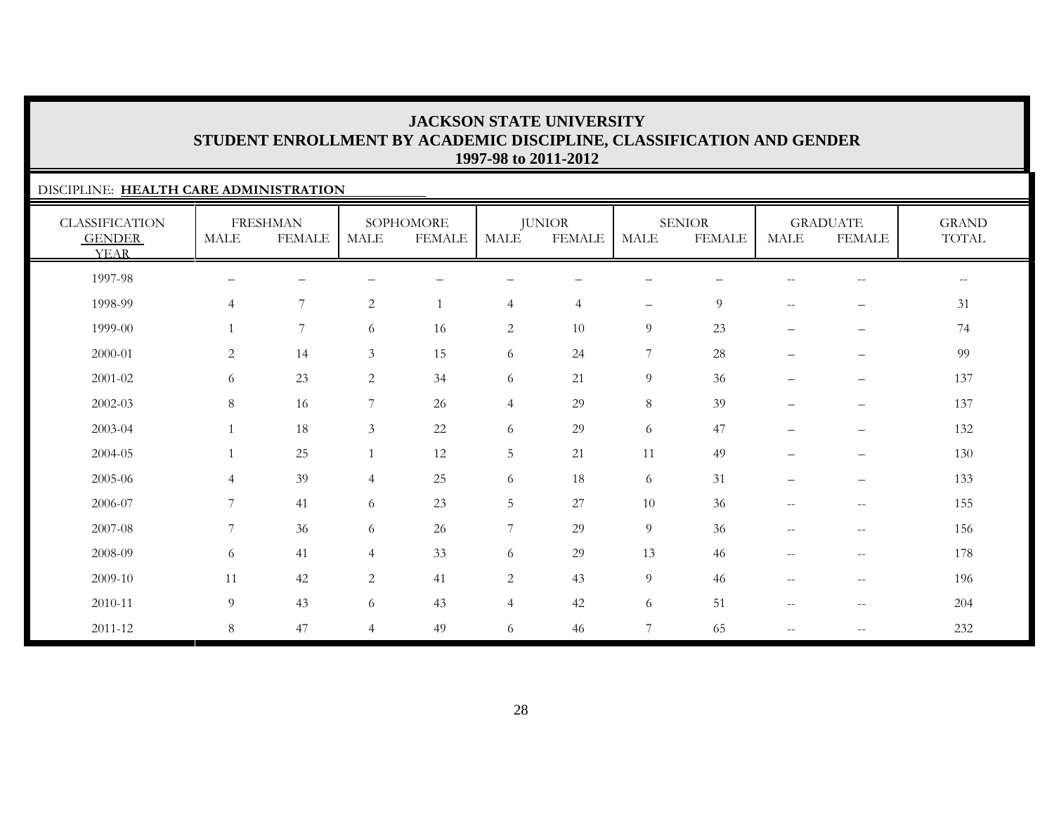# JACKSON STATE UNIVERSITY
## STUDENT ENROLLMENT BY ACADEMIC DISCIPLINE, CLASSIFICATION AND GENDER
### 1997-98 to 2011-2012

DISCIPLINE: **HEALTH CARE ADMINISTRATION**

| CLASSIFICATION GENDER YEAR | FRESHMAN | | SOPHOMORE | | JUNIOR | | SENIOR | | GRADUATE | | GRAND TOTAL |
|---|---|---|---|---|---|---|---|---|---|---|---|
| | MALE | FEMALE | MALE | FEMALE | MALE | FEMALE | MALE | FEMALE | MALE | FEMALE | |
| 1997-98 | – | – | – | – | – | – | – | – | -- | -- | -- |
| 1998-99 | 4 | 7 | 2 | 1 | 4 | 4 | – | 9 | -- | – | 31 |
| 1999-00 | 1 | 7 | 6 | 16 | 2 | 10 | 9 | 23 | – | – | 74 |
| 2000-01 | 2 | 14 | 3 | 15 | 6 | 24 | 7 | 28 | – | – | 99 |
| 2001-02 | 6 | 23 | 2 | 34 | 6 | 21 | 9 | 36 | – | – | 137 |
| 2002-03 | 8 | 16 | 7 | 26 | 4 | 29 | 8 | 39 | – | – | 137 |
| 2003-04 | 1 | 18 | 3 | 22 | 6 | 29 | 6 | 47 | – | – | 132 |
| 2004-05 | 1 | 25 | 1 | 12 | 5 | 21 | 11 | 49 | – | – | 130 |
| 2005-06 | 4 | 39 | 4 | 25 | 6 | 18 | 6 | 31 | – | – | 133 |
| 2006-07 | 7 | 41 | 6 | 23 | 5 | 27 | 10 | 36 | -- | -- | 155 |
| 2007-08 | 7 | 36 | 6 | 26 | 7 | 29 | 9 | 36 | -- | -- | 156 |
| 2008-09 | 6 | 41 | 4 | 33 | 6 | 29 | 13 | 46 | -- | -- | 178 |
| 2009-10 | 11 | 42 | 2 | 41 | 2 | 43 | 9 | 46 | -- | -- | 196 |
| 2010-11 | 9 | 43 | 6 | 43 | 4 | 42 | 6 | 51 | -- | -- | 204 |
| 2011-12 | 8 | 47 | 4 | 49 | 6 | 46 | 7 | 65 | -- | -- | 232 |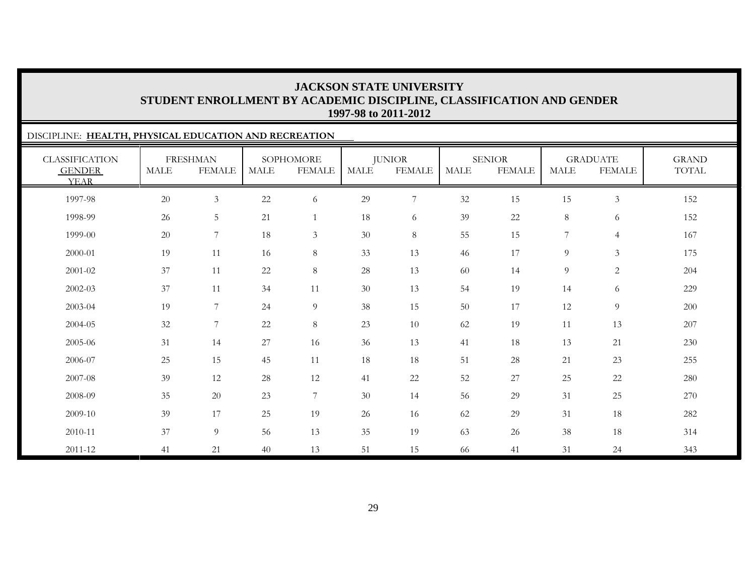# JACKSON STATE UNIVERSITY
## STUDENT ENROLLMENT BY ACADEMIC DISCIPLINE, CLASSIFICATION AND GENDER
### 1997-98 to 2011-2012

DISCIPLINE: **HEALTH, PHYSICAL EDUCATION AND RECREATION**

| CLASSIFICATION / GENDER / YEAR | FRESHMAN | | SOPHOMORE | | JUNIOR | | SENIOR | | GRADUATE | | GRAND TOTAL |
|---|---|---|---|---|---|---|---|---|---|---|---|
| | MALE | FEMALE | MALE | FEMALE | MALE | FEMALE | MALE | FEMALE | MALE | FEMALE | |
| 1997-98 | 20 | 3 | 22 | 6 | 29 | 7 | 32 | 15 | 15 | 3 | 152 |
| 1998-99 | 26 | 5 | 21 | 1 | 18 | 6 | 39 | 22 | 8 | 6 | 152 |
| 1999-00 | 20 | 7 | 18 | 3 | 30 | 8 | 55 | 15 | 7 | 4 | 167 |
| 2000-01 | 19 | 11 | 16 | 8 | 33 | 13 | 46 | 17 | 9 | 3 | 175 |
| 2001-02 | 37 | 11 | 22 | 8 | 28 | 13 | 60 | 14 | 9 | 2 | 204 |
| 2002-03 | 37 | 11 | 34 | 11 | 30 | 13 | 54 | 19 | 14 | 6 | 229 |
| 2003-04 | 19 | 7 | 24 | 9 | 38 | 15 | 50 | 17 | 12 | 9 | 200 |
| 2004-05 | 32 | 7 | 22 | 8 | 23 | 10 | 62 | 19 | 11 | 13 | 207 |
| 2005-06 | 31 | 14 | 27 | 16 | 36 | 13 | 41 | 18 | 13 | 21 | 230 |
| 2006-07 | 25 | 15 | 45 | 11 | 18 | 18 | 51 | 28 | 21 | 23 | 255 |
| 2007-08 | 39 | 12 | 28 | 12 | 41 | 22 | 52 | 27 | 25 | 22 | 280 |
| 2008-09 | 35 | 20 | 23 | 7 | 30 | 14 | 56 | 29 | 31 | 25 | 270 |
| 2009-10 | 39 | 17 | 25 | 19 | 26 | 16 | 62 | 29 | 31 | 18 | 282 |
| 2010-11 | 37 | 9 | 56 | 13 | 35 | 19 | 63 | 26 | 38 | 18 | 314 |
| 2011-12 | 41 | 21 | 40 | 13 | 51 | 15 | 66 | 41 | 31 | 24 | 343 |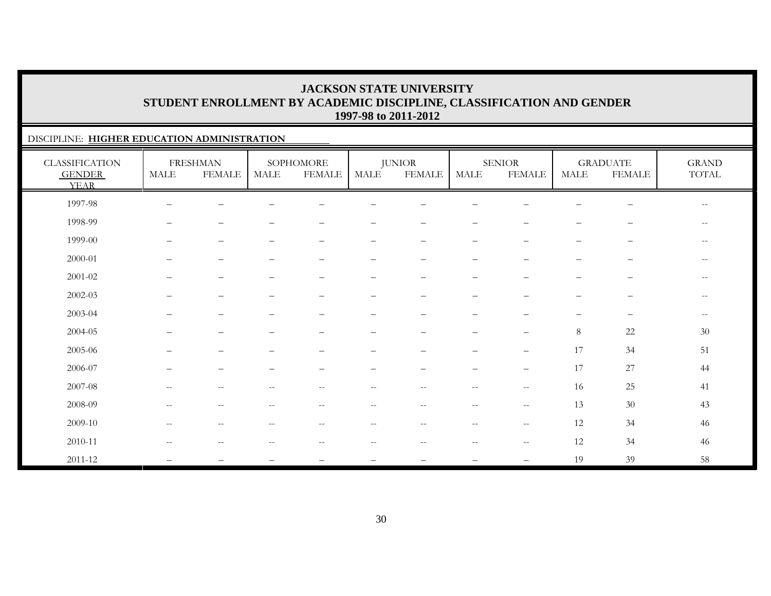# JACKSON STATE UNIVERSITY
## STUDENT ENROLLMENT BY ACADEMIC DISCIPLINE, CLASSIFICATION AND GENDER
### 1997-98 to 2011-2012

DISCIPLINE: **HIGHER EDUCATION ADMINISTRATION**

| CLASSIFICATION GENDER YEAR | FRESHMAN | | SOPHOMORE | | JUNIOR | | SENIOR | | GRADUATE | | GRAND TOTAL |
|---|---|---|---|---|---|---|---|---|---|---|---|
| | MALE | FEMALE | MALE | FEMALE | MALE | FEMALE | MALE | FEMALE | MALE | FEMALE | |
| 1997-98 | – | – | – | – | – | – | – | – | – | – | -- |
| 1998-99 | – | – | – | – | – | – | – | – | – | – | -- |
| 1999-00 | – | – | – | – | – | – | – | – | – | – | -- |
| 2000-01 | – | – | – | – | – | – | – | – | – | – | -- |
| 2001-02 | – | – | – | – | – | – | – | – | – | – | -- |
| 2002-03 | – | – | – | – | – | – | – | – | – | – | -- |
| 2003-04 | – | – | – | – | – | – | – | – | – | – | -- |
| 2004-05 | – | – | – | – | – | – | – | – | 8 | 22 | 30 |
| 2005-06 | – | – | – | – | – | – | – | – | 17 | 34 | 51 |
| 2006-07 | – | – | – | – | – | – | – | – | 17 | 27 | 44 |
| 2007-08 | -- | -- | -- | -- | -- | -- | -- | -- | 16 | 25 | 41 |
| 2008-09 | -- | -- | -- | -- | -- | -- | -- | -- | 13 | 30 | 43 |
| 2009-10 | -- | -- | -- | -- | -- | -- | -- | -- | 12 | 34 | 46 |
| 2010-11 | -- | -- | -- | -- | -- | -- | -- | -- | 12 | 34 | 46 |
| 2011-12 | – | – | – | – | – | – | – | – | 19 | 39 | 58 |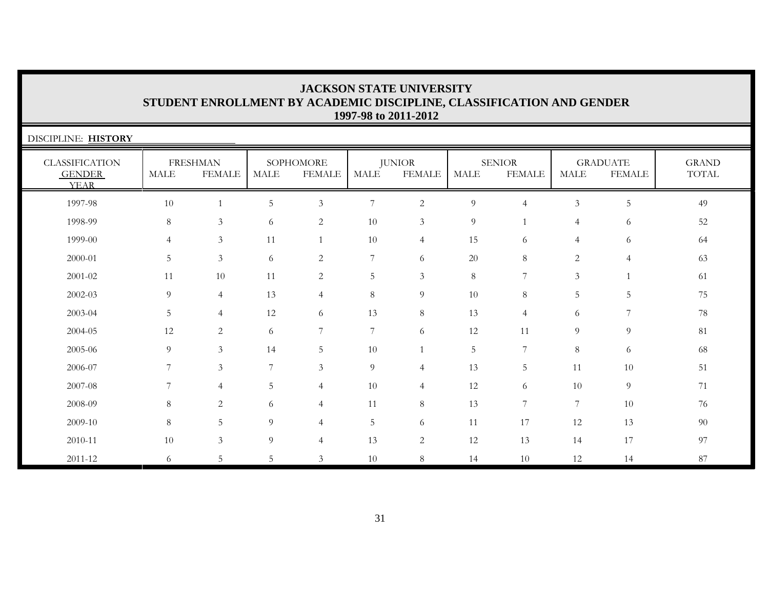# JACKSON STATE UNIVERSITY
## STUDENT ENROLLMENT BY ACADEMIC DISCIPLINE, CLASSIFICATION AND GENDER
### 1997-98 to 2011-2012

DISCIPLINE: **HISTORY**

| CLASSIFICATION GENDER YEAR | FRESHMAN | | SOPHOMORE | | JUNIOR | | SENIOR | | GRADUATE | | GRAND TOTAL |
|---|---|---|---|---|---|---|---|---|---|---|---|
| | MALE | FEMALE | MALE | FEMALE | MALE | FEMALE | MALE | FEMALE | MALE | FEMALE | |
| 1997-98 | 10 | 1 | 5 | 3 | 7 | 2 | 9 | 4 | 3 | 5 | 49 |
| 1998-99 | 8 | 3 | 6 | 2 | 10 | 3 | 9 | 1 | 4 | 6 | 52 |
| 1999-00 | 4 | 3 | 11 | 1 | 10 | 4 | 15 | 6 | 4 | 6 | 64 |
| 2000-01 | 5 | 3 | 6 | 2 | 7 | 6 | 20 | 8 | 2 | 4 | 63 |
| 2001-02 | 11 | 10 | 11 | 2 | 5 | 3 | 8 | 7 | 3 | 1 | 61 |
| 2002-03 | 9 | 4 | 13 | 4 | 8 | 9 | 10 | 8 | 5 | 5 | 75 |
| 2003-04 | 5 | 4 | 12 | 6 | 13 | 8 | 13 | 4 | 6 | 7 | 78 |
| 2004-05 | 12 | 2 | 6 | 7 | 7 | 6 | 12 | 11 | 9 | 9 | 81 |
| 2005-06 | 9 | 3 | 14 | 5 | 10 | 1 | 5 | 7 | 8 | 6 | 68 |
| 2006-07 | 7 | 3 | 7 | 3 | 9 | 4 | 13 | 5 | 11 | 10 | 51 |
| 2007-08 | 7 | 4 | 5 | 4 | 10 | 4 | 12 | 6 | 10 | 9 | 71 |
| 2008-09 | 8 | 2 | 6 | 4 | 11 | 8 | 13 | 7 | 7 | 10 | 76 |
| 2009-10 | 8 | 5 | 9 | 4 | 5 | 6 | 11 | 17 | 12 | 13 | 90 |
| 2010-11 | 10 | 3 | 9 | 4 | 13 | 2 | 12 | 13 | 14 | 17 | 97 |
| 2011-12 | 6 | 5 | 5 | 3 | 10 | 8 | 14 | 10 | 12 | 14 | 87 |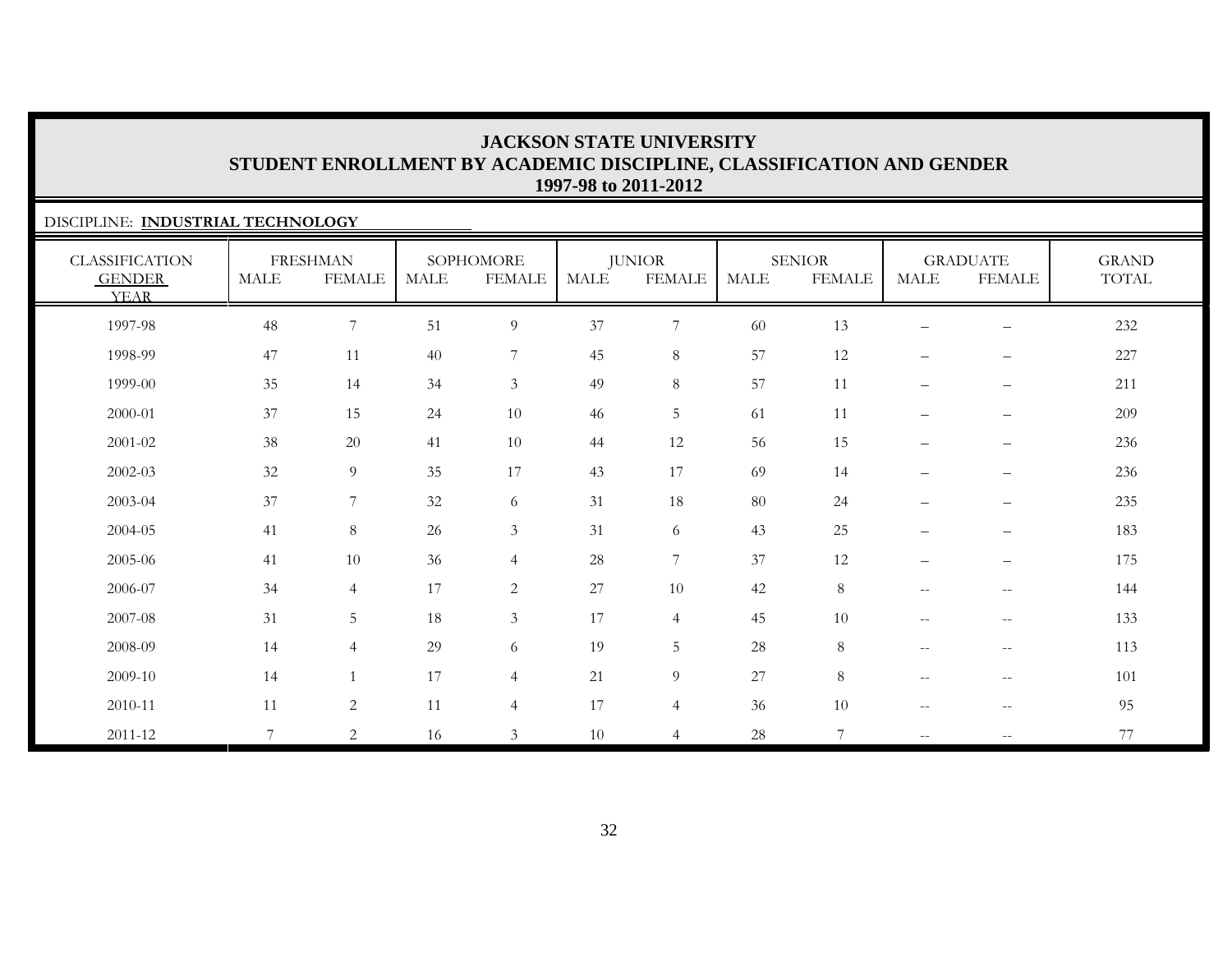# JACKSON STATE UNIVERSITY
## STUDENT ENROLLMENT BY ACADEMIC DISCIPLINE, CLASSIFICATION AND GENDER
### 1997-98 to 2011-2012

DISCIPLINE: **INDUSTRIAL TECHNOLOGY**

| CLASSIFICATION GENDER YEAR | FRESHMAN | | SOPHOMORE | | JUNIOR | | SENIOR | | GRADUATE | | GRAND TOTAL |
|---|---|---|---|---|---|---|---|---|---|---|---|
| | MALE | FEMALE | MALE | FEMALE | MALE | FEMALE | MALE | FEMALE | MALE | FEMALE | |
| 1997-98 | 48 | 7 | 51 | 9 | 37 | 7 | 60 | 13 | – | – | 232 |
| 1998-99 | 47 | 11 | 40 | 7 | 45 | 8 | 57 | 12 | – | – | 227 |
| 1999-00 | 35 | 14 | 34 | 3 | 49 | 8 | 57 | 11 | – | – | 211 |
| 2000-01 | 37 | 15 | 24 | 10 | 46 | 5 | 61 | 11 | – | – | 209 |
| 2001-02 | 38 | 20 | 41 | 10 | 44 | 12 | 56 | 15 | – | – | 236 |
| 2002-03 | 32 | 9 | 35 | 17 | 43 | 17 | 69 | 14 | – | – | 236 |
| 2003-04 | 37 | 7 | 32 | 6 | 31 | 18 | 80 | 24 | – | – | 235 |
| 2004-05 | 41 | 8 | 26 | 3 | 31 | 6 | 43 | 25 | – | – | 183 |
| 2005-06 | 41 | 10 | 36 | 4 | 28 | 7 | 37 | 12 | – | – | 175 |
| 2006-07 | 34 | 4 | 17 | 2 | 27 | 10 | 42 | 8 | -- | -- | 144 |
| 2007-08 | 31 | 5 | 18 | 3 | 17 | 4 | 45 | 10 | -- | -- | 133 |
| 2008-09 | 14 | 4 | 29 | 6 | 19 | 5 | 28 | 8 | -- | -- | 113 |
| 2009-10 | 14 | 1 | 17 | 4 | 21 | 9 | 27 | 8 | -- | -- | 101 |
| 2010-11 | 11 | 2 | 11 | 4 | 17 | 4 | 36 | 10 | -- | -- | 95 |
| 2011-12 | 7 | 2 | 16 | 3 | 10 | 4 | 28 | 7 | -- | -- | 77 |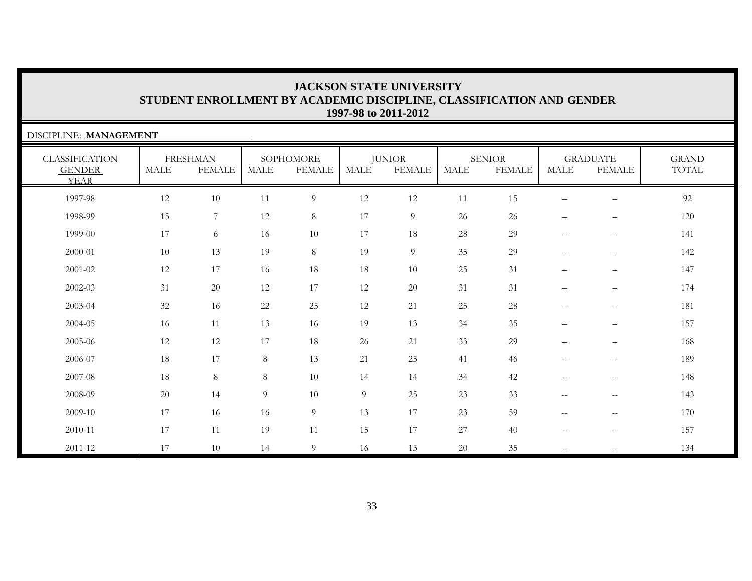# JACKSON STATE UNIVERSITY
## STUDENT ENROLLMENT BY ACADEMIC DISCIPLINE, CLASSIFICATION AND GENDER
### 1997-98 to 2011-2012

DISCIPLINE: **MANAGEMENT**

| CLASSIFICATION GENDER YEAR | FRESHMAN | | SOPHOMORE | | JUNIOR | | SENIOR | | GRADUATE | | GRAND TOTAL |
|---|---|---|---|---|---|---|---|---|---|---|---|
| | MALE | FEMALE | MALE | FEMALE | MALE | FEMALE | MALE | FEMALE | MALE | FEMALE | |
| 1997-98 | 12 | 10 | 11 | 9 | 12 | 12 | 11 | 15 | – | – | 92 |
| 1998-99 | 15 | 7 | 12 | 8 | 17 | 9 | 26 | 26 | – | – | 120 |
| 1999-00 | 17 | 6 | 16 | 10 | 17 | 18 | 28 | 29 | – | – | 141 |
| 2000-01 | 10 | 13 | 19 | 8 | 19 | 9 | 35 | 29 | – | – | 142 |
| 2001-02 | 12 | 17 | 16 | 18 | 18 | 10 | 25 | 31 | – | – | 147 |
| 2002-03 | 31 | 20 | 12 | 17 | 12 | 20 | 31 | 31 | – | – | 174 |
| 2003-04 | 32 | 16 | 22 | 25 | 12 | 21 | 25 | 28 | – | – | 181 |
| 2004-05 | 16 | 11 | 13 | 16 | 19 | 13 | 34 | 35 | – | – | 157 |
| 2005-06 | 12 | 12 | 17 | 18 | 26 | 21 | 33 | 29 | – | – | 168 |
| 2006-07 | 18 | 17 | 8 | 13 | 21 | 25 | 41 | 46 | -- | -- | 189 |
| 2007-08 | 18 | 8 | 8 | 10 | 14 | 14 | 34 | 42 | -- | -- | 148 |
| 2008-09 | 20 | 14 | 9 | 10 | 9 | 25 | 23 | 33 | -- | -- | 143 |
| 2009-10 | 17 | 16 | 16 | 9 | 13 | 17 | 23 | 59 | -- | -- | 170 |
| 2010-11 | 17 | 11 | 19 | 11 | 15 | 17 | 27 | 40 | -- | -- | 157 |
| 2011-12 | 17 | 10 | 14 | 9 | 16 | 13 | 20 | 35 | -- | -- | 134 |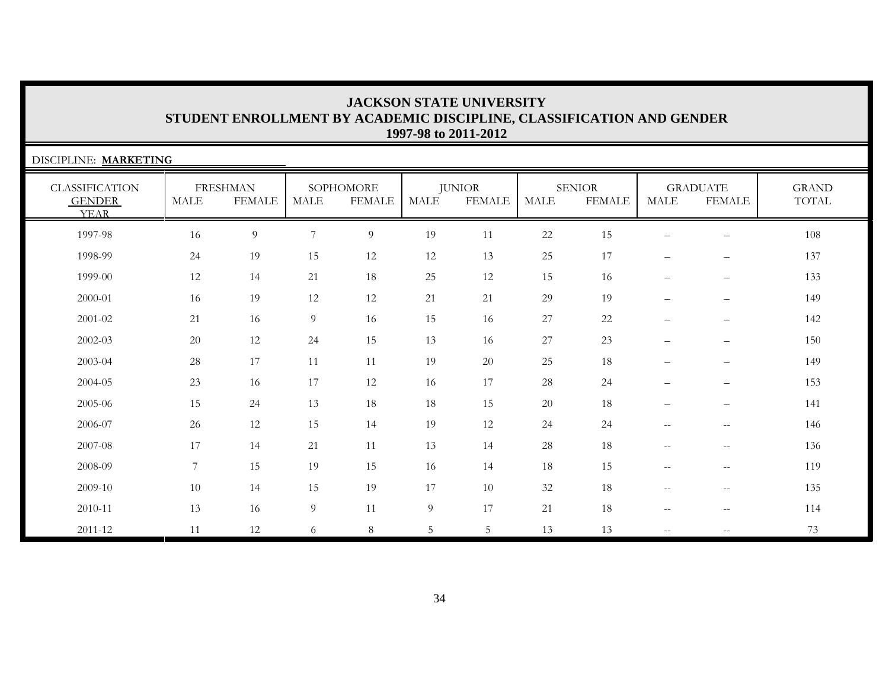# JACKSON STATE UNIVERSITY
## STUDENT ENROLLMENT BY ACADEMIC DISCIPLINE, CLASSIFICATION AND GENDER
### 1997-98 to 2011-2012

DISCIPLINE: **MARKETING**

| CLASSIFICATION GENDER YEAR | FRESHMAN | | SOPHOMORE | | JUNIOR | | SENIOR | | GRADUATE | | GRAND TOTAL |
|---|---|---|---|---|---|---|---|---|---|---|---|
| | MALE | FEMALE | MALE | FEMALE | MALE | FEMALE | MALE | FEMALE | MALE | FEMALE | |
| 1997-98 | 16 | 9 | 7 | 9 | 19 | 11 | 22 | 15 | – | – | 108 |
| 1998-99 | 24 | 19 | 15 | 12 | 12 | 13 | 25 | 17 | – | – | 137 |
| 1999-00 | 12 | 14 | 21 | 18 | 25 | 12 | 15 | 16 | – | – | 133 |
| 2000-01 | 16 | 19 | 12 | 12 | 21 | 21 | 29 | 19 | – | – | 149 |
| 2001-02 | 21 | 16 | 9 | 16 | 15 | 16 | 27 | 22 | – | – | 142 |
| 2002-03 | 20 | 12 | 24 | 15 | 13 | 16 | 27 | 23 | – | – | 150 |
| 2003-04 | 28 | 17 | 11 | 11 | 19 | 20 | 25 | 18 | – | – | 149 |
| 2004-05 | 23 | 16 | 17 | 12 | 16 | 17 | 28 | 24 | – | – | 153 |
| 2005-06 | 15 | 24 | 13 | 18 | 18 | 15 | 20 | 18 | – | – | 141 |
| 2006-07 | 26 | 12 | 15 | 14 | 19 | 12 | 24 | 24 | -- | -- | 146 |
| 2007-08 | 17 | 14 | 21 | 11 | 13 | 14 | 28 | 18 | -- | -- | 136 |
| 2008-09 | 7 | 15 | 19 | 15 | 16 | 14 | 18 | 15 | -- | -- | 119 |
| 2009-10 | 10 | 14 | 15 | 19 | 17 | 10 | 32 | 18 | -- | -- | 135 |
| 2010-11 | 13 | 16 | 9 | 11 | 9 | 17 | 21 | 18 | -- | -- | 114 |
| 2011-12 | 11 | 12 | 6 | 8 | 5 | 5 | 13 | 13 | -- | -- | 73 |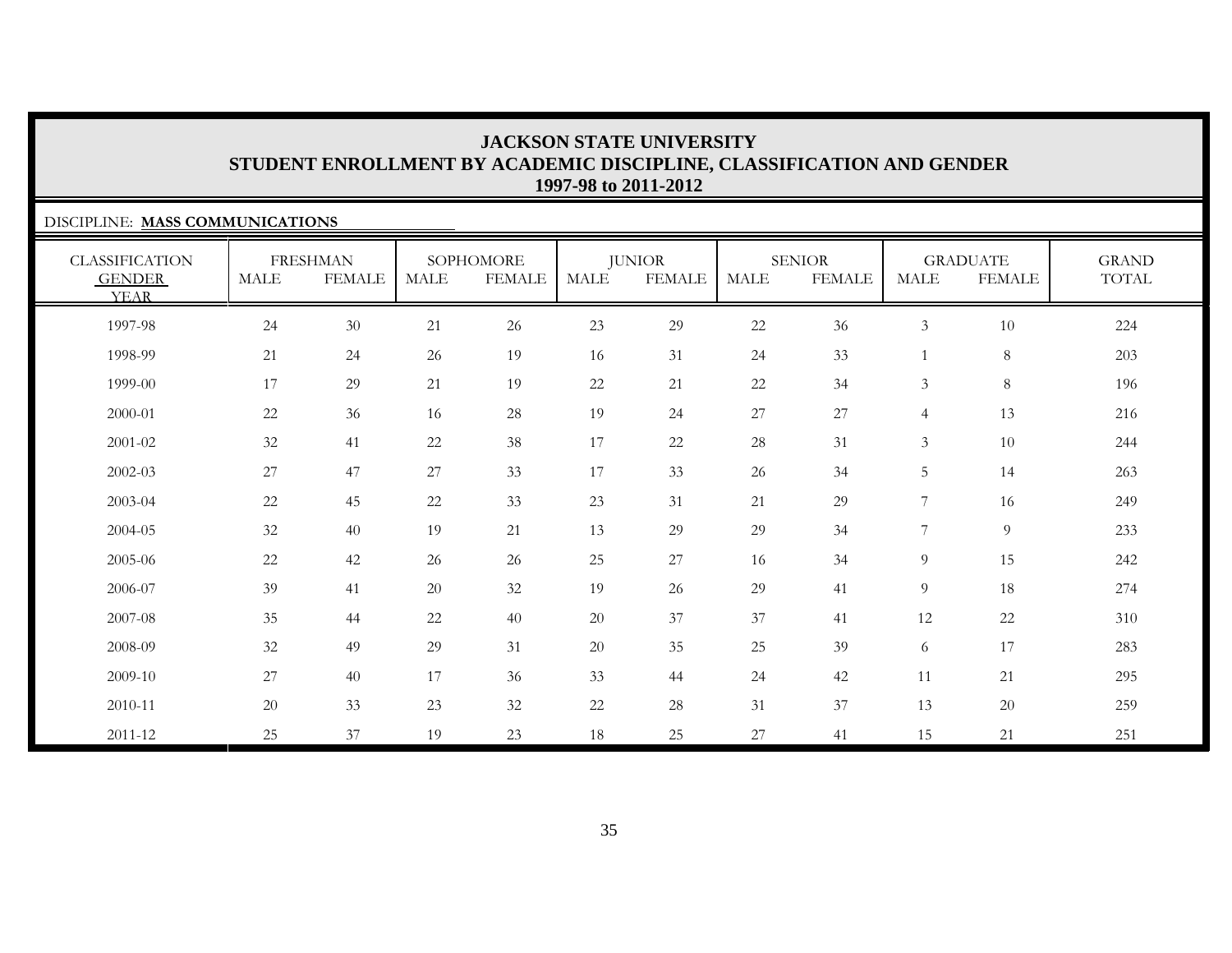# JACKSON STATE UNIVERSITY
## STUDENT ENROLLMENT BY ACADEMIC DISCIPLINE, CLASSIFICATION AND GENDER
### 1997-98 to 2011-2012

DISCIPLINE: **MASS COMMUNICATIONS**

| CLASSIFICATION | FRESHMAN | | SOPHOMORE | | JUNIOR | | SENIOR | | GRADUATE | | GRAND |
|---|---|---|---|---|---|---|---|---|---|---|---|
| GENDER / YEAR | MALE | FEMALE | MALE | FEMALE | MALE | FEMALE | MALE | FEMALE | MALE | FEMALE | TOTAL |
| 1997-98 | 24 | 30 | 21 | 26 | 23 | 29 | 22 | 36 | 3 | 10 | 224 |
| 1998-99 | 21 | 24 | 26 | 19 | 16 | 31 | 24 | 33 | 1 | 8 | 203 |
| 1999-00 | 17 | 29 | 21 | 19 | 22 | 21 | 22 | 34 | 3 | 8 | 196 |
| 2000-01 | 22 | 36 | 16 | 28 | 19 | 24 | 27 | 27 | 4 | 13 | 216 |
| 2001-02 | 32 | 41 | 22 | 38 | 17 | 22 | 28 | 31 | 3 | 10 | 244 |
| 2002-03 | 27 | 47 | 27 | 33 | 17 | 33 | 26 | 34 | 5 | 14 | 263 |
| 2003-04 | 22 | 45 | 22 | 33 | 23 | 31 | 21 | 29 | 7 | 16 | 249 |
| 2004-05 | 32 | 40 | 19 | 21 | 13 | 29 | 29 | 34 | 7 | 9 | 233 |
| 2005-06 | 22 | 42 | 26 | 26 | 25 | 27 | 16 | 34 | 9 | 15 | 242 |
| 2006-07 | 39 | 41 | 20 | 32 | 19 | 26 | 29 | 41 | 9 | 18 | 274 |
| 2007-08 | 35 | 44 | 22 | 40 | 20 | 37 | 37 | 41 | 12 | 22 | 310 |
| 2008-09 | 32 | 49 | 29 | 31 | 20 | 35 | 25 | 39 | 6 | 17 | 283 |
| 2009-10 | 27 | 40 | 17 | 36 | 33 | 44 | 24 | 42 | 11 | 21 | 295 |
| 2010-11 | 20 | 33 | 23 | 32 | 22 | 28 | 31 | 37 | 13 | 20 | 259 |
| 2011-12 | 25 | 37 | 19 | 23 | 18 | 25 | 27 | 41 | 15 | 21 | 251 |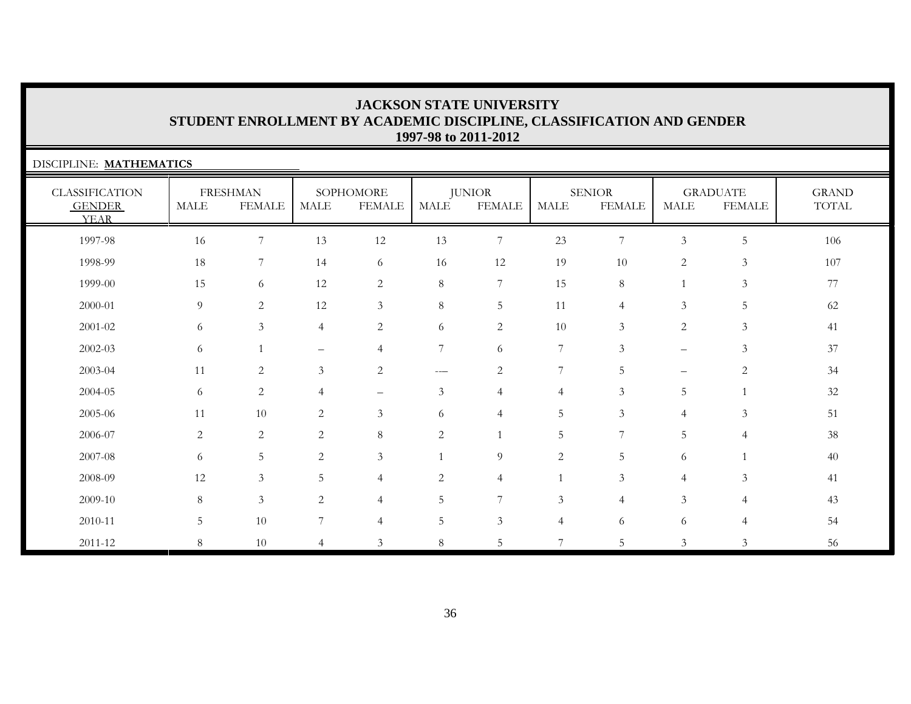# JACKSON STATE UNIVERSITY
## STUDENT ENROLLMENT BY ACADEMIC DISCIPLINE, CLASSIFICATION AND GENDER
### 1997-98 to 2011-2012

DISCIPLINE: **MATHEMATICS**

| CLASSIFICATION | FRESHMAN | | SOPHOMORE | | JUNIOR | | SENIOR | | GRADUATE | | GRAND |
|---|---|---|---|---|---|---|---|---|---|---|---|
| GENDER / YEAR | MALE | FEMALE | MALE | FEMALE | MALE | FEMALE | MALE | FEMALE | MALE | FEMALE | TOTAL |
| 1997-98 | 16 | 7 | 13 | 12 | 13 | 7 | 23 | 7 | 3 | 5 | 106 |
| 1998-99 | 18 | 7 | 14 | 6 | 16 | 12 | 19 | 10 | 2 | 3 | 107 |
| 1999-00 | 15 | 6 | 12 | 2 | 8 | 7 | 15 | 8 | 1 | 3 | 77 |
| 2000-01 | 9 | 2 | 12 | 3 | 8 | 5 | 11 | 4 | 3 | 5 | 62 |
| 2001-02 | 6 | 3 | 4 | 2 | 6 | 2 | 10 | 3 | 2 | 3 | 41 |
| 2002-03 | 6 | 1 | – | 4 | 7 | 6 | 7 | 3 | – | 3 | 37 |
| 2003-04 | 11 | 2 | 3 | 2 | -— | 2 | 7 | 5 | – | 2 | 34 |
| 2004-05 | 6 | 2 | 4 | – | 3 | 4 | 4 | 3 | 5 | 1 | 32 |
| 2005-06 | 11 | 10 | 2 | 3 | 6 | 4 | 5 | 3 | 4 | 3 | 51 |
| 2006-07 | 2 | 2 | 2 | 8 | 2 | 1 | 5 | 7 | 5 | 4 | 38 |
| 2007-08 | 6 | 5 | 2 | 3 | 1 | 9 | 2 | 5 | 6 | 1 | 40 |
| 2008-09 | 12 | 3 | 5 | 4 | 2 | 4 | 1 | 3 | 4 | 3 | 41 |
| 2009-10 | 8 | 3 | 2 | 4 | 5 | 7 | 3 | 4 | 3 | 4 | 43 |
| 2010-11 | 5 | 10 | 7 | 4 | 5 | 3 | 4 | 6 | 6 | 4 | 54 |
| 2011-12 | 8 | 10 | 4 | 3 | 8 | 5 | 7 | 5 | 3 | 3 | 56 |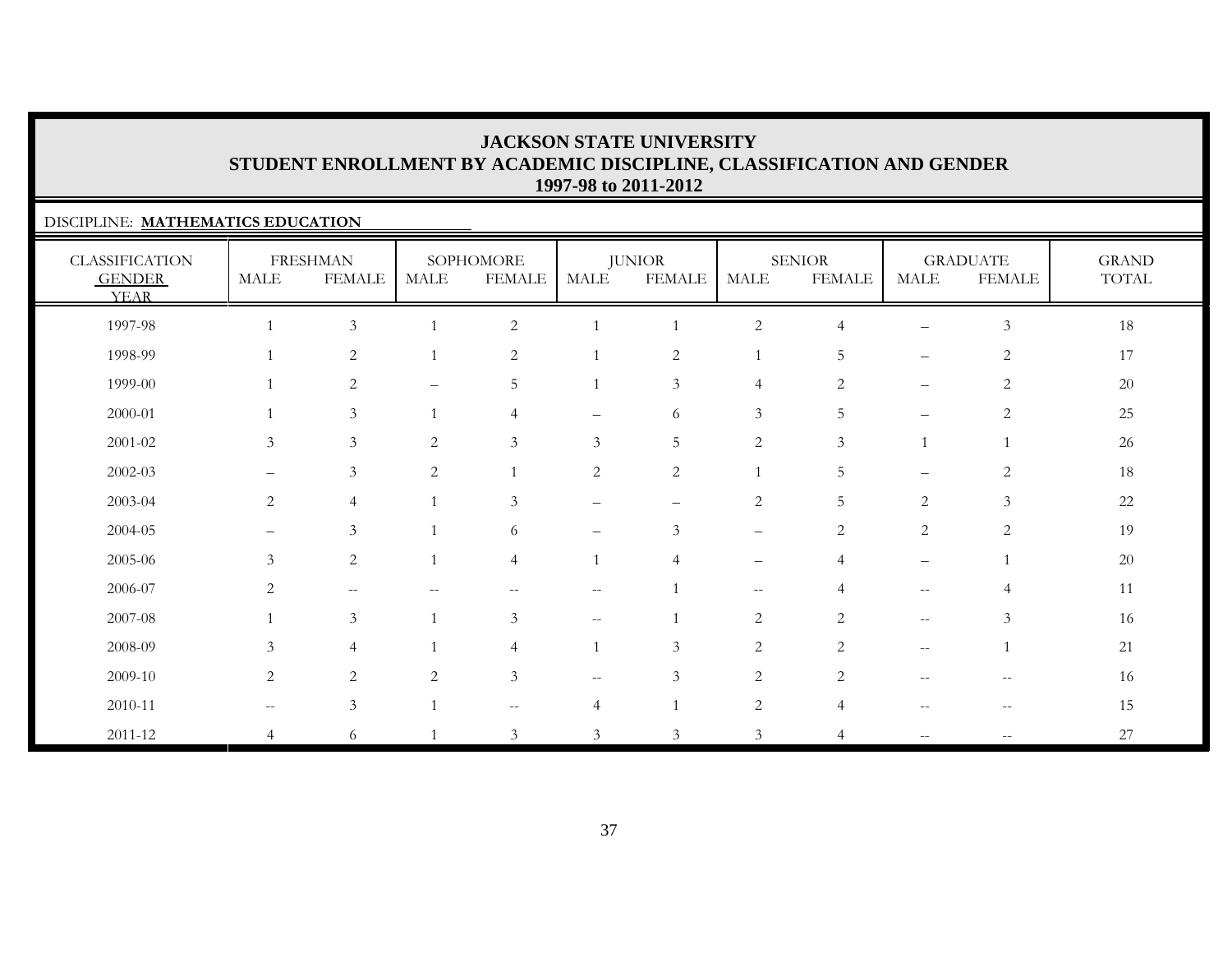# JACKSON STATE UNIVERSITY
## STUDENT ENROLLMENT BY ACADEMIC DISCIPLINE, CLASSIFICATION AND GENDER
### 1997-98 to 2011-2012

DISCIPLINE: **MATHEMATICS EDUCATION**

| CLASSIFICATION | FRESHMAN | | SOPHOMORE | | JUNIOR | | SENIOR | | GRADUATE | | GRAND |
|---|---|---|---|---|---|---|---|---|---|---|---|
| GENDER / YEAR | MALE | FEMALE | MALE | FEMALE | MALE | FEMALE | MALE | FEMALE | MALE | FEMALE | TOTAL |
| 1997-98 | 1 | 3 | 1 | 2 | 1 | 1 | 2 | 4 | – | 3 | 18 |
| 1998-99 | 1 | 2 | 1 | 2 | 1 | 2 | 1 | 5 | – | 2 | 17 |
| 1999-00 | 1 | 2 | – | 5 | 1 | 3 | 4 | 2 | – | 2 | 20 |
| 2000-01 | 1 | 3 | 1 | 4 | – | 6 | 3 | 5 | – | 2 | 25 |
| 2001-02 | 3 | 3 | 2 | 3 | 3 | 5 | 2 | 3 | 1 | 1 | 26 |
| 2002-03 | – | 3 | 2 | 1 | 2 | 2 | 1 | 5 | – | 2 | 18 |
| 2003-04 | 2 | 4 | 1 | 3 | – | – | 2 | 5 | 2 | 3 | 22 |
| 2004-05 | – | 3 | 1 | 6 | – | 3 | – | 2 | 2 | 2 | 19 |
| 2005-06 | 3 | 2 | 1 | 4 | 1 | 4 | – | 4 | – | 1 | 20 |
| 2006-07 | 2 | -- | -- | -- | -- | 1 | -- | 4 | -- | 4 | 11 |
| 2007-08 | 1 | 3 | 1 | 3 | -- | 1 | 2 | 2 | -- | 3 | 16 |
| 2008-09 | 3 | 4 | 1 | 4 | 1 | 3 | 2 | 2 | -- | 1 | 21 |
| 2009-10 | 2 | 2 | 2 | 3 | -- | 3 | 2 | 2 | -- | -- | 16 |
| 2010-11 | -- | 3 | 1 | -- | 4 | 1 | 2 | 4 | -- | -- | 15 |
| 2011-12 | 4 | 6 | 1 | 3 | 3 | 3 | 3 | 4 | -- | -- | 27 |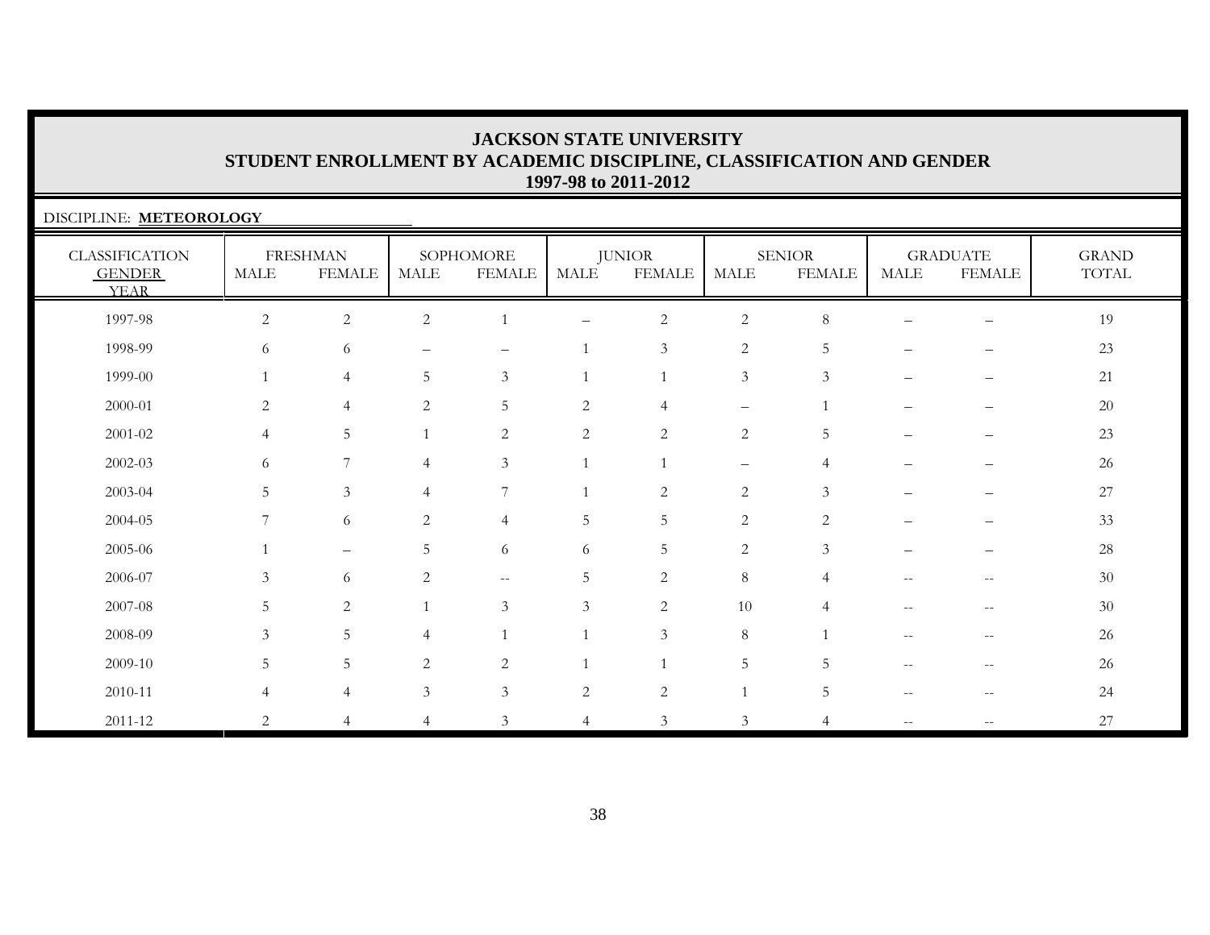# JACKSON STATE UNIVERSITY
## STUDENT ENROLLMENT BY ACADEMIC DISCIPLINE, CLASSIFICATION AND GENDER
### 1997-98 to 2011-2012

DISCIPLINE: **METEOROLOGY**

| CLASSIFICATION GENDER YEAR | FRESHMAN | | SOPHOMORE | | JUNIOR | | SENIOR | | GRADUATE | | GRAND TOTAL |
|---|---|---|---|---|---|---|---|---|---|---|---|
| | MALE | FEMALE | MALE | FEMALE | MALE | FEMALE | MALE | FEMALE | MALE | FEMALE | |
| 1997-98 | 2 | 2 | 2 | 1 | – | 2 | 2 | 8 | – | – | 19 |
| 1998-99 | 6 | 6 | – | – | 1 | 3 | 2 | 5 | – | – | 23 |
| 1999-00 | 1 | 4 | 5 | 3 | 1 | 1 | 3 | 3 | – | – | 21 |
| 2000-01 | 2 | 4 | 2 | 5 | 2 | 4 | – | 1 | – | – | 20 |
| 2001-02 | 4 | 5 | 1 | 2 | 2 | 2 | 2 | 5 | – | – | 23 |
| 2002-03 | 6 | 7 | 4 | 3 | 1 | 1 | – | 4 | – | – | 26 |
| 2003-04 | 5 | 3 | 4 | 7 | 1 | 2 | 2 | 3 | – | – | 27 |
| 2004-05 | 7 | 6 | 2 | 4 | 5 | 5 | 2 | 2 | – | – | 33 |
| 2005-06 | 1 | – | 5 | 6 | 6 | 5 | 2 | 3 | – | – | 28 |
| 2006-07 | 3 | 6 | 2 | -- | 5 | 2 | 8 | 4 | -- | -- | 30 |
| 2007-08 | 5 | 2 | 1 | 3 | 3 | 2 | 10 | 4 | -- | -- | 30 |
| 2008-09 | 3 | 5 | 4 | 1 | 1 | 3 | 8 | 1 | -- | -- | 26 |
| 2009-10 | 5 | 5 | 2 | 2 | 1 | 1 | 5 | 5 | -- | -- | 26 |
| 2010-11 | 4 | 4 | 3 | 3 | 2 | 2 | 1 | 5 | -- | -- | 24 |
| 2011-12 | 2 | 4 | 4 | 3 | 4 | 3 | 3 | 4 | -- | -- | 27 |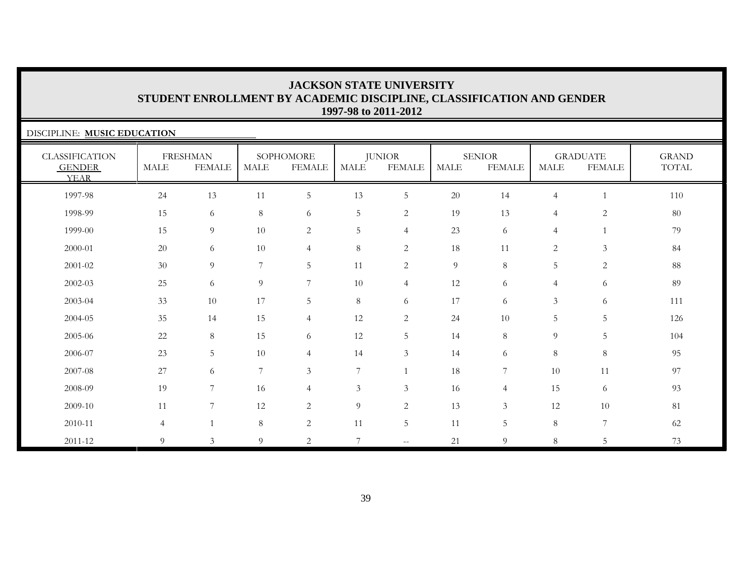# JACKSON STATE UNIVERSITY
## STUDENT ENROLLMENT BY ACADEMIC DISCIPLINE, CLASSIFICATION AND GENDER
### 1997-98 to 2011-2012

DISCIPLINE: **MUSIC EDUCATION**

| CLASSIFICATION | FRESHMAN | | SOPHOMORE | | JUNIOR | | SENIOR | | GRADUATE | | GRAND |
|---|---|---|---|---|---|---|---|---|---|---|---|
| GENDER / YEAR | MALE | FEMALE | MALE | FEMALE | MALE | FEMALE | MALE | FEMALE | MALE | FEMALE | TOTAL |
| 1997-98 | 24 | 13 | 11 | 5 | 13 | 5 | 20 | 14 | 4 | 1 | 110 |
| 1998-99 | 15 | 6 | 8 | 6 | 5 | 2 | 19 | 13 | 4 | 2 | 80 |
| 1999-00 | 15 | 9 | 10 | 2 | 5 | 4 | 23 | 6 | 4 | 1 | 79 |
| 2000-01 | 20 | 6 | 10 | 4 | 8 | 2 | 18 | 11 | 2 | 3 | 84 |
| 2001-02 | 30 | 9 | 7 | 5 | 11 | 2 | 9 | 8 | 5 | 2 | 88 |
| 2002-03 | 25 | 6 | 9 | 7 | 10 | 4 | 12 | 6 | 4 | 6 | 89 |
| 2003-04 | 33 | 10 | 17 | 5 | 8 | 6 | 17 | 6 | 3 | 6 | 111 |
| 2004-05 | 35 | 14 | 15 | 4 | 12 | 2 | 24 | 10 | 5 | 5 | 126 |
| 2005-06 | 22 | 8 | 15 | 6 | 12 | 5 | 14 | 8 | 9 | 5 | 104 |
| 2006-07 | 23 | 5 | 10 | 4 | 14 | 3 | 14 | 6 | 8 | 8 | 95 |
| 2007-08 | 27 | 6 | 7 | 3 | 7 | 1 | 18 | 7 | 10 | 11 | 97 |
| 2008-09 | 19 | 7 | 16 | 4 | 3 | 3 | 16 | 4 | 15 | 6 | 93 |
| 2009-10 | 11 | 7 | 12 | 2 | 9 | 2 | 13 | 3 | 12 | 10 | 81 |
| 2010-11 | 4 | 1 | 8 | 2 | 11 | 5 | 11 | 5 | 8 | 7 | 62 |
| 2011-12 | 9 | 3 | 9 | 2 | 7 | -- | 21 | 9 | 8 | 5 | 73 |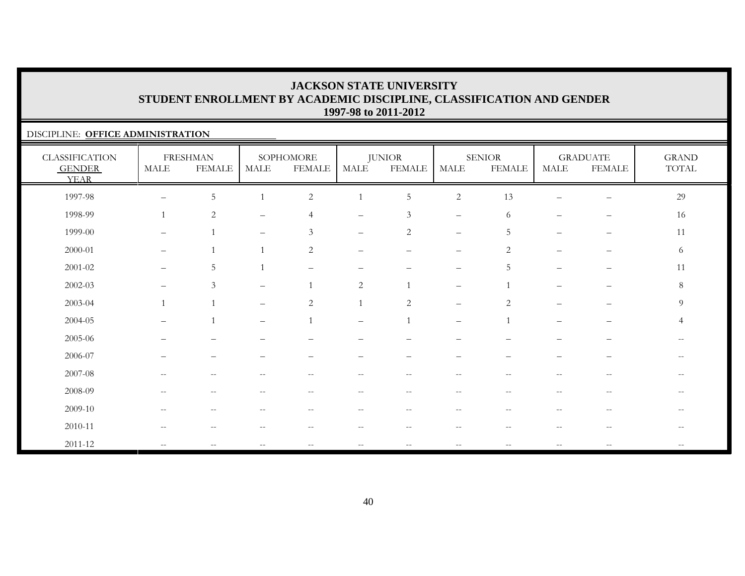# JACKSON STATE UNIVERSITY
## STUDENT ENROLLMENT BY ACADEMIC DISCIPLINE, CLASSIFICATION AND GENDER
### 1997-98 to 2011-2012

DISCIPLINE: **OFFICE ADMINISTRATION**

| CLASSIFICATION GENDER YEAR | FRESHMAN | | SOPHOMORE | | JUNIOR | | SENIOR | | GRADUATE | | GRAND TOTAL |
|---|---|---|---|---|---|---|---|---|---|---|---|
| | MALE | FEMALE | MALE | FEMALE | MALE | FEMALE | MALE | FEMALE | MALE | FEMALE | |
| 1997-98 | – | 5 | 1 | 2 | 1 | 5 | 2 | 13 | – | – | 29 |
| 1998-99 | 1 | 2 | – | 4 | – | 3 | – | 6 | – | – | 16 |
| 1999-00 | – | 1 | – | 3 | – | 2 | – | 5 | – | – | 11 |
| 2000-01 | – | 1 | 1 | 2 | – | – | – | 2 | – | – | 6 |
| 2001-02 | – | 5 | 1 | – | – | – | – | 5 | – | – | 11 |
| 2002-03 | – | 3 | – | 1 | 2 | 1 | – | 1 | – | – | 8 |
| 2003-04 | 1 | 1 | – | 2 | 1 | 2 | – | 2 | – | – | 9 |
| 2004-05 | – | 1 | – | 1 | – | 1 | – | 1 | – | – | 4 |
| 2005-06 | – | – | – | – | – | – | – | – | – | – | -- |
| 2006-07 | – | – | – | – | – | – | – | – | – | – | -- |
| 2007-08 | -- | -- | -- | -- | -- | -- | -- | -- | -- | -- | -- |
| 2008-09 | -- | -- | -- | -- | -- | -- | -- | -- | -- | -- | -- |
| 2009-10 | -- | -- | -- | -- | -- | -- | -- | -- | -- | -- | -- |
| 2010-11 | -- | -- | -- | -- | -- | -- | -- | -- | -- | -- | -- |
| 2011-12 | -- | -- | -- | -- | -- | -- | -- | -- | -- | -- | -- |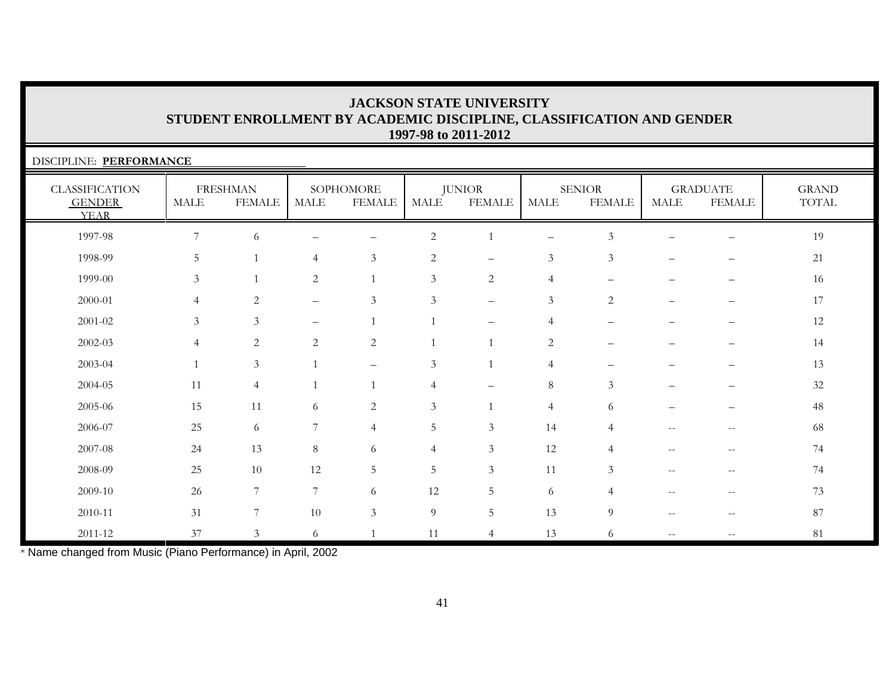# JACKSON STATE UNIVERSITY
## STUDENT ENROLLMENT BY ACADEMIC DISCIPLINE, CLASSIFICATION AND GENDER
### 1997-98 to 2011-2012

DISCIPLINE: **PERFORMANCE**

| CLASSIFICATION GENDER YEAR | FRESHMAN | | SOPHOMORE | | JUNIOR | | SENIOR | | GRADUATE | | GRAND TOTAL |
|---|---|---|---|---|---|---|---|---|---|---|---|
| | MALE | FEMALE | MALE | FEMALE | MALE | FEMALE | MALE | FEMALE | MALE | FEMALE | |
| 1997-98 | 7 | 6 | – | – | 2 | 1 | – | 3 | – | – | 19 |
| 1998-99 | 5 | 1 | 4 | 3 | 2 | – | 3 | 3 | – | – | 21 |
| 1999-00 | 3 | 1 | 2 | 1 | 3 | 2 | 4 | – | – | – | 16 |
| 2000-01 | 4 | 2 | – | 3 | 3 | – | 3 | 2 | – | – | 17 |
| 2001-02 | 3 | 3 | – | 1 | 1 | – | 4 | – | – | – | 12 |
| 2002-03 | 4 | 2 | 2 | 2 | 1 | 1 | 2 | – | – | – | 14 |
| 2003-04 | 1 | 3 | 1 | – | 3 | 1 | 4 | – | – | – | 13 |
| 2004-05 | 11 | 4 | 1 | 1 | 4 | – | 8 | 3 | – | – | 32 |
| 2005-06 | 15 | 11 | 6 | 2 | 3 | 1 | 4 | 6 | – | – | 48 |
| 2006-07 | 25 | 6 | 7 | 4 | 5 | 3 | 14 | 4 | -- | -- | 68 |
| 2007-08 | 24 | 13 | 8 | 6 | 4 | 3 | 12 | 4 | -- | -- | 74 |
| 2008-09 | 25 | 10 | 12 | 5 | 5 | 3 | 11 | 3 | -- | -- | 74 |
| 2009-10 | 26 | 7 | 7 | 6 | 12 | 5 | 6 | 4 | -- | -- | 73 |
| 2010-11 | 31 | 7 | 10 | 3 | 9 | 5 | 13 | 9 | -- | -- | 87 |
| 2011-12 | 37 | 3 | 6 | 1 | 11 | 4 | 13 | 6 | -- | -- | 81 |

* Name changed from Music (Piano Performance) in April, 2002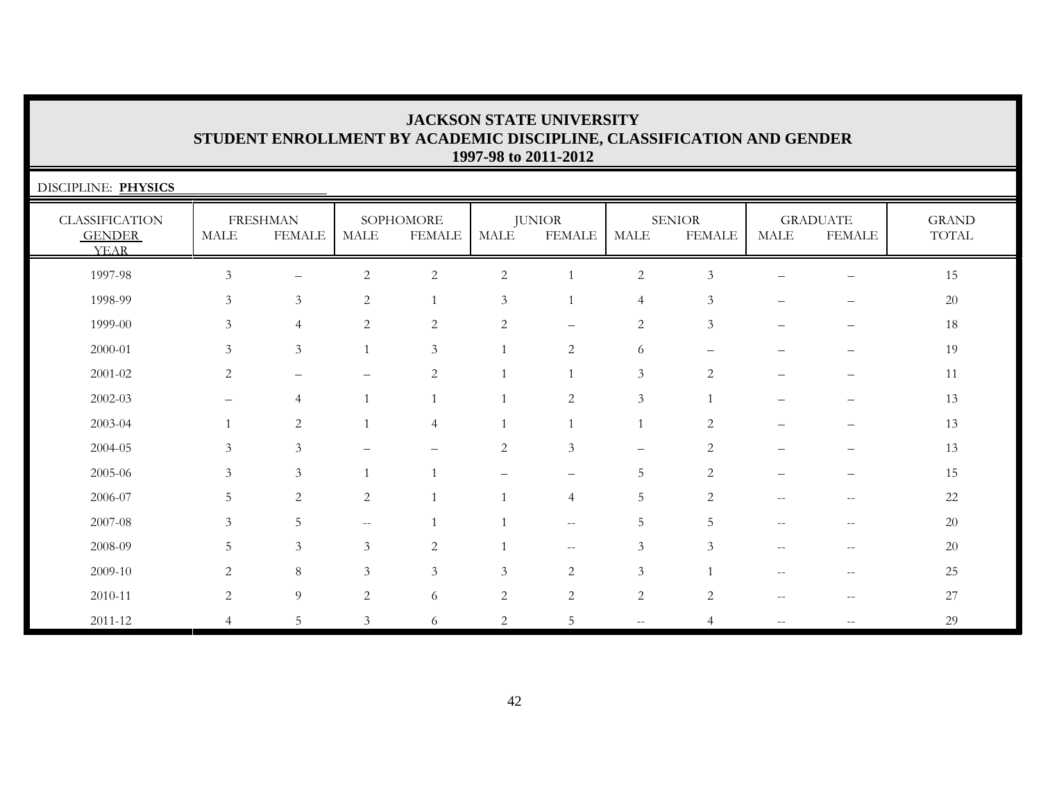# JACKSON STATE UNIVERSITY
## STUDENT ENROLLMENT BY ACADEMIC DISCIPLINE, CLASSIFICATION AND GENDER
### 1997-98 to 2011-2012

DISCIPLINE: **PHYSICS**

| CLASSIFICATION GENDER YEAR | FRESHMAN | | SOPHOMORE | | JUNIOR | | SENIOR | | GRADUATE | | GRAND TOTAL |
|---|---|---|---|---|---|---|---|---|---|---|---|
| | MALE | FEMALE | MALE | FEMALE | MALE | FEMALE | MALE | FEMALE | MALE | FEMALE | |
| 1997-98 | 3 | – | 2 | 2 | 2 | 1 | 2 | 3 | – | – | 15 |
| 1998-99 | 3 | 3 | 2 | 1 | 3 | 1 | 4 | 3 | – | – | 20 |
| 1999-00 | 3 | 4 | 2 | 2 | 2 | – | 2 | 3 | – | – | 18 |
| 2000-01 | 3 | 3 | 1 | 3 | 1 | 2 | 6 | – | – | – | 19 |
| 2001-02 | 2 | – | – | 2 | 1 | 1 | 3 | 2 | – | – | 11 |
| 2002-03 | – | 4 | 1 | 1 | 1 | 2 | 3 | 1 | – | – | 13 |
| 2003-04 | 1 | 2 | 1 | 4 | 1 | 1 | 1 | 2 | – | – | 13 |
| 2004-05 | 3 | 3 | – | – | 2 | 3 | – | 2 | – | – | 13 |
| 2005-06 | 3 | 3 | 1 | 1 | – | – | 5 | 2 | – | – | 15 |
| 2006-07 | 5 | 2 | 2 | 1 | 1 | 4 | 5 | 2 | -- | -- | 22 |
| 2007-08 | 3 | 5 | -- | 1 | 1 | -- | 5 | 5 | -- | -- | 20 |
| 2008-09 | 5 | 3 | 3 | 2 | 1 | -- | 3 | 3 | -- | -- | 20 |
| 2009-10 | 2 | 8 | 3 | 3 | 3 | 2 | 3 | 1 | -- | -- | 25 |
| 2010-11 | 2 | 9 | 2 | 6 | 2 | 2 | 2 | 2 | -- | -- | 27 |
| 2011-12 | 4 | 5 | 3 | 6 | 2 | 5 | -- | 4 | -- | -- | 29 |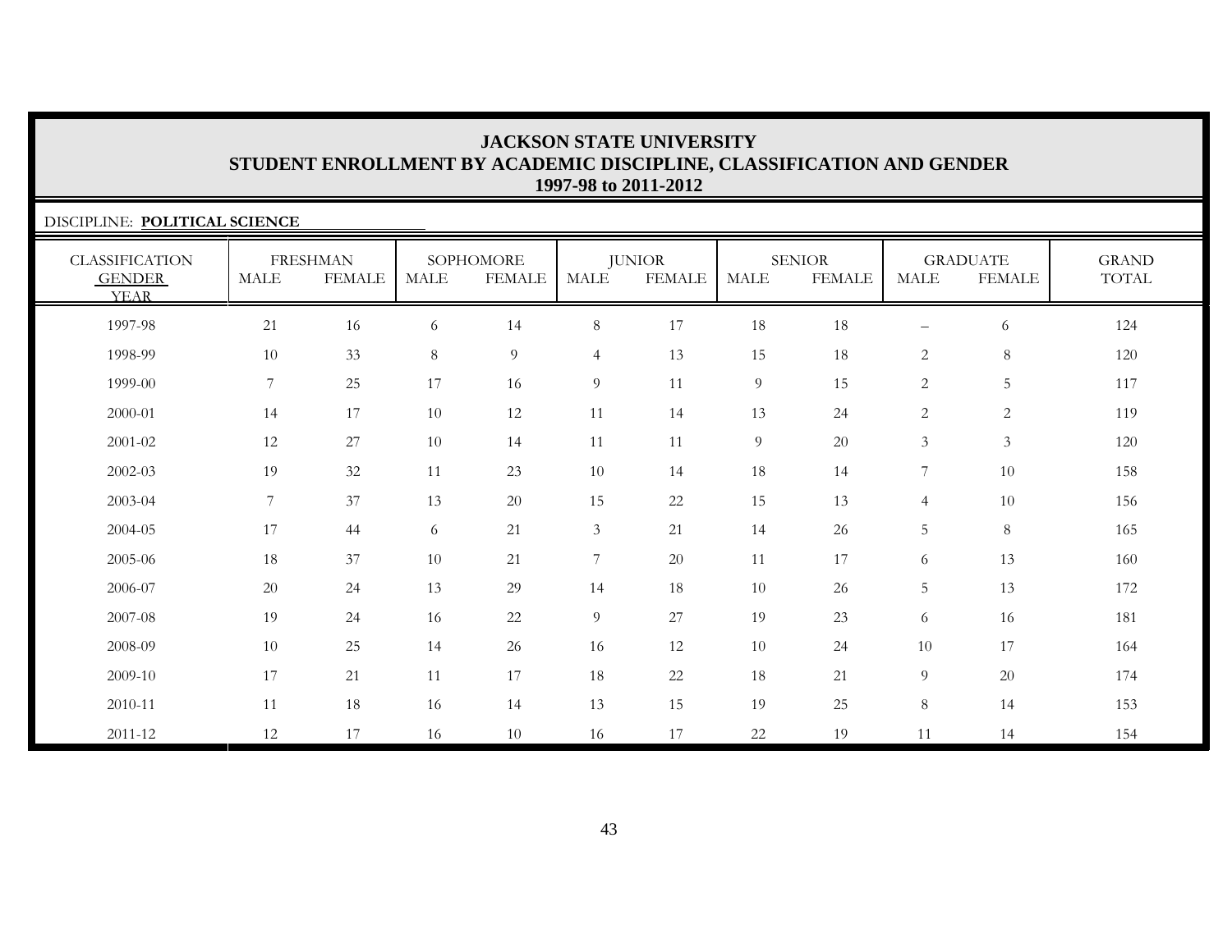# JACKSON STATE UNIVERSITY
## STUDENT ENROLLMENT BY ACADEMIC DISCIPLINE, CLASSIFICATION AND GENDER
### 1997-98 to 2011-2012

DISCIPLINE: **POLITICAL SCIENCE**

| CLASSIFICATION GENDER YEAR | FRESHMAN | | SOPHOMORE | | JUNIOR | | SENIOR | | GRADUATE | | GRAND TOTAL |
|---|---|---|---|---|---|---|---|---|---|---|---|
| | MALE | FEMALE | MALE | FEMALE | MALE | FEMALE | MALE | FEMALE | MALE | FEMALE | |
| 1997-98 | 21 | 16 | 6 | 14 | 8 | 17 | 18 | 18 | – | 6 | 124 |
| 1998-99 | 10 | 33 | 8 | 9 | 4 | 13 | 15 | 18 | 2 | 8 | 120 |
| 1999-00 | 7 | 25 | 17 | 16 | 9 | 11 | 9 | 15 | 2 | 5 | 117 |
| 2000-01 | 14 | 17 | 10 | 12 | 11 | 14 | 13 | 24 | 2 | 2 | 119 |
| 2001-02 | 12 | 27 | 10 | 14 | 11 | 11 | 9 | 20 | 3 | 3 | 120 |
| 2002-03 | 19 | 32 | 11 | 23 | 10 | 14 | 18 | 14 | 7 | 10 | 158 |
| 2003-04 | 7 | 37 | 13 | 20 | 15 | 22 | 15 | 13 | 4 | 10 | 156 |
| 2004-05 | 17 | 44 | 6 | 21 | 3 | 21 | 14 | 26 | 5 | 8 | 165 |
| 2005-06 | 18 | 37 | 10 | 21 | 7 | 20 | 11 | 17 | 6 | 13 | 160 |
| 2006-07 | 20 | 24 | 13 | 29 | 14 | 18 | 10 | 26 | 5 | 13 | 172 |
| 2007-08 | 19 | 24 | 16 | 22 | 9 | 27 | 19 | 23 | 6 | 16 | 181 |
| 2008-09 | 10 | 25 | 14 | 26 | 16 | 12 | 10 | 24 | 10 | 17 | 164 |
| 2009-10 | 17 | 21 | 11 | 17 | 18 | 22 | 18 | 21 | 9 | 20 | 174 |
| 2010-11 | 11 | 18 | 16 | 14 | 13 | 15 | 19 | 25 | 8 | 14 | 153 |
| 2011-12 | 12 | 17 | 16 | 10 | 16 | 17 | 22 | 19 | 11 | 14 | 154 |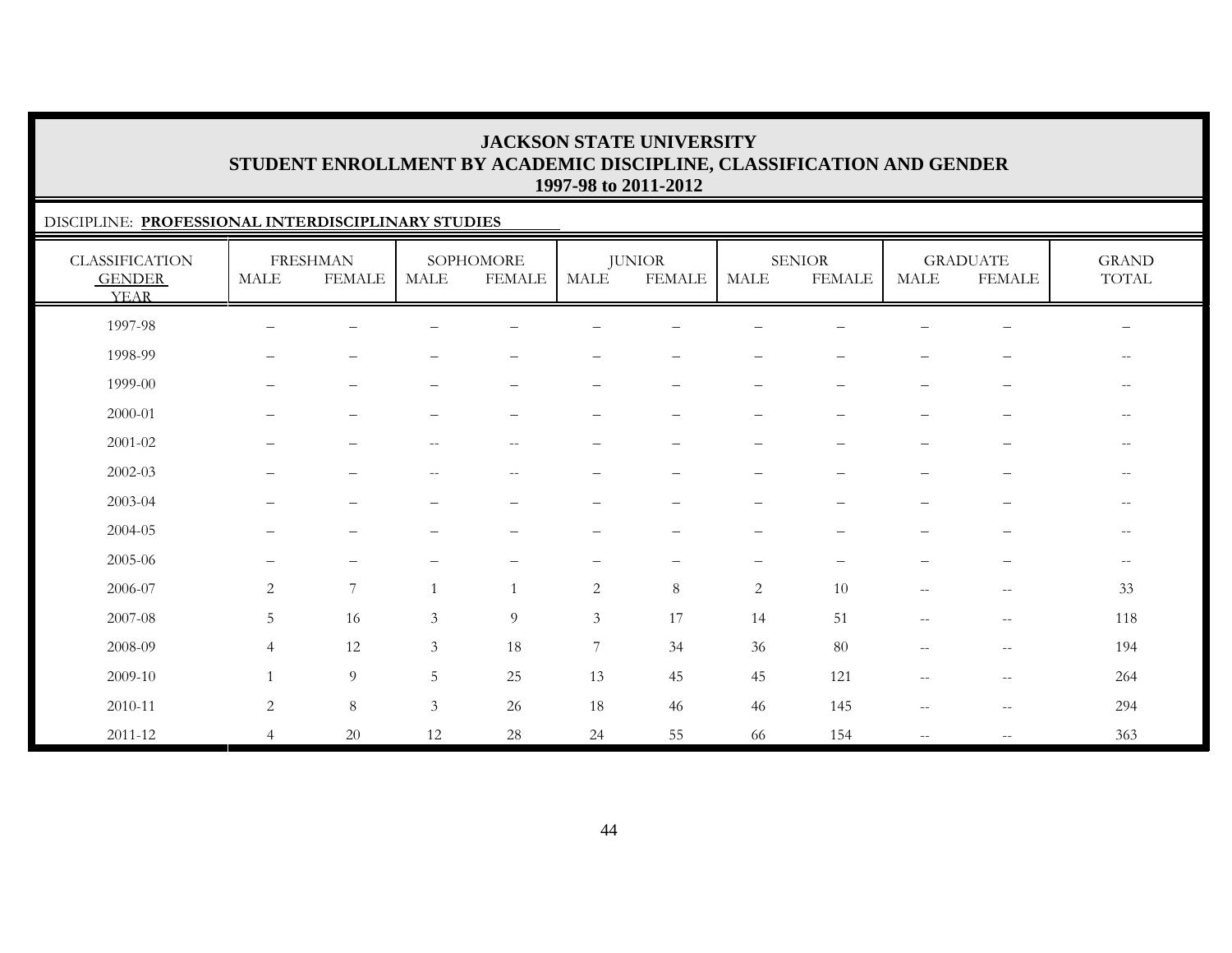# JACKSON STATE UNIVERSITY
## STUDENT ENROLLMENT BY ACADEMIC DISCIPLINE, CLASSIFICATION AND GENDER
### 1997-98 to 2011-2012

DISCIPLINE: **PROFESSIONAL INTERDISCIPLINARY STUDIES**

| CLASSIFICATION GENDER YEAR | FRESHMAN | | SOPHOMORE | | JUNIOR | | SENIOR | | GRADUATE | | GRAND TOTAL |
|---|---|---|---|---|---|---|---|---|---|---|---|
| | MALE | FEMALE | MALE | FEMALE | MALE | FEMALE | MALE | FEMALE | MALE | FEMALE | |
| 1997-98 | – | – | – | – | – | – | – | – | – | – | – |
| 1998-99 | – | – | – | – | – | – | – | – | – | – | -- |
| 1999-00 | – | – | – | – | – | – | – | – | – | – | -- |
| 2000-01 | – | – | – | – | – | – | – | – | – | – | -- |
| 2001-02 | – | – | -- | -- | – | – | – | – | – | – | -- |
| 2002-03 | – | – | -- | -- | – | – | – | – | – | – | -- |
| 2003-04 | – | – | – | – | – | – | – | – | – | – | -- |
| 2004-05 | – | – | – | – | – | – | – | – | – | – | -- |
| 2005-06 | – | – | – | – | – | – | – | – | – | – | -- |
| 2006-07 | 2 | 7 | 1 | 1 | 2 | 8 | 2 | 10 | -- | -- | 33 |
| 2007-08 | 5 | 16 | 3 | 9 | 3 | 17 | 14 | 51 | -- | -- | 118 |
| 2008-09 | 4 | 12 | 3 | 18 | 7 | 34 | 36 | 80 | -- | -- | 194 |
| 2009-10 | 1 | 9 | 5 | 25 | 13 | 45 | 45 | 121 | -- | -- | 264 |
| 2010-11 | 2 | 8 | 3 | 26 | 18 | 46 | 46 | 145 | -- | -- | 294 |
| 2011-12 | 4 | 20 | 12 | 28 | 24 | 55 | 66 | 154 | -- | -- | 363 |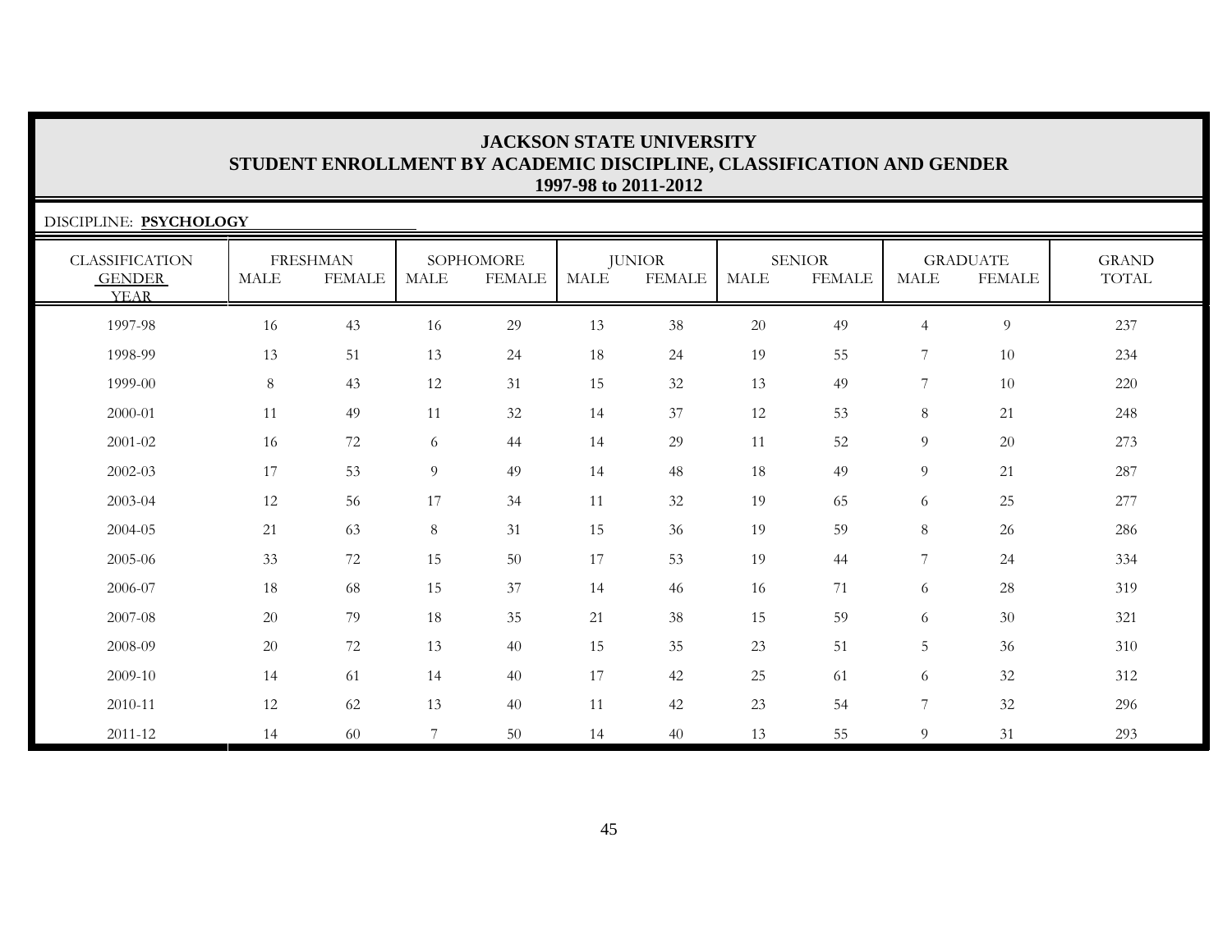# JACKSON STATE UNIVERSITY
## STUDENT ENROLLMENT BY ACADEMIC DISCIPLINE, CLASSIFICATION AND GENDER
### 1997-98 to 2011-2012

DISCIPLINE: **PSYCHOLOGY**

| CLASSIFICATION GENDER YEAR | FRESHMAN | | SOPHOMORE | | JUNIOR | | SENIOR | | GRADUATE | | GRAND TOTAL |
|---|---|---|---|---|---|---|---|---|---|---|---|
| | MALE | FEMALE | MALE | FEMALE | MALE | FEMALE | MALE | FEMALE | MALE | FEMALE | |
| 1997-98 | 16 | 43 | 16 | 29 | 13 | 38 | 20 | 49 | 4 | 9 | 237 |
| 1998-99 | 13 | 51 | 13 | 24 | 18 | 24 | 19 | 55 | 7 | 10 | 234 |
| 1999-00 | 8 | 43 | 12 | 31 | 15 | 32 | 13 | 49 | 7 | 10 | 220 |
| 2000-01 | 11 | 49 | 11 | 32 | 14 | 37 | 12 | 53 | 8 | 21 | 248 |
| 2001-02 | 16 | 72 | 6 | 44 | 14 | 29 | 11 | 52 | 9 | 20 | 273 |
| 2002-03 | 17 | 53 | 9 | 49 | 14 | 48 | 18 | 49 | 9 | 21 | 287 |
| 2003-04 | 12 | 56 | 17 | 34 | 11 | 32 | 19 | 65 | 6 | 25 | 277 |
| 2004-05 | 21 | 63 | 8 | 31 | 15 | 36 | 19 | 59 | 8 | 26 | 286 |
| 2005-06 | 33 | 72 | 15 | 50 | 17 | 53 | 19 | 44 | 7 | 24 | 334 |
| 2006-07 | 18 | 68 | 15 | 37 | 14 | 46 | 16 | 71 | 6 | 28 | 319 |
| 2007-08 | 20 | 79 | 18 | 35 | 21 | 38 | 15 | 59 | 6 | 30 | 321 |
| 2008-09 | 20 | 72 | 13 | 40 | 15 | 35 | 23 | 51 | 5 | 36 | 310 |
| 2009-10 | 14 | 61 | 14 | 40 | 17 | 42 | 25 | 61 | 6 | 32 | 312 |
| 2010-11 | 12 | 62 | 13 | 40 | 11 | 42 | 23 | 54 | 7 | 32 | 296 |
| 2011-12 | 14 | 60 | 7 | 50 | 14 | 40 | 13 | 55 | 9 | 31 | 293 |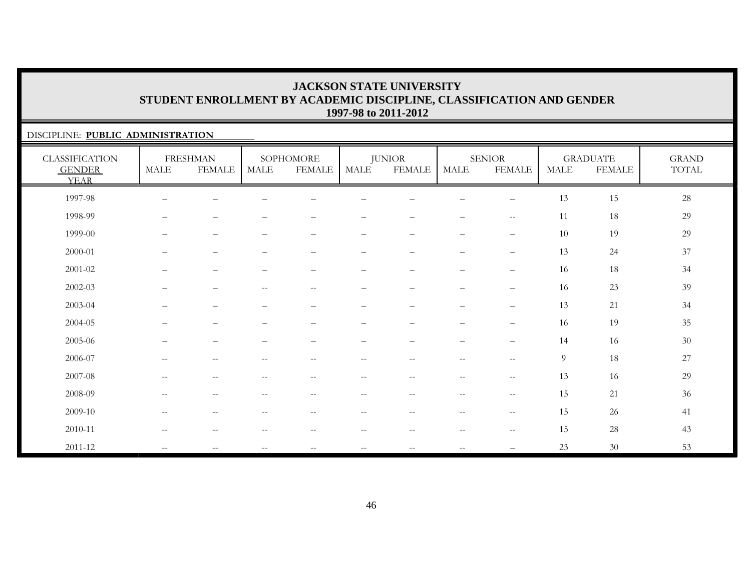# JACKSON STATE UNIVERSITY
## STUDENT ENROLLMENT BY ACADEMIC DISCIPLINE, CLASSIFICATION AND GENDER
### 1997-98 to 2011-2012

DISCIPLINE: **PUBLIC ADMINISTRATION**

| CLASSIFICATION GENDER YEAR | FRESHMAN | | SOPHOMORE | | JUNIOR | | SENIOR | | GRADUATE | | GRAND TOTAL |
|---|---|---|---|---|---|---|---|---|---|---|---|
| | MALE | FEMALE | MALE | FEMALE | MALE | FEMALE | MALE | FEMALE | MALE | FEMALE | |
| 1997-98 | – | – | – | – | – | – | – | – | 13 | 15 | 28 |
| 1998-99 | – | – | – | – | – | – | – | -- | 11 | 18 | 29 |
| 1999-00 | – | – | – | – | – | – | – | – | 10 | 19 | 29 |
| 2000-01 | – | – | – | – | – | – | – | – | 13 | 24 | 37 |
| 2001-02 | – | – | – | – | – | – | – | – | 16 | 18 | 34 |
| 2002-03 | – | – | -- | -- | – | – | – | – | 16 | 23 | 39 |
| 2003-04 | – | – | – | – | – | – | – | – | 13 | 21 | 34 |
| 2004-05 | – | – | – | – | – | – | – | – | 16 | 19 | 35 |
| 2005-06 | – | – | – | – | – | – | – | – | 14 | 16 | 30 |
| 2006-07 | -- | -- | -- | -- | -- | -- | -- | -- | 9 | 18 | 27 |
| 2007-08 | -- | -- | -- | -- | -- | -- | -- | -- | 13 | 16 | 29 |
| 2008-09 | -- | -- | -- | -- | -- | -- | -- | -- | 15 | 21 | 36 |
| 2009-10 | -- | -- | -- | -- | -- | -- | -- | -- | 15 | 26 | 41 |
| 2010-11 | -- | -- | -- | -- | -- | -- | -- | -- | 15 | 28 | 43 |
| 2011-12 | -- | -- | -- | -- | -- | -- | -- | – | 23 | 30 | 53 |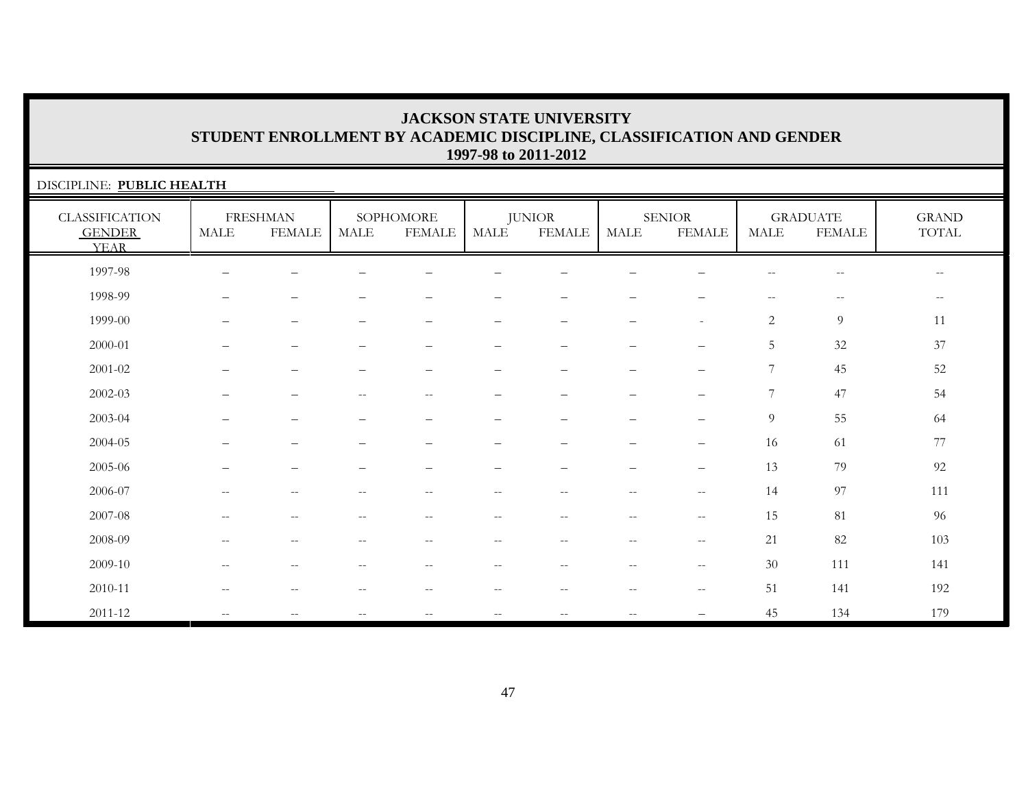# JACKSON STATE UNIVERSITY
## STUDENT ENROLLMENT BY ACADEMIC DISCIPLINE, CLASSIFICATION AND GENDER
### 1997-98 to 2011-2012

DISCIPLINE: **PUBLIC HEALTH**

| CLASSIFICATION GENDER YEAR | FRESHMAN MALE | FRESHMAN FEMALE | SOPHOMORE MALE | SOPHOMORE FEMALE | JUNIOR MALE | JUNIOR FEMALE | SENIOR MALE | SENIOR FEMALE | GRADUATE MALE | GRADUATE FEMALE | GRAND TOTAL |
|---|---|---|---|---|---|---|---|---|---|---|---|
| 1997-98 | – | – | – | – | – | – | – | – | -- | -- | -- |
| 1998-99 | – | – | – | – | – | – | – | – | -- | -- | -- |
| 1999-00 | – | – | – | – | – | – | – | - | 2 | 9 | 11 |
| 2000-01 | – | – | – | – | – | – | – | – | 5 | 32 | 37 |
| 2001-02 | – | – | – | – | – | – | – | – | 7 | 45 | 52 |
| 2002-03 | – | – | -- | -- | – | – | – | – | 7 | 47 | 54 |
| 2003-04 | – | – | – | – | – | – | – | – | 9 | 55 | 64 |
| 2004-05 | – | – | – | – | – | – | – | – | 16 | 61 | 77 |
| 2005-06 | – | – | – | – | – | – | – | – | 13 | 79 | 92 |
| 2006-07 | -- | -- | -- | -- | -- | -- | -- | -- | 14 | 97 | 111 |
| 2007-08 | -- | -- | -- | -- | -- | -- | -- | -- | 15 | 81 | 96 |
| 2008-09 | -- | -- | -- | -- | -- | -- | -- | -- | 21 | 82 | 103 |
| 2009-10 | -- | -- | -- | -- | -- | -- | -- | -- | 30 | 111 | 141 |
| 2010-11 | -- | -- | -- | -- | -- | -- | -- | -- | 51 | 141 | 192 |
| 2011-12 | -- | -- | -- | -- | -- | -- | -- | – | 45 | 134 | 179 |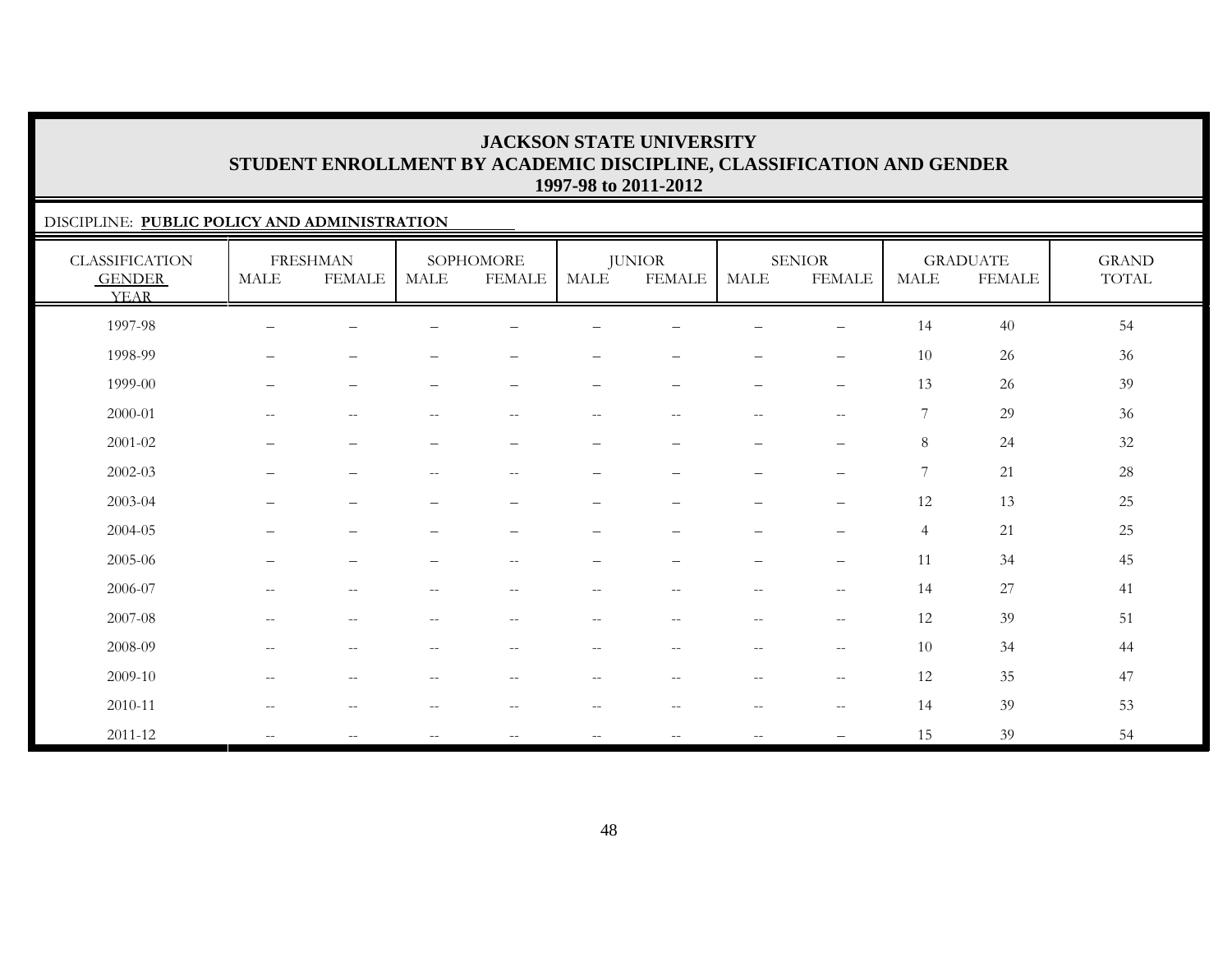# JACKSON STATE UNIVERSITY
## STUDENT ENROLLMENT BY ACADEMIC DISCIPLINE, CLASSIFICATION AND GENDER
### 1997-98 to 2011-2012

DISCIPLINE: **PUBLIC POLICY AND ADMINISTRATION**

| CLASSIFICATION GENDER YEAR | FRESHMAN | | SOPHOMORE | | JUNIOR | | SENIOR | | GRADUATE | | GRAND TOTAL |
|---|---|---|---|---|---|---|---|---|---|---|---|
| | MALE | FEMALE | MALE | FEMALE | MALE | FEMALE | MALE | FEMALE | MALE | FEMALE | |
| 1997-98 | – | – | – | – | – | – | – | – | 14 | 40 | 54 |
| 1998-99 | – | – | – | – | – | – | – | – | 10 | 26 | 36 |
| 1999-00 | – | – | – | – | – | – | – | – | 13 | 26 | 39 |
| 2000-01 | -- | -- | -- | -- | -- | -- | -- | -- | 7 | 29 | 36 |
| 2001-02 | – | – | – | – | – | – | – | – | 8 | 24 | 32 |
| 2002-03 | – | – | -- | -- | – | – | – | – | 7 | 21 | 28 |
| 2003-04 | – | – | – | – | – | – | – | – | 12 | 13 | 25 |
| 2004-05 | – | – | – | – | – | – | – | – | 4 | 21 | 25 |
| 2005-06 | – | – | – | -- | – | – | – | – | 11 | 34 | 45 |
| 2006-07 | -- | -- | -- | -- | -- | -- | -- | -- | 14 | 27 | 41 |
| 2007-08 | -- | -- | -- | -- | -- | -- | -- | -- | 12 | 39 | 51 |
| 2008-09 | -- | -- | -- | -- | -- | -- | -- | -- | 10 | 34 | 44 |
| 2009-10 | -- | -- | -- | -- | -- | -- | -- | -- | 12 | 35 | 47 |
| 2010-11 | -- | -- | -- | -- | -- | -- | -- | -- | 14 | 39 | 53 |
| 2011-12 | -- | -- | -- | -- | -- | -- | -- | – | 15 | 39 | 54 |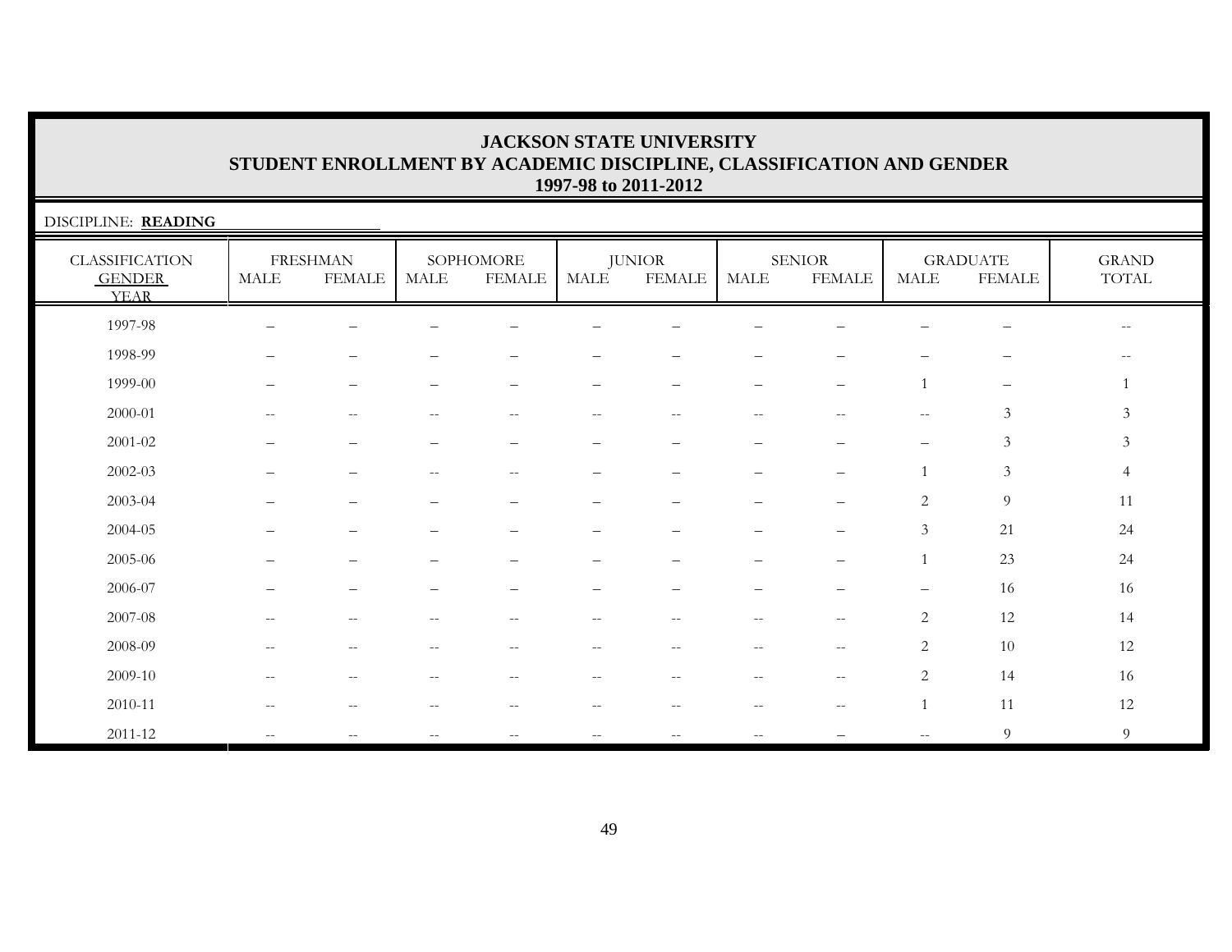# JACKSON STATE UNIVERSITY
## STUDENT ENROLLMENT BY ACADEMIC DISCIPLINE, CLASSIFICATION AND GENDER
### 1997-98 to 2011-2012

DISCIPLINE: **READING**

| CLASSIFICATION GENDER YEAR | FRESHMAN | | SOPHOMORE | | JUNIOR | | SENIOR | | GRADUATE | | GRAND TOTAL |
|---|---|---|---|---|---|---|---|---|---|---|---|
| | MALE | FEMALE | MALE | FEMALE | MALE | FEMALE | MALE | FEMALE | MALE | FEMALE | |
| 1997-98 | – | – | – | – | – | – | – | – | – | – | -- |
| 1998-99 | – | – | – | – | – | – | – | – | – | – | -- |
| 1999-00 | – | – | – | – | – | – | – | – | 1 | – | 1 |
| 2000-01 | -- | -- | -- | -- | -- | -- | -- | -- | -- | 3 | 3 |
| 2001-02 | – | – | – | – | – | – | – | – | – | 3 | 3 |
| 2002-03 | – | – | -- | -- | – | – | – | – | 1 | 3 | 4 |
| 2003-04 | – | – | – | – | – | – | – | – | 2 | 9 | 11 |
| 2004-05 | – | – | – | – | – | – | – | – | 3 | 21 | 24 |
| 2005-06 | – | – | – | – | – | – | – | – | 1 | 23 | 24 |
| 2006-07 | – | – | – | – | – | – | – | – | – | 16 | 16 |
| 2007-08 | -- | -- | -- | -- | -- | -- | -- | -- | 2 | 12 | 14 |
| 2008-09 | -- | -- | -- | -- | -- | -- | -- | -- | 2 | 10 | 12 |
| 2009-10 | -- | -- | -- | -- | -- | -- | -- | -- | 2 | 14 | 16 |
| 2010-11 | -- | -- | -- | -- | -- | -- | -- | -- | 1 | 11 | 12 |
| 2011-12 | -- | -- | -- | -- | -- | -- | -- | – | -- | 9 | 9 |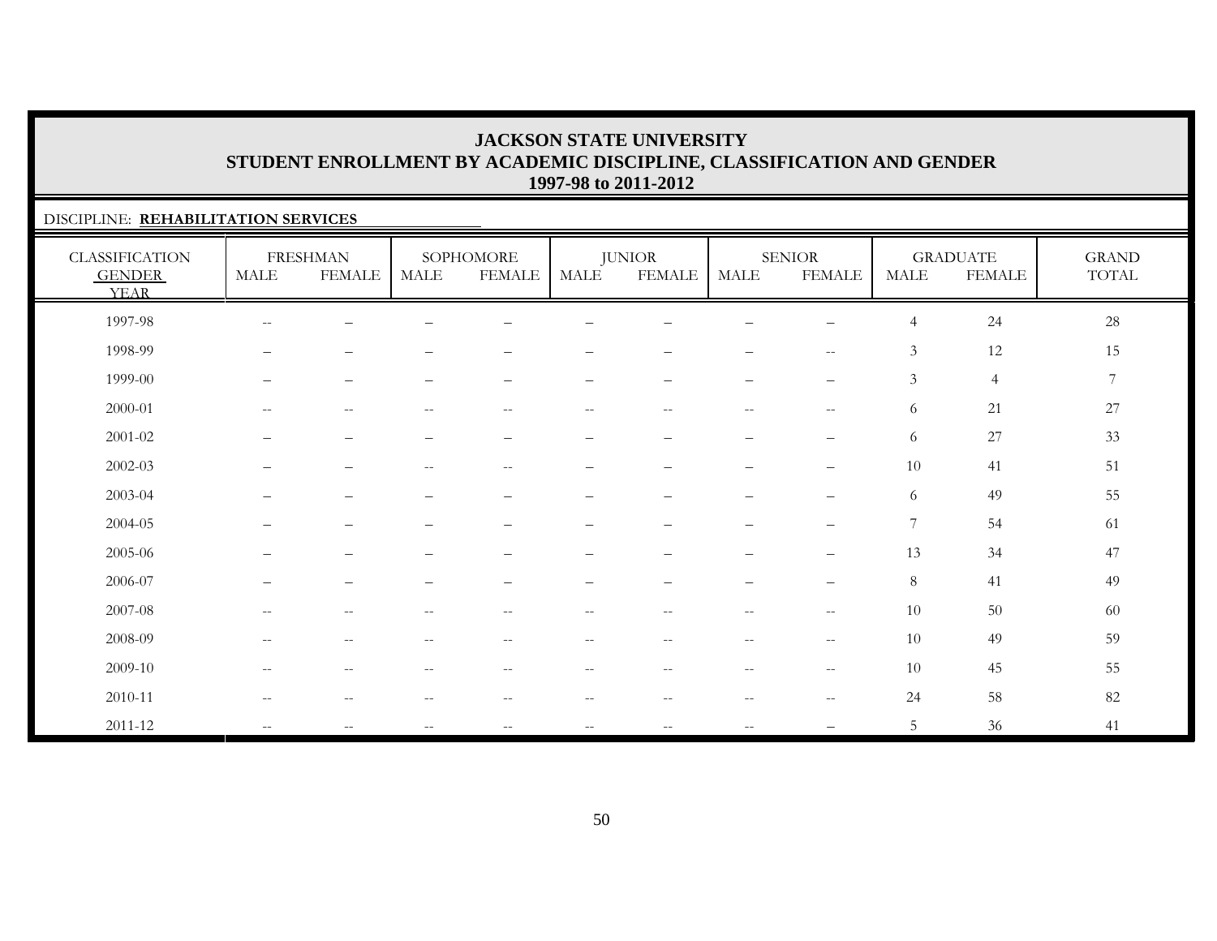# JACKSON STATE UNIVERSITY
## STUDENT ENROLLMENT BY ACADEMIC DISCIPLINE, CLASSIFICATION AND GENDER
### 1997-98 to 2011-2012

DISCIPLINE: **REHABILITATION SERVICES**

| CLASSIFICATION GENDER YEAR | FRESHMAN | | SOPHOMORE | | JUNIOR | | SENIOR | | GRADUATE | | GRAND TOTAL |
|---|---|---|---|---|---|---|---|---|---|---|---|
| | MALE | FEMALE | MALE | FEMALE | MALE | FEMALE | MALE | FEMALE | MALE | FEMALE | |
| 1997-98 | -- | – | – | – | – | – | – | – | 4 | 24 | 28 |
| 1998-99 | – | – | – | – | – | – | – | -- | 3 | 12 | 15 |
| 1999-00 | – | – | – | – | – | – | – | – | 3 | 4 | 7 |
| 2000-01 | -- | -- | -- | -- | -- | -- | -- | -- | 6 | 21 | 27 |
| 2001-02 | – | – | – | – | – | – | – | – | 6 | 27 | 33 |
| 2002-03 | – | – | -- | -- | – | – | – | – | 10 | 41 | 51 |
| 2003-04 | – | – | – | – | – | – | – | – | 6 | 49 | 55 |
| 2004-05 | – | – | – | – | – | – | – | – | 7 | 54 | 61 |
| 2005-06 | – | – | – | – | – | – | – | – | 13 | 34 | 47 |
| 2006-07 | – | – | – | – | – | – | – | – | 8 | 41 | 49 |
| 2007-08 | -- | -- | -- | -- | -- | -- | -- | -- | 10 | 50 | 60 |
| 2008-09 | -- | -- | -- | -- | -- | -- | -- | -- | 10 | 49 | 59 |
| 2009-10 | -- | -- | -- | -- | -- | -- | -- | -- | 10 | 45 | 55 |
| 2010-11 | -- | -- | -- | -- | -- | -- | -- | -- | 24 | 58 | 82 |
| 2011-12 | -- | -- | -- | -- | -- | -- | -- | – | 5 | 36 | 41 |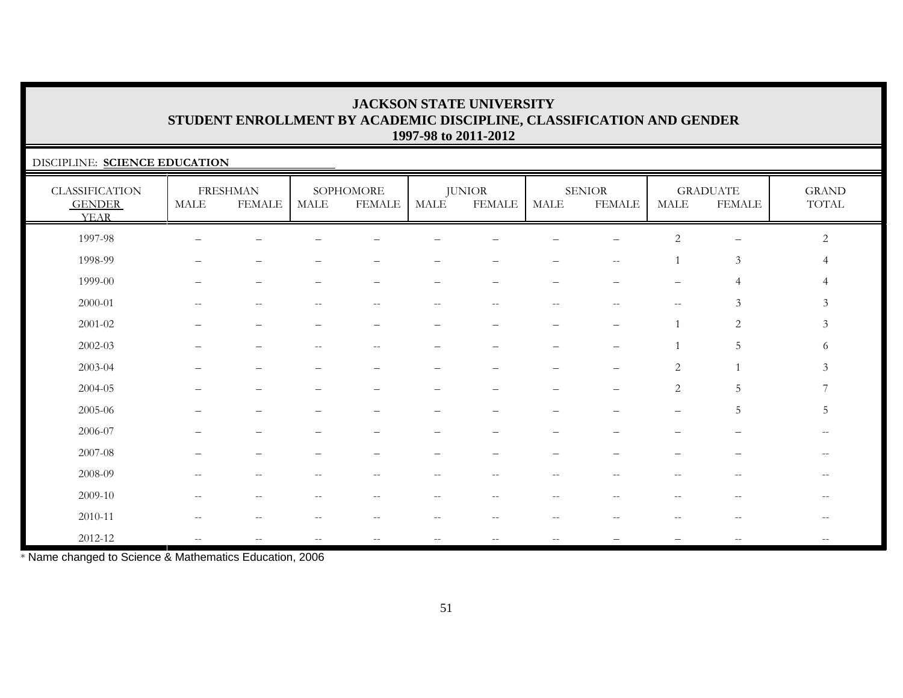# JACKSON STATE UNIVERSITY
## STUDENT ENROLLMENT BY ACADEMIC DISCIPLINE, CLASSIFICATION AND GENDER
### 1997-98 to 2011-2012

DISCIPLINE: **SCIENCE EDUCATION**

| CLASSIFICATION GENDER YEAR | FRESHMAN | | SOPHOMORE | | JUNIOR | | SENIOR | | GRADUATE | | GRAND TOTAL |
|---|---|---|---|---|---|---|---|---|---|---|---|
| | MALE | FEMALE | MALE | FEMALE | MALE | FEMALE | MALE | FEMALE | MALE | FEMALE | |
| 1997-98 | – | – | – | – | – | – | – | – | 2 | – | 2 |
| 1998-99 | – | – | – | – | – | – | – | -- | 1 | 3 | 4 |
| 1999-00 | – | – | – | – | – | – | – | – | – | 4 | 4 |
| 2000-01 | -- | -- | -- | -- | -- | -- | -- | -- | -- | 3 | 3 |
| 2001-02 | – | – | – | – | – | – | – | – | 1 | 2 | 3 |
| 2002-03 | – | – | -- | -- | – | – | – | – | 1 | 5 | 6 |
| 2003-04 | – | – | – | – | – | – | – | – | 2 | 1 | 3 |
| 2004-05 | – | – | – | – | – | – | – | – | 2 | 5 | 7 |
| 2005-06 | – | – | – | – | – | – | – | – | – | 5 | 5 |
| 2006-07 | – | – | – | – | – | – | – | – | – | – | -- |
| 2007-08 | – | – | – | – | – | – | – | – | – | – | -- |
| 2008-09 | -- | -- | -- | -- | -- | -- | -- | -- | -- | -- | -- |
| 2009-10 | -- | -- | -- | -- | -- | -- | -- | -- | -- | -- | -- |
| 2010-11 | -- | -- | -- | -- | -- | -- | -- | -- | -- | -- | -- |
| 2012-12 | -- | -- | -- | -- | -- | -- | -- | – | – | -- | -- |

* Name changed to Science & Mathematics Education, 2006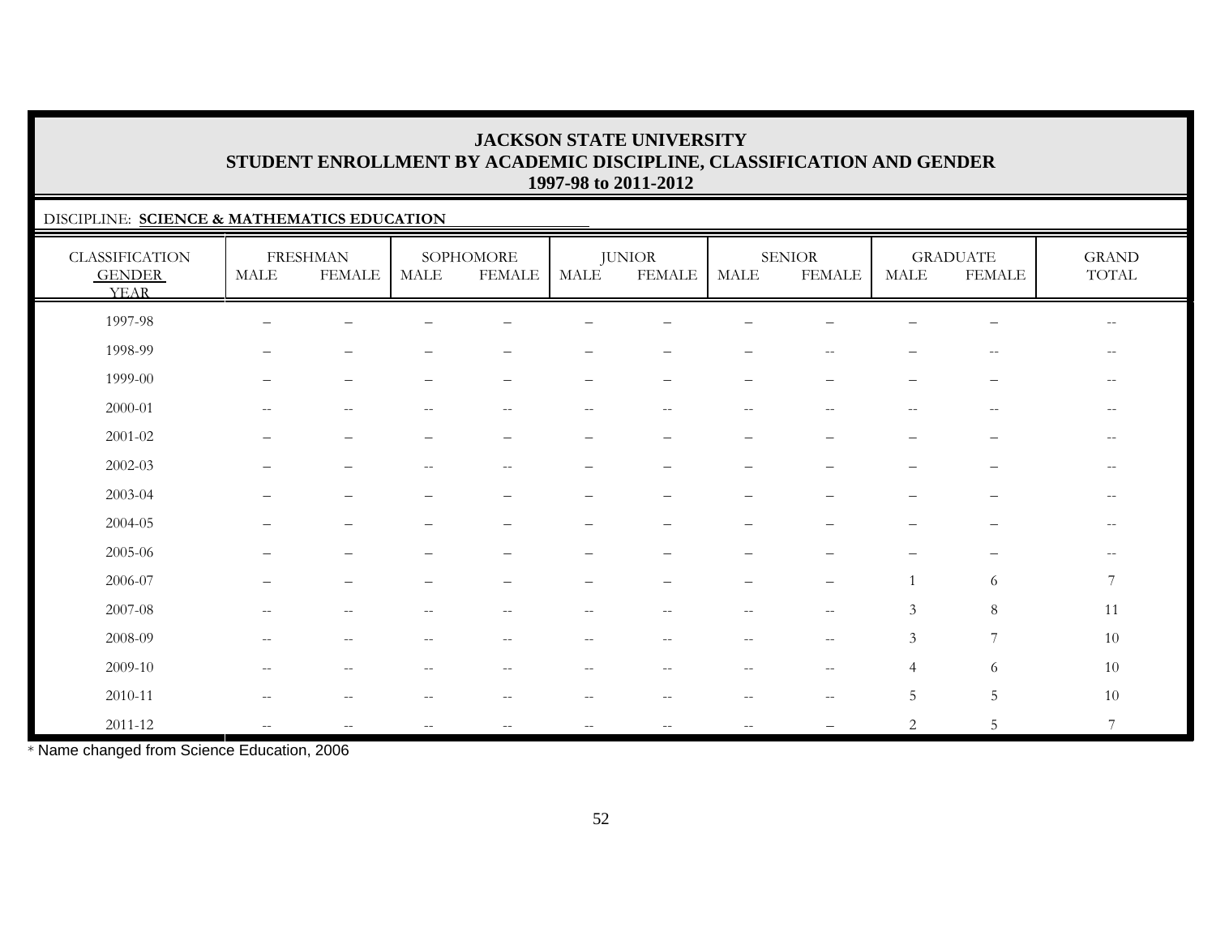# JACKSON STATE UNIVERSITY
## STUDENT ENROLLMENT BY ACADEMIC DISCIPLINE, CLASSIFICATION AND GENDER
### 1997-98 to 2011-2012

DISCIPLINE: **SCIENCE & MATHEMATICS EDUCATION**

| CLASSIFICATION GENDER YEAR | FRESHMAN | | SOPHOMORE | | JUNIOR | | SENIOR | | GRADUATE | | GRAND TOTAL |
|---|---|---|---|---|---|---|---|---|---|---|---|
| | MALE | FEMALE | MALE | FEMALE | MALE | FEMALE | MALE | FEMALE | MALE | FEMALE | |
| 1997-98 | – | – | – | – | – | – | – | – | – | – | -- |
| 1998-99 | – | – | – | – | – | – | – | -- | – | -- | -- |
| 1999-00 | – | – | – | – | – | – | – | – | – | – | -- |
| 2000-01 | -- | -- | -- | -- | -- | -- | -- | -- | -- | -- | -- |
| 2001-02 | – | – | – | – | – | – | – | – | – | – | -- |
| 2002-03 | – | – | -- | -- | – | – | – | – | – | – | -- |
| 2003-04 | – | – | – | – | – | – | – | – | – | – | -- |
| 2004-05 | – | – | – | – | – | – | – | – | – | – | -- |
| 2005-06 | – | – | – | – | – | – | – | – | – | – | -- |
| 2006-07 | – | – | – | – | – | – | – | – | 1 | 6 | 7 |
| 2007-08 | -- | -- | -- | -- | -- | -- | -- | -- | 3 | 8 | 11 |
| 2008-09 | -- | -- | -- | -- | -- | -- | -- | -- | 3 | 7 | 10 |
| 2009-10 | -- | -- | -- | -- | -- | -- | -- | -- | 4 | 6 | 10 |
| 2010-11 | -- | -- | -- | -- | -- | -- | -- | -- | 5 | 5 | 10 |
| 2011-12 | -- | -- | -- | -- | -- | -- | -- | – | 2 | 5 | 7 |

* Name changed from Science Education, 2006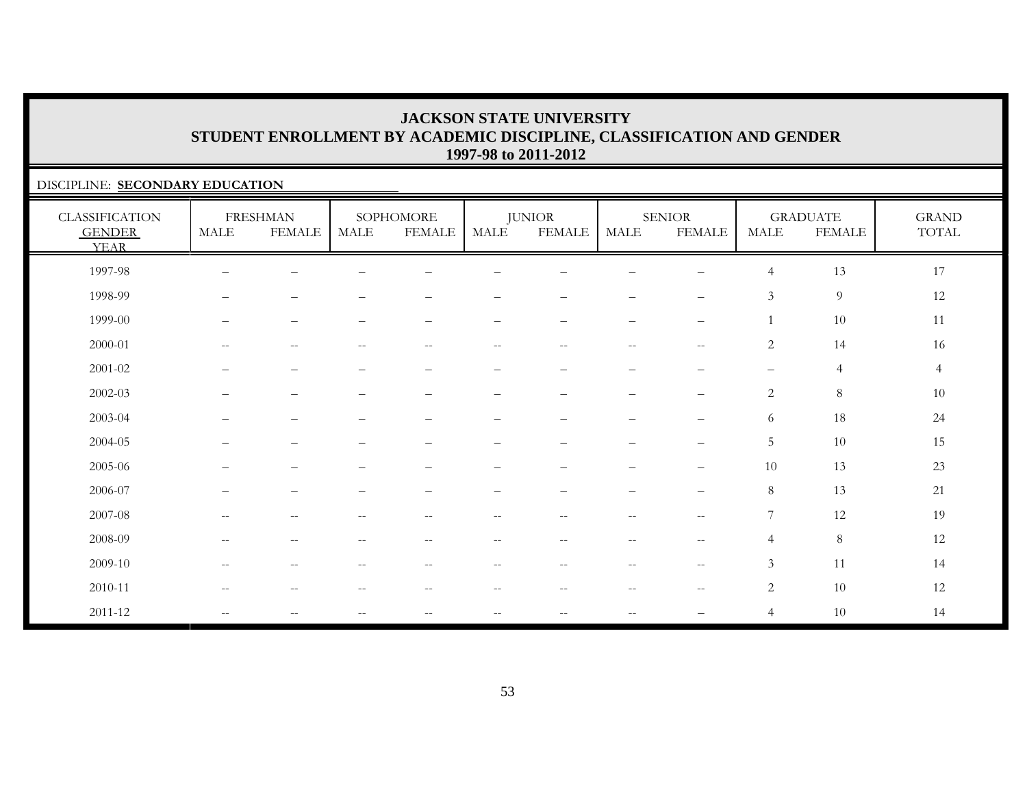# JACKSON STATE UNIVERSITY
## STUDENT ENROLLMENT BY ACADEMIC DISCIPLINE, CLASSIFICATION AND GENDER
### 1997-98 to 2011-2012

DISCIPLINE: **SECONDARY EDUCATION**

| CLASSIFICATION | FRESHMAN | | SOPHOMORE | | JUNIOR | | SENIOR | | GRADUATE | | GRAND |
|---|---|---|---|---|---|---|---|---|---|---|---|
| GENDER / YEAR | MALE | FEMALE | MALE | FEMALE | MALE | FEMALE | MALE | FEMALE | MALE | FEMALE | TOTAL |
| 1997-98 | – | – | – | – | – | – | – | – | 4 | 13 | 17 |
| 1998-99 | – | – | – | – | – | – | – | – | 3 | 9 | 12 |
| 1999-00 | – | – | – | – | – | – | – | – | 1 | 10 | 11 |
| 2000-01 | -- | -- | -- | -- | -- | -- | -- | -- | 2 | 14 | 16 |
| 2001-02 | – | – | – | – | – | – | – | – | – | 4 | 4 |
| 2002-03 | – | – | – | – | – | – | – | – | 2 | 8 | 10 |
| 2003-04 | – | – | – | – | – | – | – | – | 6 | 18 | 24 |
| 2004-05 | – | – | – | – | – | – | – | – | 5 | 10 | 15 |
| 2005-06 | – | – | – | – | – | – | – | – | 10 | 13 | 23 |
| 2006-07 | – | – | – | – | – | – | – | – | 8 | 13 | 21 |
| 2007-08 | -- | -- | -- | -- | -- | -- | -- | -- | 7 | 12 | 19 |
| 2008-09 | -- | -- | -- | -- | -- | -- | -- | -- | 4 | 8 | 12 |
| 2009-10 | -- | -- | -- | -- | -- | -- | -- | -- | 3 | 11 | 14 |
| 2010-11 | -- | -- | -- | -- | -- | -- | -- | -- | 2 | 10 | 12 |
| 2011-12 | -- | -- | -- | -- | -- | -- | -- | – | 4 | 10 | 14 |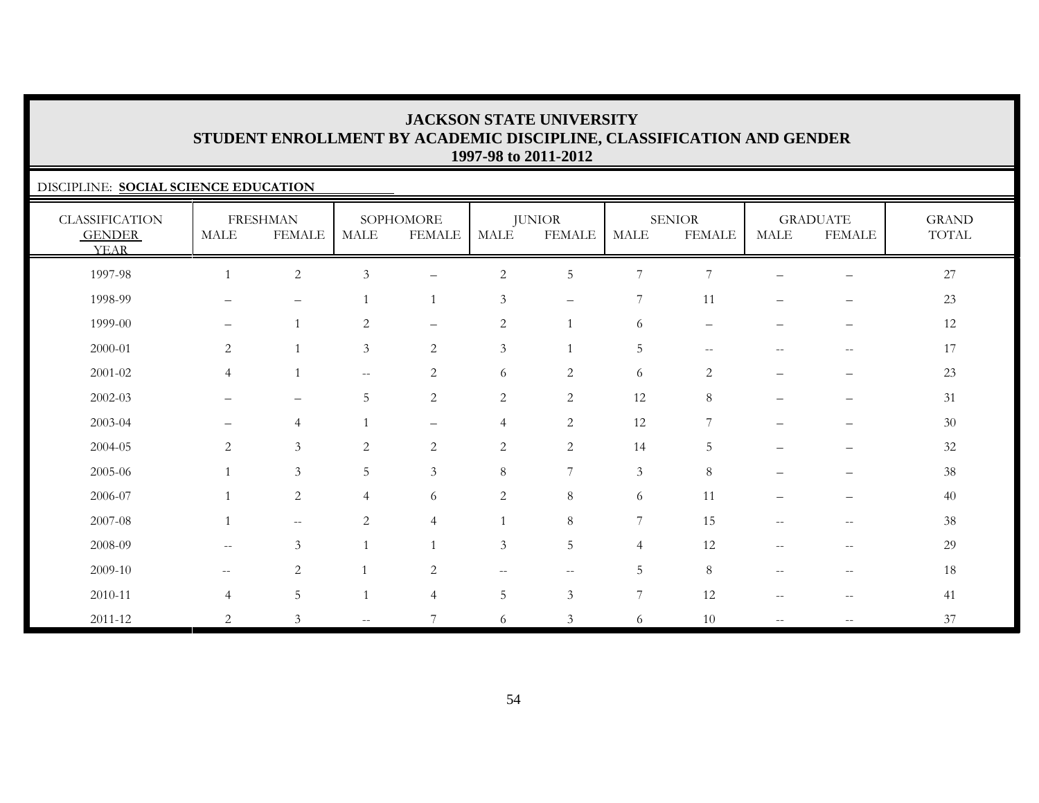# JACKSON STATE UNIVERSITY
## STUDENT ENROLLMENT BY ACADEMIC DISCIPLINE, CLASSIFICATION AND GENDER
### 1997-98 to 2011-2012

DISCIPLINE: **SOCIAL SCIENCE EDUCATION**

| CLASSIFICATION | FRESHMAN | | SOPHOMORE | | JUNIOR | | SENIOR | | GRADUATE | | GRAND |
|---|---|---|---|---|---|---|---|---|---|---|---|
| GENDER / YEAR | MALE | FEMALE | MALE | FEMALE | MALE | FEMALE | MALE | FEMALE | MALE | FEMALE | TOTAL |
| 1997-98 | 1 | 2 | 3 | – | 2 | 5 | 7 | 7 | – | – | 27 |
| 1998-99 | – | – | 1 | 1 | 3 | – | 7 | 11 | – | – | 23 |
| 1999-00 | – | 1 | 2 | – | 2 | 1 | 6 | – | – | – | 12 |
| 2000-01 | 2 | 1 | 3 | 2 | 3 | 1 | 5 | -- | -- | -- | 17 |
| 2001-02 | 4 | 1 | -- | 2 | 6 | 2 | 6 | 2 | – | – | 23 |
| 2002-03 | – | – | 5 | 2 | 2 | 2 | 12 | 8 | – | – | 31 |
| 2003-04 | – | 4 | 1 | – | 4 | 2 | 12 | 7 | – | – | 30 |
| 2004-05 | 2 | 3 | 2 | 2 | 2 | 2 | 14 | 5 | – | – | 32 |
| 2005-06 | 1 | 3 | 5 | 3 | 8 | 7 | 3 | 8 | – | – | 38 |
| 2006-07 | 1 | 2 | 4 | 6 | 2 | 8 | 6 | 11 | – | – | 40 |
| 2007-08 | 1 | -- | 2 | 4 | 1 | 8 | 7 | 15 | -- | -- | 38 |
| 2008-09 | -- | 3 | 1 | 1 | 3 | 5 | 4 | 12 | -- | -- | 29 |
| 2009-10 | -- | 2 | 1 | 2 | -- | -- | 5 | 8 | -- | -- | 18 |
| 2010-11 | 4 | 5 | 1 | 4 | 5 | 3 | 7 | 12 | -- | -- | 41 |
| 2011-12 | 2 | 3 | -- | 7 | 6 | 3 | 6 | 10 | -- | -- | 37 |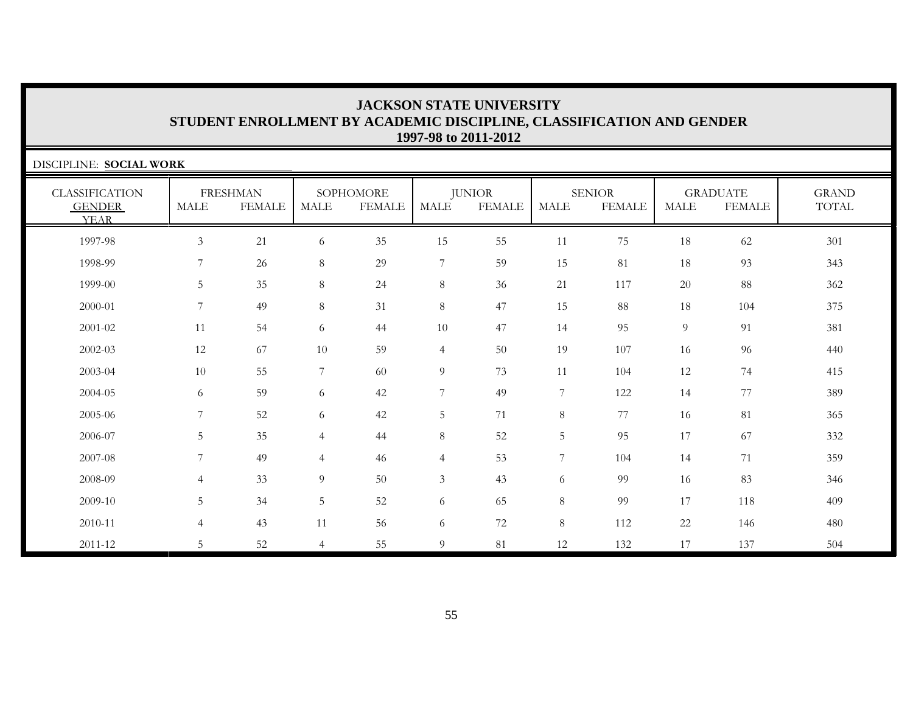# JACKSON STATE UNIVERSITY
## STUDENT ENROLLMENT BY ACADEMIC DISCIPLINE, CLASSIFICATION AND GENDER
### 1997-98 to 2011-2012

DISCIPLINE: **SOCIAL WORK**

| CLASSIFICATION | FRESHMAN | | SOPHOMORE | | JUNIOR | | SENIOR | | GRADUATE | | GRAND |
|---|---|---|---|---|---|---|---|---|---|---|---|
| GENDER / YEAR | MALE | FEMALE | MALE | FEMALE | MALE | FEMALE | MALE | FEMALE | MALE | FEMALE | TOTAL |
| 1997-98 | 3 | 21 | 6 | 35 | 15 | 55 | 11 | 75 | 18 | 62 | 301 |
| 1998-99 | 7 | 26 | 8 | 29 | 7 | 59 | 15 | 81 | 18 | 93 | 343 |
| 1999-00 | 5 | 35 | 8 | 24 | 8 | 36 | 21 | 117 | 20 | 88 | 362 |
| 2000-01 | 7 | 49 | 8 | 31 | 8 | 47 | 15 | 88 | 18 | 104 | 375 |
| 2001-02 | 11 | 54 | 6 | 44 | 10 | 47 | 14 | 95 | 9 | 91 | 381 |
| 2002-03 | 12 | 67 | 10 | 59 | 4 | 50 | 19 | 107 | 16 | 96 | 440 |
| 2003-04 | 10 | 55 | 7 | 60 | 9 | 73 | 11 | 104 | 12 | 74 | 415 |
| 2004-05 | 6 | 59 | 6 | 42 | 7 | 49 | 7 | 122 | 14 | 77 | 389 |
| 2005-06 | 7 | 52 | 6 | 42 | 5 | 71 | 8 | 77 | 16 | 81 | 365 |
| 2006-07 | 5 | 35 | 4 | 44 | 8 | 52 | 5 | 95 | 17 | 67 | 332 |
| 2007-08 | 7 | 49 | 4 | 46 | 4 | 53 | 7 | 104 | 14 | 71 | 359 |
| 2008-09 | 4 | 33 | 9 | 50 | 3 | 43 | 6 | 99 | 16 | 83 | 346 |
| 2009-10 | 5 | 34 | 5 | 52 | 6 | 65 | 8 | 99 | 17 | 118 | 409 |
| 2010-11 | 4 | 43 | 11 | 56 | 6 | 72 | 8 | 112 | 22 | 146 | 480 |
| 2011-12 | 5 | 52 | 4 | 55 | 9 | 81 | 12 | 132 | 17 | 137 | 504 |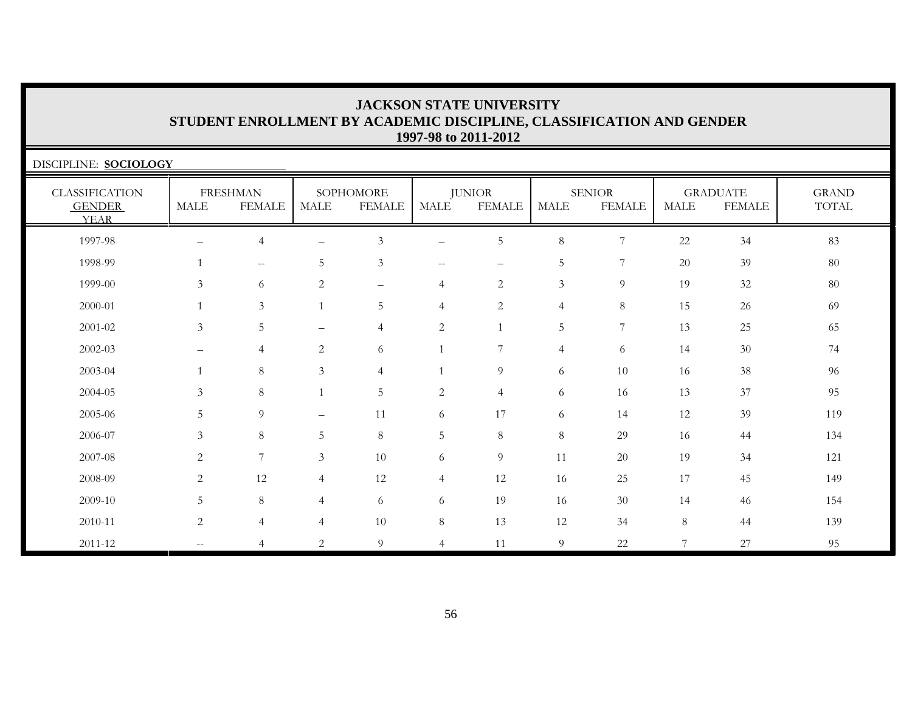# JACKSON STATE UNIVERSITY
## STUDENT ENROLLMENT BY ACADEMIC DISCIPLINE, CLASSIFICATION AND GENDER
### 1997-98 to 2011-2012

DISCIPLINE: **SOCIOLOGY**

| CLASSIFICATION GENDER YEAR | FRESHMAN | | SOPHOMORE | | JUNIOR | | SENIOR | | GRADUATE | | GRAND TOTAL |
|---|---|---|---|---|---|---|---|---|---|---|---|
| | MALE | FEMALE | MALE | FEMALE | MALE | FEMALE | MALE | FEMALE | MALE | FEMALE | |
| 1997-98 | – | 4 | – | 3 | – | 5 | 8 | 7 | 22 | 34 | 83 |
| 1998-99 | 1 | -- | 5 | 3 | -- | – | 5 | 7 | 20 | 39 | 80 |
| 1999-00 | 3 | 6 | 2 | – | 4 | 2 | 3 | 9 | 19 | 32 | 80 |
| 2000-01 | 1 | 3 | 1 | 5 | 4 | 2 | 4 | 8 | 15 | 26 | 69 |
| 2001-02 | 3 | 5 | – | 4 | 2 | 1 | 5 | 7 | 13 | 25 | 65 |
| 2002-03 | – | 4 | 2 | 6 | 1 | 7 | 4 | 6 | 14 | 30 | 74 |
| 2003-04 | 1 | 8 | 3 | 4 | 1 | 9 | 6 | 10 | 16 | 38 | 96 |
| 2004-05 | 3 | 8 | 1 | 5 | 2 | 4 | 6 | 16 | 13 | 37 | 95 |
| 2005-06 | 5 | 9 | – | 11 | 6 | 17 | 6 | 14 | 12 | 39 | 119 |
| 2006-07 | 3 | 8 | 5 | 8 | 5 | 8 | 8 | 29 | 16 | 44 | 134 |
| 2007-08 | 2 | 7 | 3 | 10 | 6 | 9 | 11 | 20 | 19 | 34 | 121 |
| 2008-09 | 2 | 12 | 4 | 12 | 4 | 12 | 16 | 25 | 17 | 45 | 149 |
| 2009-10 | 5 | 8 | 4 | 6 | 6 | 19 | 16 | 30 | 14 | 46 | 154 |
| 2010-11 | 2 | 4 | 4 | 10 | 8 | 13 | 12 | 34 | 8 | 44 | 139 |
| 2011-12 | -- | 4 | 2 | 9 | 4 | 11 | 9 | 22 | 7 | 27 | 95 |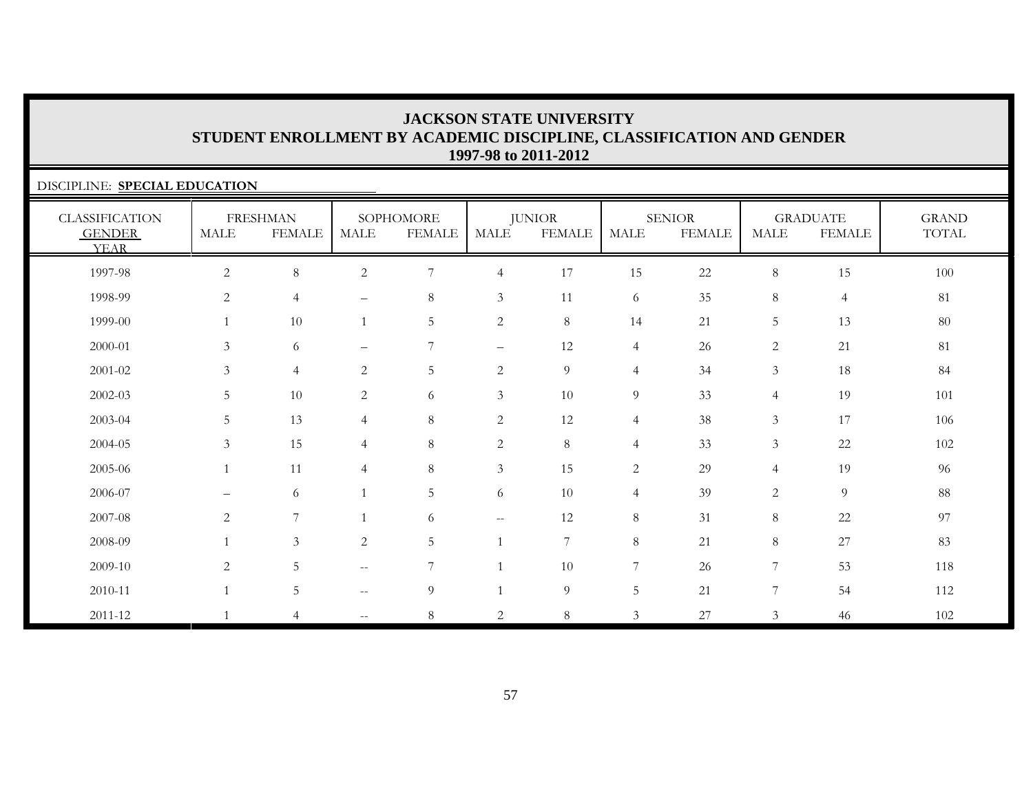# JACKSON STATE UNIVERSITY
## STUDENT ENROLLMENT BY ACADEMIC DISCIPLINE, CLASSIFICATION AND GENDER
### 1997-98 to 2011-2012

DISCIPLINE: **SPECIAL EDUCATION**

| CLASSIFICATION | FRESHMAN | | SOPHOMORE | | JUNIOR | | SENIOR | | GRADUATE | | GRAND |
|---|---|---|---|---|---|---|---|---|---|---|---|
| GENDER / YEAR | MALE | FEMALE | MALE | FEMALE | MALE | FEMALE | MALE | FEMALE | MALE | FEMALE | TOTAL |
| 1997-98 | 2 | 8 | 2 | 7 | 4 | 17 | 15 | 22 | 8 | 15 | 100 |
| 1998-99 | 2 | 4 | – | 8 | 3 | 11 | 6 | 35 | 8 | 4 | 81 |
| 1999-00 | 1 | 10 | 1 | 5 | 2 | 8 | 14 | 21 | 5 | 13 | 80 |
| 2000-01 | 3 | 6 | – | 7 | – | 12 | 4 | 26 | 2 | 21 | 81 |
| 2001-02 | 3 | 4 | 2 | 5 | 2 | 9 | 4 | 34 | 3 | 18 | 84 |
| 2002-03 | 5 | 10 | 2 | 6 | 3 | 10 | 9 | 33 | 4 | 19 | 101 |
| 2003-04 | 5 | 13 | 4 | 8 | 2 | 12 | 4 | 38 | 3 | 17 | 106 |
| 2004-05 | 3 | 15 | 4 | 8 | 2 | 8 | 4 | 33 | 3 | 22 | 102 |
| 2005-06 | 1 | 11 | 4 | 8 | 3 | 15 | 2 | 29 | 4 | 19 | 96 |
| 2006-07 | – | 6 | 1 | 5 | 6 | 10 | 4 | 39 | 2 | 9 | 88 |
| 2007-08 | 2 | 7 | 1 | 6 | -- | 12 | 8 | 31 | 8 | 22 | 97 |
| 2008-09 | 1 | 3 | 2 | 5 | 1 | 7 | 8 | 21 | 8 | 27 | 83 |
| 2009-10 | 2 | 5 | -- | 7 | 1 | 10 | 7 | 26 | 7 | 53 | 118 |
| 2010-11 | 1 | 5 | -- | 9 | 1 | 9 | 5 | 21 | 7 | 54 | 112 |
| 2011-12 | 1 | 4 | -- | 8 | 2 | 8 | 3 | 27 | 3 | 46 | 102 |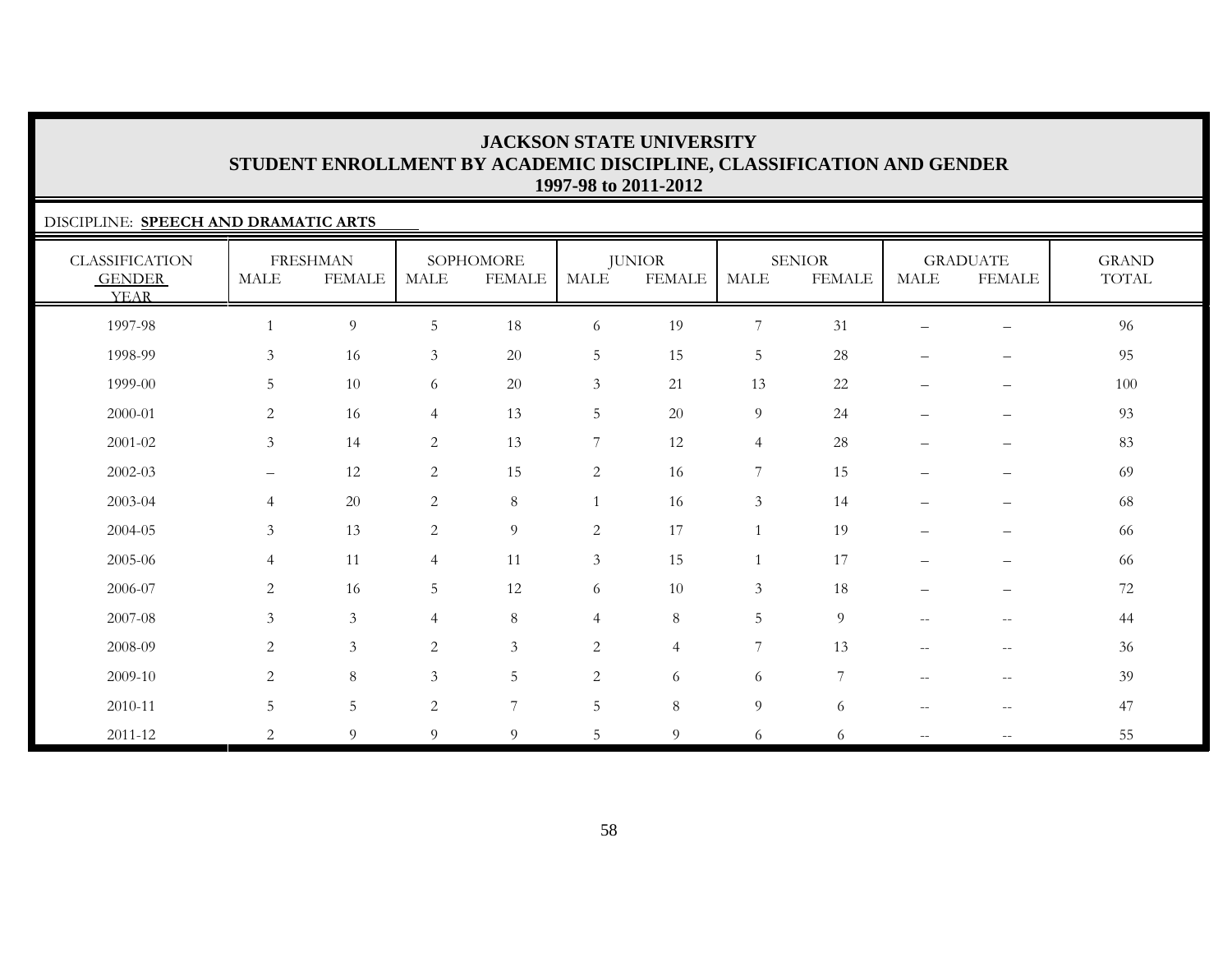# JACKSON STATE UNIVERSITY
## STUDENT ENROLLMENT BY ACADEMIC DISCIPLINE, CLASSIFICATION AND GENDER
### 1997-98 to 2011-2012

DISCIPLINE: **SPEECH AND DRAMATIC ARTS**

| CLASSIFICATION | FRESHMAN | | SOPHOMORE | | JUNIOR | | SENIOR | | GRADUATE | | GRAND |
|---|---|---|---|---|---|---|---|---|---|---|---|
| GENDER / YEAR | MALE | FEMALE | MALE | FEMALE | MALE | FEMALE | MALE | FEMALE | MALE | FEMALE | TOTAL |
| 1997-98 | 1 | 9 | 5 | 18 | 6 | 19 | 7 | 31 | – | – | 96 |
| 1998-99 | 3 | 16 | 3 | 20 | 5 | 15 | 5 | 28 | – | – | 95 |
| 1999-00 | 5 | 10 | 6 | 20 | 3 | 21 | 13 | 22 | – | – | 100 |
| 2000-01 | 2 | 16 | 4 | 13 | 5 | 20 | 9 | 24 | – | – | 93 |
| 2001-02 | 3 | 14 | 2 | 13 | 7 | 12 | 4 | 28 | – | – | 83 |
| 2002-03 | – | 12 | 2 | 15 | 2 | 16 | 7 | 15 | – | – | 69 |
| 2003-04 | 4 | 20 | 2 | 8 | 1 | 16 | 3 | 14 | – | – | 68 |
| 2004-05 | 3 | 13 | 2 | 9 | 2 | 17 | 1 | 19 | – | – | 66 |
| 2005-06 | 4 | 11 | 4 | 11 | 3 | 15 | 1 | 17 | – | – | 66 |
| 2006-07 | 2 | 16 | 5 | 12 | 6 | 10 | 3 | 18 | – | – | 72 |
| 2007-08 | 3 | 3 | 4 | 8 | 4 | 8 | 5 | 9 | -- | -- | 44 |
| 2008-09 | 2 | 3 | 2 | 3 | 2 | 4 | 7 | 13 | -- | -- | 36 |
| 2009-10 | 2 | 8 | 3 | 5 | 2 | 6 | 6 | 7 | -- | -- | 39 |
| 2010-11 | 5 | 5 | 2 | 7 | 5 | 8 | 9 | 6 | -- | -- | 47 |
| 2011-12 | 2 | 9 | 9 | 9 | 5 | 9 | 6 | 6 | -- | -- | 55 |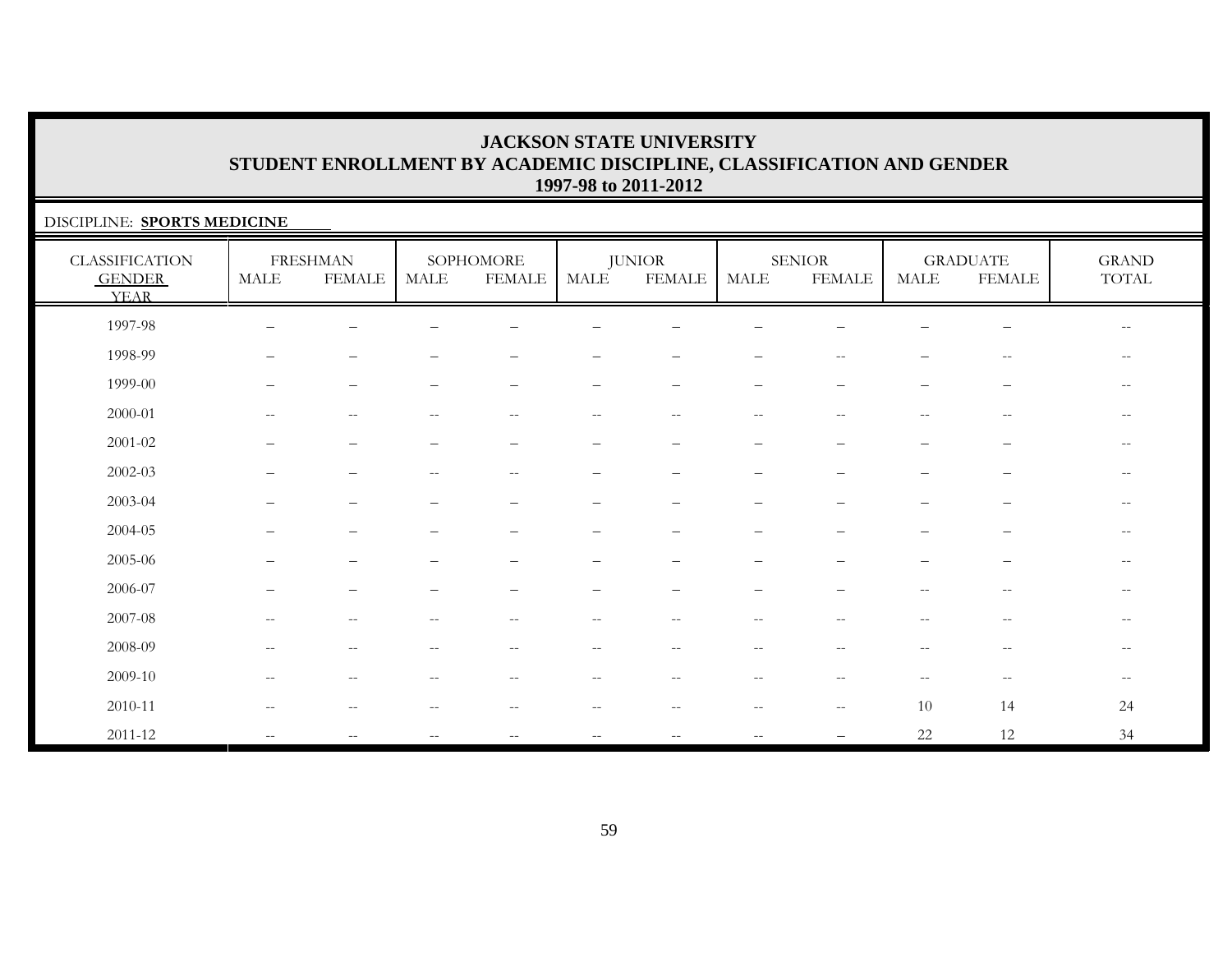# JACKSON STATE UNIVERSITY
## STUDENT ENROLLMENT BY ACADEMIC DISCIPLINE, CLASSIFICATION AND GENDER
### 1997-98 to 2011-2012

DISCIPLINE: **SPORTS MEDICINE**

| CLASSIFICATION GENDER YEAR | FRESHMAN | | SOPHOMORE | | JUNIOR | | SENIOR | | GRADUATE | | GRAND TOTAL |
|---|---|---|---|---|---|---|---|---|---|---|---|
| | MALE | FEMALE | MALE | FEMALE | MALE | FEMALE | MALE | FEMALE | MALE | FEMALE | |
| 1997-98 | – | – | – | – | – | – | – | – | – | – | -- |
| 1998-99 | – | – | – | – | – | – | – | -- | – | -- | -- |
| 1999-00 | – | – | – | – | – | – | – | – | – | – | -- |
| 2000-01 | -- | -- | -- | -- | -- | -- | -- | -- | -- | -- | -- |
| 2001-02 | – | – | – | – | – | – | – | – | – | – | -- |
| 2002-03 | – | – | -- | -- | – | – | – | – | – | – | -- |
| 2003-04 | – | – | – | – | – | – | – | – | – | – | -- |
| 2004-05 | – | – | – | – | – | – | – | – | – | – | -- |
| 2005-06 | – | – | – | – | – | – | – | – | – | – | -- |
| 2006-07 | – | – | – | – | – | – | – | – | -- | -- | -- |
| 2007-08 | -- | -- | -- | -- | -- | -- | -- | -- | -- | -- | -- |
| 2008-09 | -- | -- | -- | -- | -- | -- | -- | -- | -- | -- | -- |
| 2009-10 | -- | -- | -- | -- | -- | -- | -- | -- | -- | -- | -- |
| 2010-11 | -- | -- | -- | -- | -- | -- | -- | -- | 10 | 14 | 24 |
| 2011-12 | -- | -- | -- | -- | -- | -- | -- | – | 22 | 12 | 34 |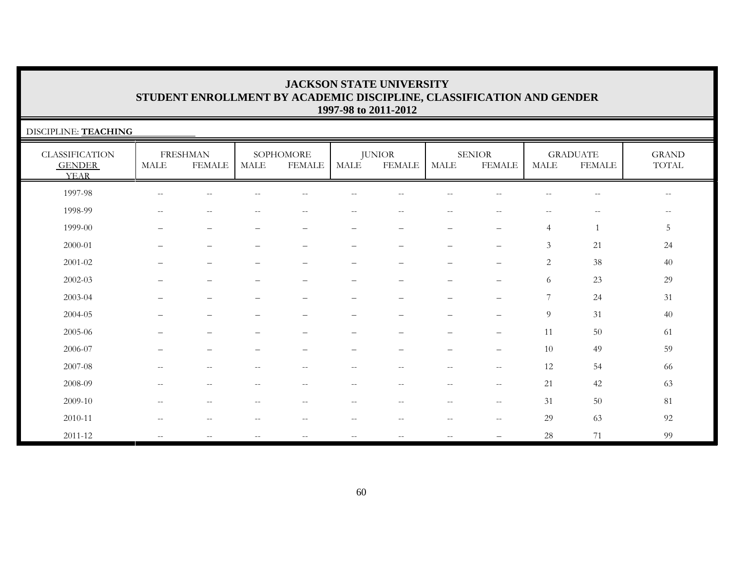# JACKSON STATE UNIVERSITY
## STUDENT ENROLLMENT BY ACADEMIC DISCIPLINE, CLASSIFICATION AND GENDER
### 1997-98 to 2011-2012

DISCIPLINE: **TEACHING**

| CLASSIFICATION GENDER YEAR | FRESHMAN MALE | FRESHMAN FEMALE | SOPHOMORE MALE | SOPHOMORE FEMALE | JUNIOR MALE | JUNIOR FEMALE | SENIOR MALE | SENIOR FEMALE | GRADUATE MALE | GRADUATE FEMALE | GRAND TOTAL |
|---|---|---|---|---|---|---|---|---|---|---|---|
| 1997-98 | -- | -- | -- | -- | -- | -- | -- | -- | -- | -- | -- |
| 1998-99 | -- | -- | -- | -- | -- | -- | -- | -- | -- | -- | -- |
| 1999-00 | – | – | – | – | – | – | – | – | 4 | 1 | 5 |
| 2000-01 | – | – | – | – | – | – | – | – | 3 | 21 | 24 |
| 2001-02 | – | – | – | – | – | – | – | – | 2 | 38 | 40 |
| 2002-03 | – | – | – | – | – | – | – | – | 6 | 23 | 29 |
| 2003-04 | – | – | – | – | – | – | – | – | 7 | 24 | 31 |
| 2004-05 | – | – | – | – | – | – | – | – | 9 | 31 | 40 |
| 2005-06 | – | – | – | – | – | – | – | – | 11 | 50 | 61 |
| 2006-07 | – | – | – | – | – | – | – | – | 10 | 49 | 59 |
| 2007-08 | -- | -- | -- | -- | -- | -- | -- | -- | 12 | 54 | 66 |
| 2008-09 | -- | -- | -- | -- | -- | -- | -- | -- | 21 | 42 | 63 |
| 2009-10 | -- | -- | -- | -- | -- | -- | -- | -- | 31 | 50 | 81 |
| 2010-11 | -- | -- | -- | -- | -- | -- | -- | -- | 29 | 63 | 92 |
| 2011-12 | -- | -- | -- | -- | -- | -- | -- | – | 28 | 71 | 99 |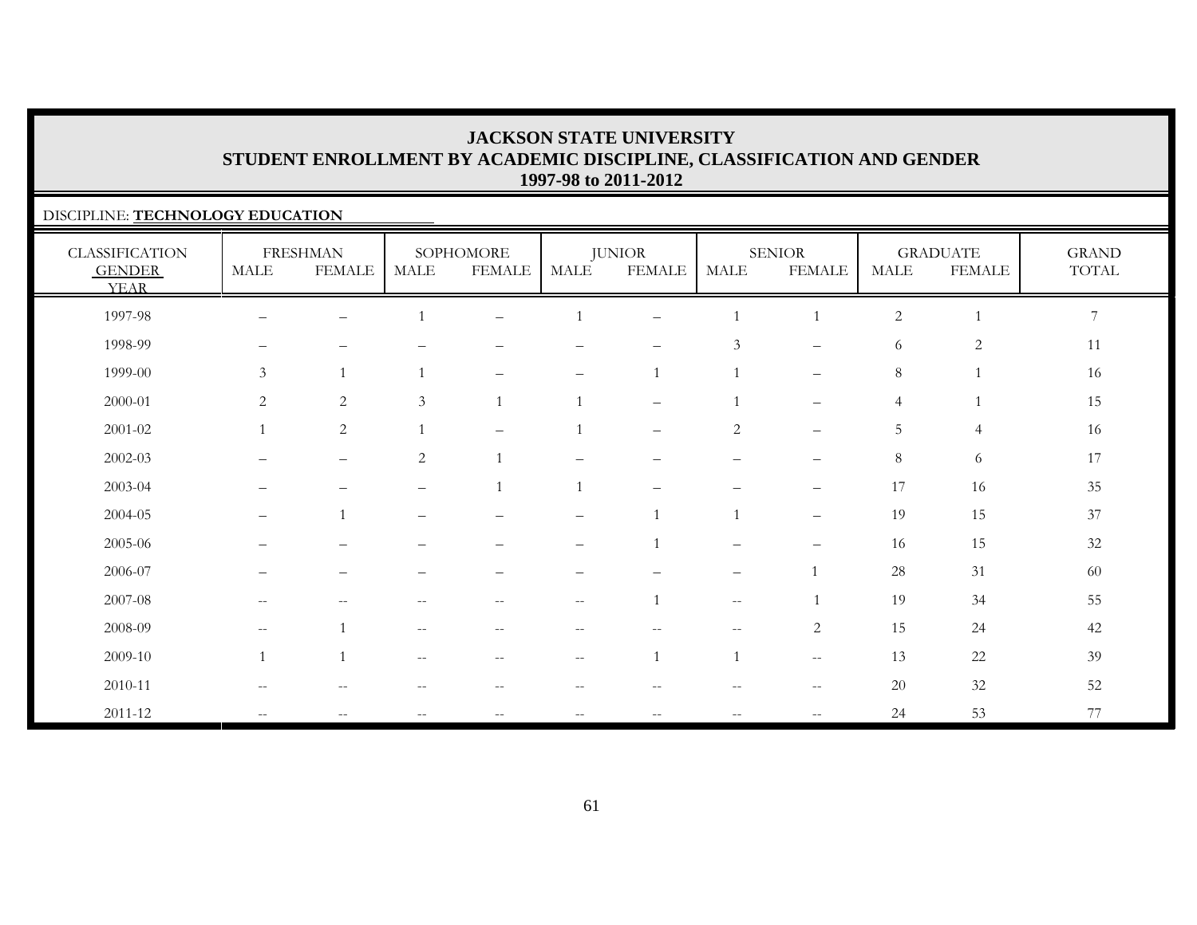# JACKSON STATE UNIVERSITY
## STUDENT ENROLLMENT BY ACADEMIC DISCIPLINE, CLASSIFICATION AND GENDER
### 1997-98 to 2011-2012

DISCIPLINE: **TECHNOLOGY EDUCATION**

| CLASSIFICATION GENDER YEAR | FRESHMAN | | SOPHOMORE | | JUNIOR | | SENIOR | | GRADUATE | | GRAND TOTAL |
|---|---|---|---|---|---|---|---|---|---|---|---|
| | MALE | FEMALE | MALE | FEMALE | MALE | FEMALE | MALE | FEMALE | MALE | FEMALE | |
| 1997-98 | – | – | 1 | – | 1 | – | 1 | 1 | 2 | 1 | 7 |
| 1998-99 | – | – | – | – | – | – | 3 | – | 6 | 2 | 11 |
| 1999-00 | 3 | 1 | 1 | – | – | 1 | 1 | – | 8 | 1 | 16 |
| 2000-01 | 2 | 2 | 3 | 1 | 1 | – | 1 | – | 4 | 1 | 15 |
| 2001-02 | 1 | 2 | 1 | – | 1 | – | 2 | – | 5 | 4 | 16 |
| 2002-03 | – | – | 2 | 1 | – | – | – | – | 8 | 6 | 17 |
| 2003-04 | – | – | – | 1 | 1 | – | – | – | 17 | 16 | 35 |
| 2004-05 | – | 1 | – | – | – | 1 | 1 | – | 19 | 15 | 37 |
| 2005-06 | – | – | – | – | – | 1 | – | – | 16 | 15 | 32 |
| 2006-07 | – | – | – | – | – | – | – | 1 | 28 | 31 | 60 |
| 2007-08 | -- | -- | -- | -- | -- | 1 | -- | 1 | 19 | 34 | 55 |
| 2008-09 | -- | 1 | -- | -- | -- | -- | -- | 2 | 15 | 24 | 42 |
| 2009-10 | 1 | 1 | -- | -- | -- | 1 | 1 | -- | 13 | 22 | 39 |
| 2010-11 | -- | -- | -- | -- | -- | -- | -- | -- | 20 | 32 | 52 |
| 2011-12 | -- | -- | -- | -- | -- | -- | -- | -- | 24 | 53 | 77 |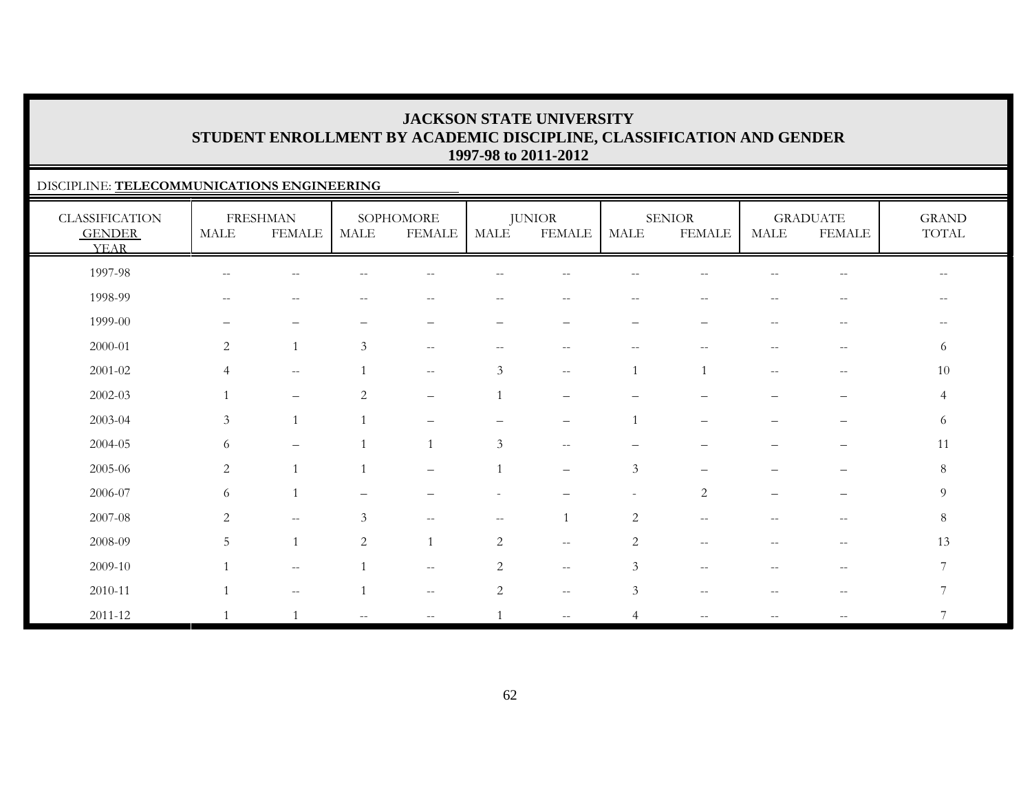# JACKSON STATE UNIVERSITY
## STUDENT ENROLLMENT BY ACADEMIC DISCIPLINE, CLASSIFICATION AND GENDER
### 1997-98 to 2011-2012

DISCIPLINE: **TELECOMMUNICATIONS ENGINEERING**

| CLASSIFICATION | FRESHMAN | | SOPHOMORE | | JUNIOR | | SENIOR | | GRADUATE | | GRAND |
|---|---|---|---|---|---|---|---|---|---|---|---|
| GENDER / YEAR | MALE | FEMALE | MALE | FEMALE | MALE | FEMALE | MALE | FEMALE | MALE | FEMALE | TOTAL |
| 1997-98 | -- | -- | -- | -- | -- | -- | -- | -- | -- | -- | -- |
| 1998-99 | -- | -- | -- | -- | -- | -- | -- | -- | -- | -- | -- |
| 1999-00 | – | – | – | – | – | – | – | – | -- | -- | -- |
| 2000-01 | 2 | 1 | 3 | -- | -- | -- | -- | -- | -- | -- | 6 |
| 2001-02 | 4 | -- | 1 | -- | 3 | -- | 1 | 1 | -- | -- | 10 |
| 2002-03 | 1 | – | 2 | – | 1 | – | – | – | – | – | 4 |
| 2003-04 | 3 | 1 | 1 | – | – | – | 1 | – | – | – | 6 |
| 2004-05 | 6 | – | 1 | 1 | 3 | -- | – | – | – | – | 11 |
| 2005-06 | 2 | 1 | 1 | – | 1 | – | 3 | – | – | – | 8 |
| 2006-07 | 6 | 1 | – | – | - | – | - | 2 | – | – | 9 |
| 2007-08 | 2 | -- | 3 | -- | -- | 1 | 2 | -- | -- | -- | 8 |
| 2008-09 | 5 | 1 | 2 | 1 | 2 | -- | 2 | -- | -- | -- | 13 |
| 2009-10 | 1 | -- | 1 | -- | 2 | -- | 3 | -- | -- | -- | 7 |
| 2010-11 | 1 | -- | 1 | -- | 2 | -- | 3 | -- | -- | -- | 7 |
| 2011-12 | 1 | 1 | -- | -- | 1 | -- | 4 | -- | -- | -- | 7 |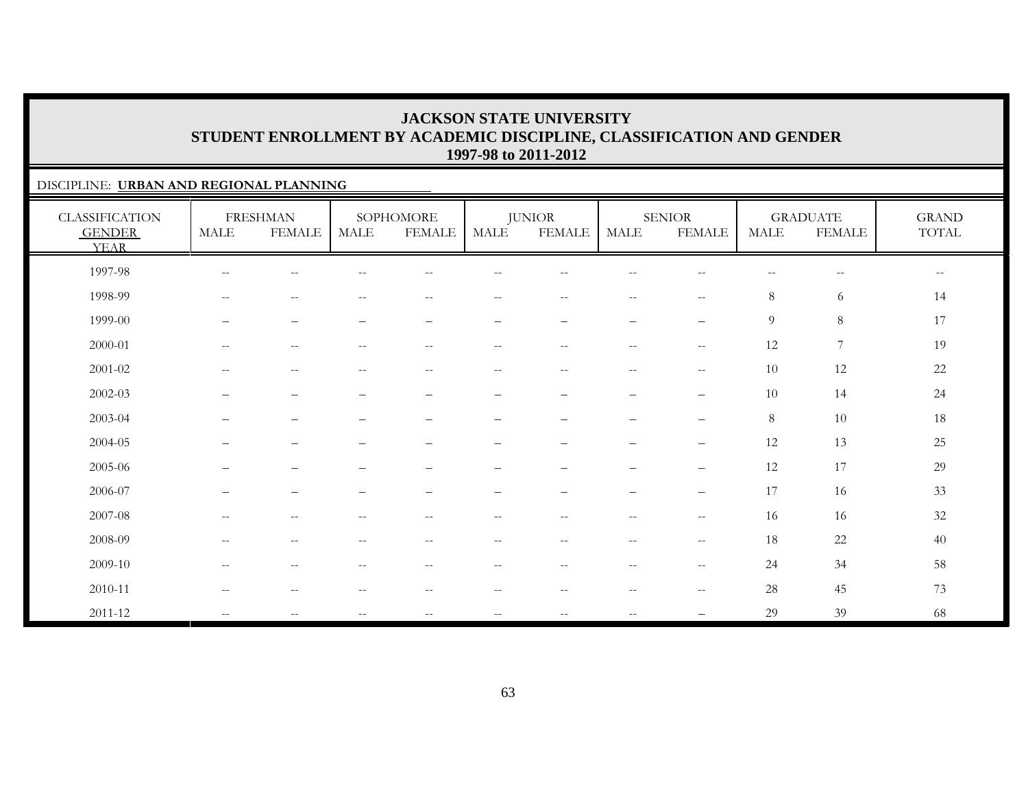# JACKSON STATE UNIVERSITY
## STUDENT ENROLLMENT BY ACADEMIC DISCIPLINE, CLASSIFICATION AND GENDER
### 1997-98 to 2011-2012

DISCIPLINE: **URBAN AND REGIONAL PLANNING**

| CLASSIFICATION GENDER YEAR | FRESHMAN | | SOPHOMORE | | JUNIOR | | SENIOR | | GRADUATE | | GRAND TOTAL |
|---|---|---|---|---|---|---|---|---|---|---|---|
| | MALE | FEMALE | MALE | FEMALE | MALE | FEMALE | MALE | FEMALE | MALE | FEMALE | |
| 1997-98 | -- | -- | -- | -- | -- | -- | -- | -- | -- | -- | -- |
| 1998-99 | -- | -- | -- | -- | -- | -- | -- | -- | 8 | 6 | 14 |
| 1999-00 | – | – | – | – | – | – | – | – | 9 | 8 | 17 |
| 2000-01 | -- | -- | -- | -- | -- | -- | -- | -- | 12 | 7 | 19 |
| 2001-02 | -- | -- | -- | -- | -- | -- | -- | -- | 10 | 12 | 22 |
| 2002-03 | – | – | – | – | – | – | – | – | 10 | 14 | 24 |
| 2003-04 | – | – | – | – | – | – | – | – | 8 | 10 | 18 |
| 2004-05 | – | – | – | – | – | – | – | – | 12 | 13 | 25 |
| 2005-06 | – | – | – | – | – | – | – | – | 12 | 17 | 29 |
| 2006-07 | – | – | – | – | – | – | – | – | 17 | 16 | 33 |
| 2007-08 | -- | -- | -- | -- | -- | -- | -- | -- | 16 | 16 | 32 |
| 2008-09 | -- | -- | -- | -- | -- | -- | -- | -- | 18 | 22 | 40 |
| 2009-10 | -- | -- | -- | -- | -- | -- | -- | -- | 24 | 34 | 58 |
| 2010-11 | -- | -- | -- | -- | -- | -- | -- | -- | 28 | 45 | 73 |
| 2011-12 | -- | -- | -- | -- | -- | -- | -- | – | 29 | 39 | 68 |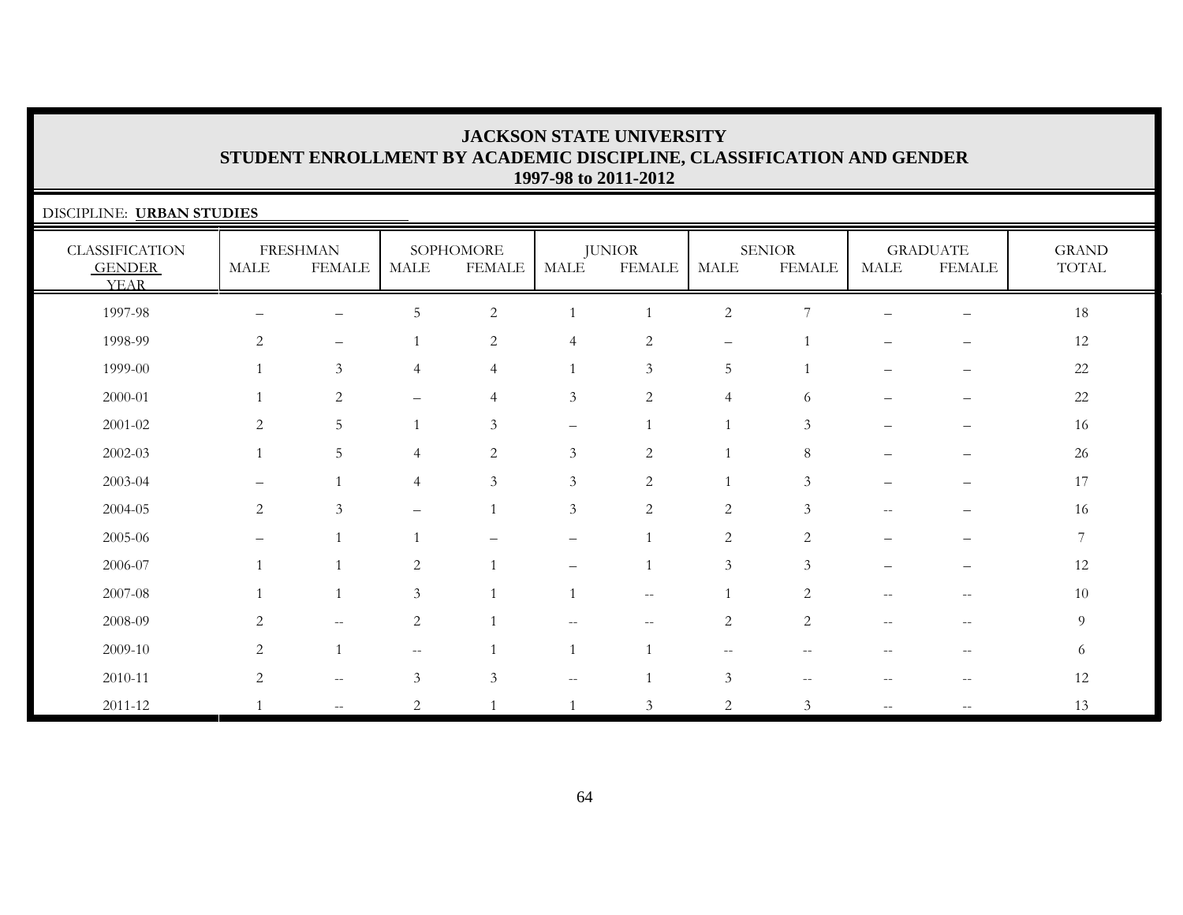# JACKSON STATE UNIVERSITY
## STUDENT ENROLLMENT BY ACADEMIC DISCIPLINE, CLASSIFICATION AND GENDER
### 1997-98 to 2011-2012

DISCIPLINE: **URBAN STUDIES**

| CLASSIFICATION GENDER YEAR | FRESHMAN | | SOPHOMORE | | JUNIOR | | SENIOR | | GRADUATE | | GRAND TOTAL |
|---|---|---|---|---|---|---|---|---|---|---|---|
| | MALE | FEMALE | MALE | FEMALE | MALE | FEMALE | MALE | FEMALE | MALE | FEMALE | |
| 1997-98 | – | – | 5 | 2 | 1 | 1 | 2 | 7 | – | – | 18 |
| 1998-99 | 2 | – | 1 | 2 | 4 | 2 | – | 1 | – | – | 12 |
| 1999-00 | 1 | 3 | 4 | 4 | 1 | 3 | 5 | 1 | – | – | 22 |
| 2000-01 | 1 | 2 | – | 4 | 3 | 2 | 4 | 6 | – | – | 22 |
| 2001-02 | 2 | 5 | 1 | 3 | – | 1 | 1 | 3 | – | – | 16 |
| 2002-03 | 1 | 5 | 4 | 2 | 3 | 2 | 1 | 8 | – | – | 26 |
| 2003-04 | – | 1 | 4 | 3 | 3 | 2 | 1 | 3 | – | – | 17 |
| 2004-05 | 2 | 3 | – | 1 | 3 | 2 | 2 | 3 | -- | – | 16 |
| 2005-06 | – | 1 | 1 | – | – | 1 | 2 | 2 | – | – | 7 |
| 2006-07 | 1 | 1 | 2 | 1 | – | 1 | 3 | 3 | – | – | 12 |
| 2007-08 | 1 | 1 | 3 | 1 | 1 | -- | 1 | 2 | -- | -- | 10 |
| 2008-09 | 2 | -- | 2 | 1 | -- | -- | 2 | 2 | -- | -- | 9 |
| 2009-10 | 2 | 1 | -- | 1 | 1 | 1 | -- | -- | -- | -- | 6 |
| 2010-11 | 2 | -- | 3 | 3 | -- | 1 | 3 | -- | -- | -- | 12 |
| 2011-12 | 1 | -- | 2 | 1 | 1 | 3 | 2 | 3 | -- | -- | 13 |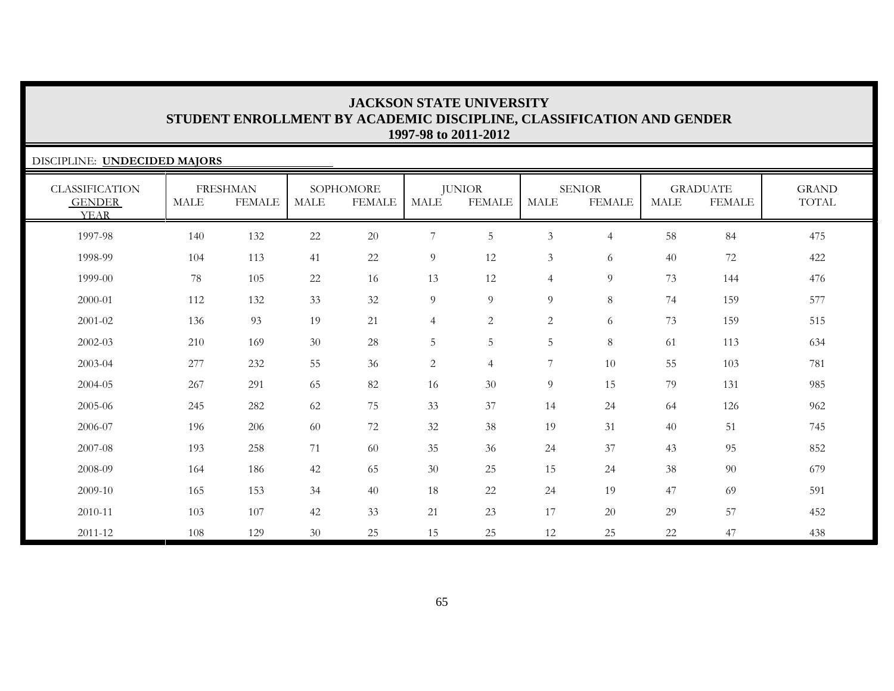# JACKSON STATE UNIVERSITY
## STUDENT ENROLLMENT BY ACADEMIC DISCIPLINE, CLASSIFICATION AND GENDER
### 1997-98 to 2011-2012

DISCIPLINE: **UNDECIDED MAJORS**

| CLASSIFICATION | FRESHMAN | | SOPHOMORE | | JUNIOR | | SENIOR | | GRADUATE | | GRAND |
|---|---|---|---|---|---|---|---|---|---|---|---|
| GENDER / YEAR | MALE | FEMALE | MALE | FEMALE | MALE | FEMALE | MALE | FEMALE | MALE | FEMALE | TOTAL |
| 1997-98 | 140 | 132 | 22 | 20 | 7 | 5 | 3 | 4 | 58 | 84 | 475 |
| 1998-99 | 104 | 113 | 41 | 22 | 9 | 12 | 3 | 6 | 40 | 72 | 422 |
| 1999-00 | 78 | 105 | 22 | 16 | 13 | 12 | 4 | 9 | 73 | 144 | 476 |
| 2000-01 | 112 | 132 | 33 | 32 | 9 | 9 | 9 | 8 | 74 | 159 | 577 |
| 2001-02 | 136 | 93 | 19 | 21 | 4 | 2 | 2 | 6 | 73 | 159 | 515 |
| 2002-03 | 210 | 169 | 30 | 28 | 5 | 5 | 5 | 8 | 61 | 113 | 634 |
| 2003-04 | 277 | 232 | 55 | 36 | 2 | 4 | 7 | 10 | 55 | 103 | 781 |
| 2004-05 | 267 | 291 | 65 | 82 | 16 | 30 | 9 | 15 | 79 | 131 | 985 |
| 2005-06 | 245 | 282 | 62 | 75 | 33 | 37 | 14 | 24 | 64 | 126 | 962 |
| 2006-07 | 196 | 206 | 60 | 72 | 32 | 38 | 19 | 31 | 40 | 51 | 745 |
| 2007-08 | 193 | 258 | 71 | 60 | 35 | 36 | 24 | 37 | 43 | 95 | 852 |
| 2008-09 | 164 | 186 | 42 | 65 | 30 | 25 | 15 | 24 | 38 | 90 | 679 |
| 2009-10 | 165 | 153 | 34 | 40 | 18 | 22 | 24 | 19 | 47 | 69 | 591 |
| 2010-11 | 103 | 107 | 42 | 33 | 21 | 23 | 17 | 20 | 29 | 57 | 452 |
| 2011-12 | 108 | 129 | 30 | 25 | 15 | 25 | 12 | 25 | 22 | 47 | 438 |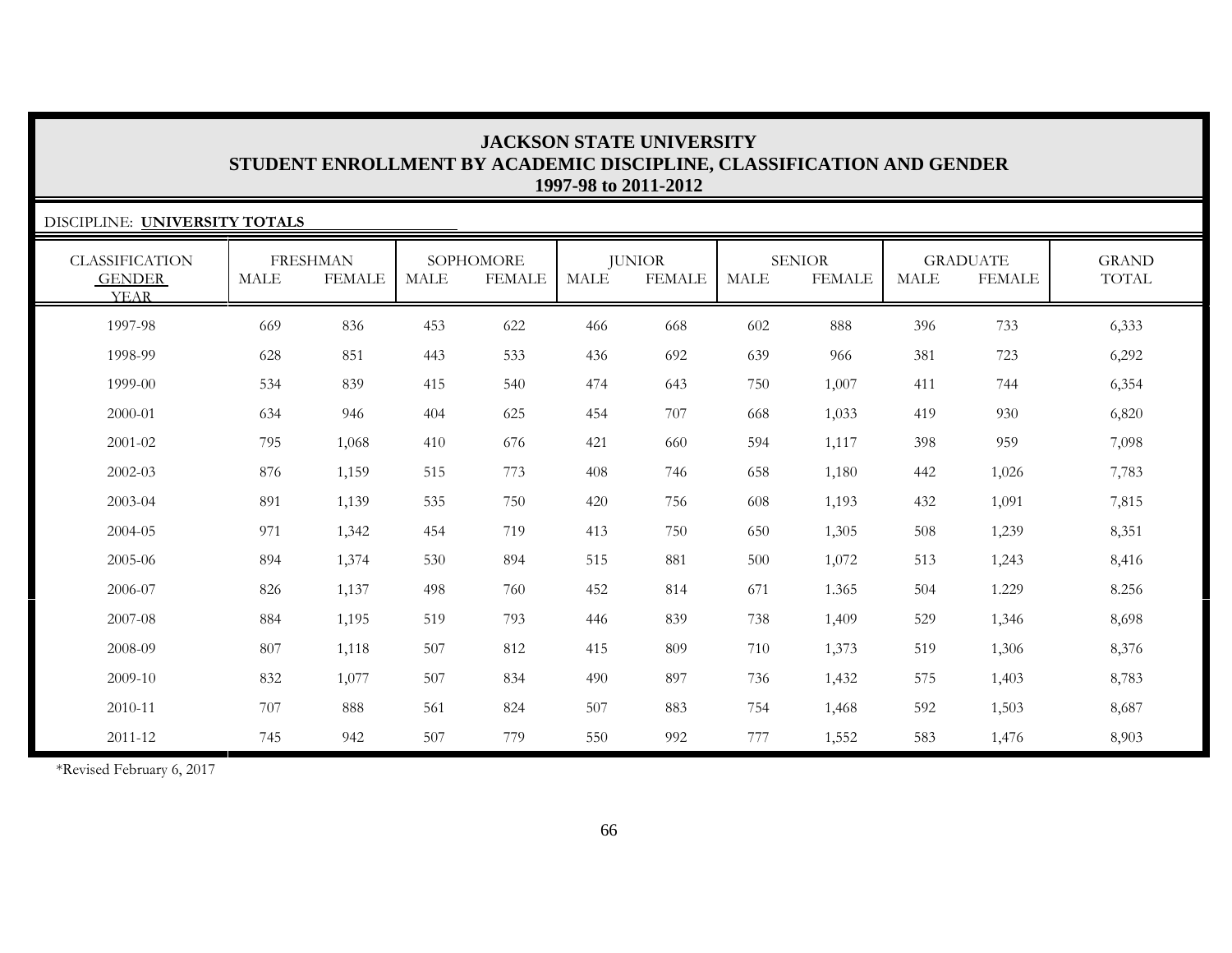# JACKSON STATE UNIVERSITY
## STUDENT ENROLLMENT BY ACADEMIC DISCIPLINE, CLASSIFICATION AND GENDER
### 1997-98 to 2011-2012

DISCIPLINE: **UNIVERSITY TOTALS**

| CLASSIFICATION | FRESHMAN | | SOPHOMORE | | JUNIOR | | SENIOR | | GRADUATE | | GRAND |
|---|---|---|---|---|---|---|---|---|---|---|---|
| GENDER<br>YEAR | MALE | FEMALE | MALE | FEMALE | MALE | FEMALE | MALE | FEMALE | MALE | FEMALE | TOTAL |
| 1997-98 | 669 | 836 | 453 | 622 | 466 | 668 | 602 | 888 | 396 | 733 | 6,333 |
| 1998-99 | 628 | 851 | 443 | 533 | 436 | 692 | 639 | 966 | 381 | 723 | 6,292 |
| 1999-00 | 534 | 839 | 415 | 540 | 474 | 643 | 750 | 1,007 | 411 | 744 | 6,354 |
| 2000-01 | 634 | 946 | 404 | 625 | 454 | 707 | 668 | 1,033 | 419 | 930 | 6,820 |
| 2001-02 | 795 | 1,068 | 410 | 676 | 421 | 660 | 594 | 1,117 | 398 | 959 | 7,098 |
| 2002-03 | 876 | 1,159 | 515 | 773 | 408 | 746 | 658 | 1,180 | 442 | 1,026 | 7,783 |
| 2003-04 | 891 | 1,139 | 535 | 750 | 420 | 756 | 608 | 1,193 | 432 | 1,091 | 7,815 |
| 2004-05 | 971 | 1,342 | 454 | 719 | 413 | 750 | 650 | 1,305 | 508 | 1,239 | 8,351 |
| 2005-06 | 894 | 1,374 | 530 | 894 | 515 | 881 | 500 | 1,072 | 513 | 1,243 | 8,416 |
| 2006-07 | 826 | 1,137 | 498 | 760 | 452 | 814 | 671 | 1.365 | 504 | 1.229 | 8.256 |
| 2007-08 | 884 | 1,195 | 519 | 793 | 446 | 839 | 738 | 1,409 | 529 | 1,346 | 8,698 |
| 2008-09 | 807 | 1,118 | 507 | 812 | 415 | 809 | 710 | 1,373 | 519 | 1,306 | 8,376 |
| 2009-10 | 832 | 1,077 | 507 | 834 | 490 | 897 | 736 | 1,432 | 575 | 1,403 | 8,783 |
| 2010-11 | 707 | 888 | 561 | 824 | 507 | 883 | 754 | 1,468 | 592 | 1,503 | 8,687 |
| 2011-12 | 745 | 942 | 507 | 779 | 550 | 992 | 777 | 1,552 | 583 | 1,476 | 8,903 |

*Revised February 6, 2017